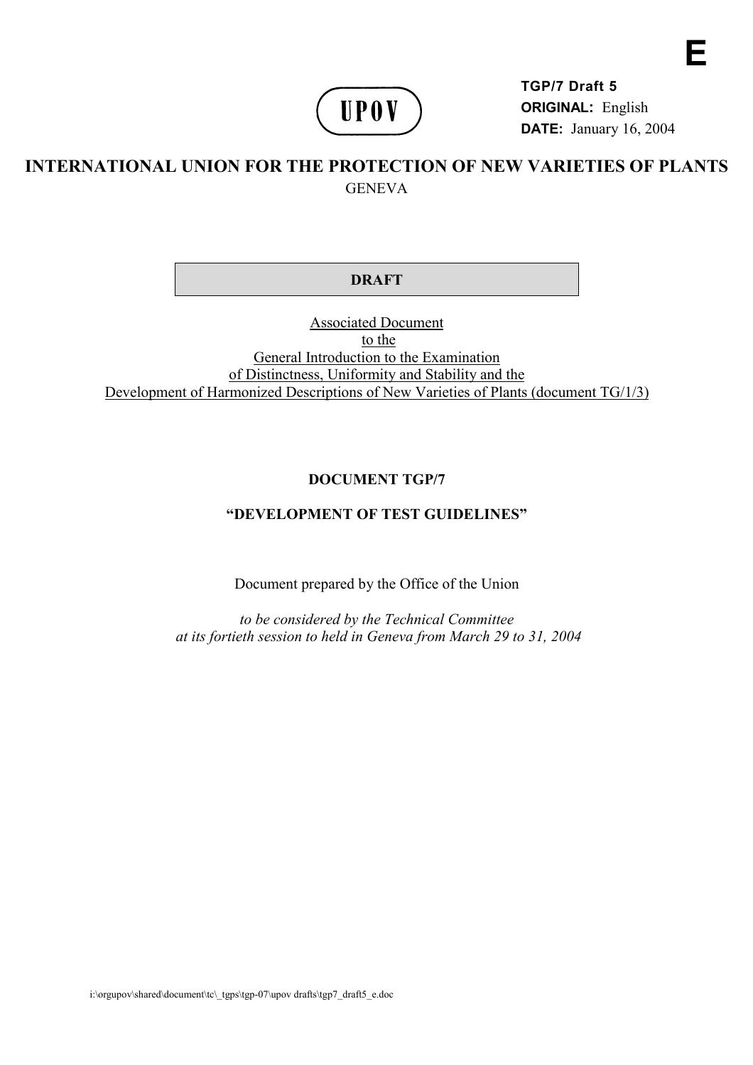E

UPOV

**TGP/7 Draft 5**
**ORIGINAL:** English
**DATE:** January 16, 2004

# INTERNATIONAL UNION FOR THE PROTECTION OF NEW VARIETIES OF PLANTS

GENEVA

**DRAFT**

Associated Document
to the
General Introduction to the Examination
of Distinctness, Uniformity and Stability and the
Development of Harmonized Descriptions of New Varieties of Plants (document TG/1/3)

**DOCUMENT TGP/7**

**"DEVELOPMENT OF TEST GUIDELINES"**

Document prepared by the Office of the Union

*to be considered by the Technical Committee*
*at its fortieth session to held in Geneva from March 29 to 31, 2004*

i:\orgupov\shared\document\tc\_tgps\tgp-07\upov drafts\tgp7_draft5_e.doc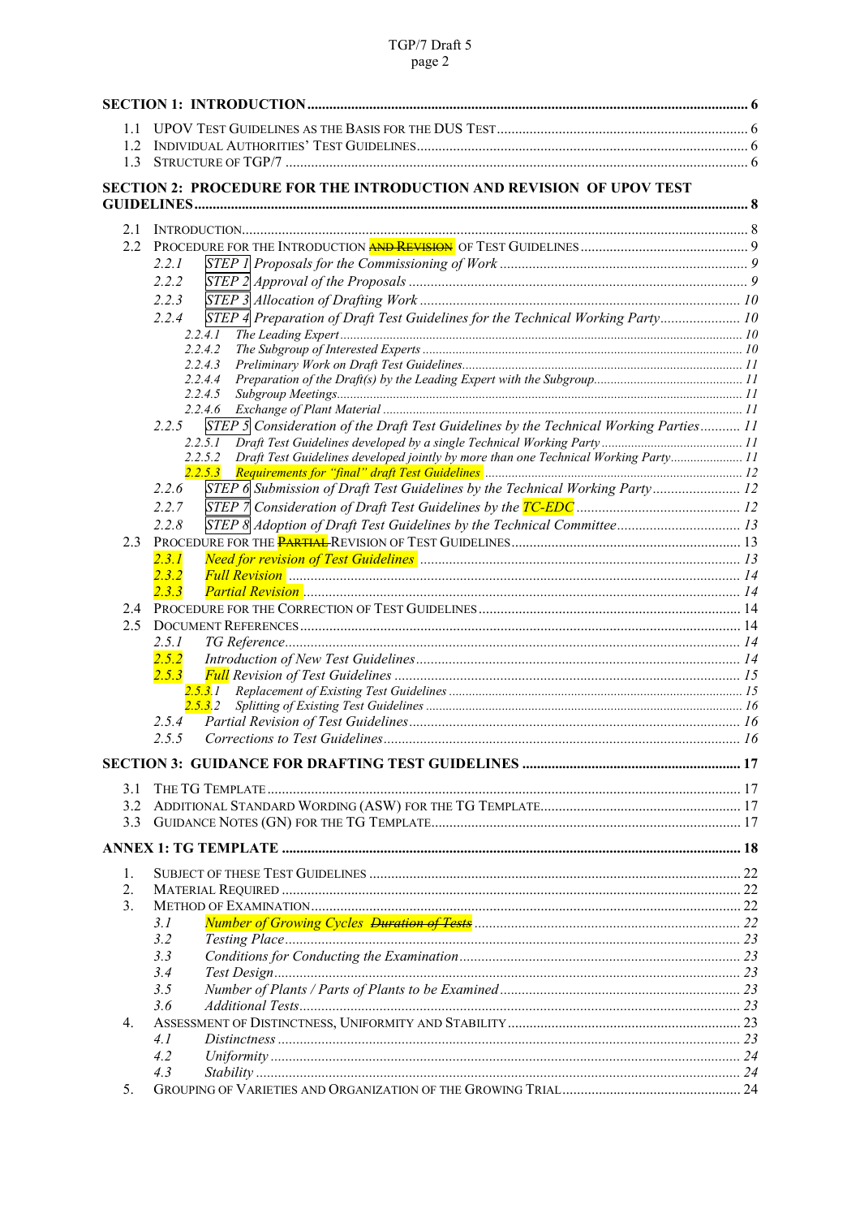**SECTION 1: INTRODUCTION** ........ 6

1.1 UPOV TEST GUIDELINES AS THE BASIS FOR THE DUS TEST ........ 6
1.2 INDIVIDUAL AUTHORITIES' TEST GUIDELINES ........ 6
1.3 STRUCTURE OF TGP/7 ........ 6

**SECTION 2: PROCEDURE FOR THE INTRODUCTION AND REVISION OF UPOV TEST GUIDELINES** ........ 8

2.1 INTRODUCTION ........ 8
2.2 PROCEDURE FOR THE INTRODUCTION ~~AND REVISION~~ OF TEST GUIDELINES ........ 9
- 2.2.1 *STEP 1 Proposals for the Commissioning of Work* ........ 9
- 2.2.2 *STEP 2 Approval of the Proposals* ........ 9
- 2.2.3 *STEP 3 Allocation of Drafting Work* ........ 10
- 2.2.4 *STEP 4 Preparation of Draft Test Guidelines for the Technical Working Party* ........ 10
  - 2.2.4.1 *The Leading Expert* ........ 10
  - 2.2.4.2 *The Subgroup of Interested Experts* ........ 10
  - 2.2.4.3 *Preliminary Work on Draft Test Guidelines* ........ 11
  - 2.2.4.4 *Preparation of the Draft(s) by the Leading Expert with the Subgroup* ........ 11
  - 2.2.4.5 *Subgroup Meetings* ........ 11
  - 2.2.4.6 *Exchange of Plant Material* ........ 11
- 2.2.5 *STEP 5 Consideration of the Draft Test Guidelines by the Technical Working Parties* ........ 11
  - 2.2.5.1 *Draft Test Guidelines developed by a single Technical Working Party* ........ 11
  - 2.2.5.2 *Draft Test Guidelines developed jointly by more than one Technical Working Party* ........ 11
  - 2.2.5.3 *Requirements for "final" draft Test Guidelines* ........ 12
- 2.2.6 *STEP 6 Submission of Draft Test Guidelines by the Technical Working Party* ........ 12
- 2.2.7 *STEP 7 Consideration of Draft Test Guidelines by the TC-EDC* ........ 12
- 2.2.8 *STEP 8 Adoption of Draft Test Guidelines by the Technical Committee* ........ 13

2.3 PROCEDURE FOR THE ~~PARTIAL~~ REVISION OF TEST GUIDELINES ........ 13
- 2.3.1 *Need for revision of Test Guidelines* ........ 13
- 2.3.2 *Full Revision* ........ 14
- 2.3.3 *Partial Revision* ........ 14

2.4 PROCEDURE FOR THE CORRECTION OF TEST GUIDELINES ........ 14
2.5 DOCUMENT REFERENCES ........ 14
- 2.5.1 *TG Reference* ........ 14
- 2.5.2 *Introduction of New Test Guidelines* ........ 14
- 2.5.3 *Full Revision of Test Guidelines* ........ 15
  - 2.5.3.1 *Replacement of Existing Test Guidelines* ........ 15
  - 2.5.3.2 *Splitting of Existing Test Guidelines* ........ 16
- 2.5.4 *Partial Revision of Test Guidelines* ........ 16
- 2.5.5 *Corrections to Test Guidelines* ........ 16

**SECTION 3: GUIDANCE FOR DRAFTING TEST GUIDELINES** ........ 17

3.1 THE TG TEMPLATE ........ 17
3.2 ADDITIONAL STANDARD WORDING (ASW) FOR THE TG TEMPLATE ........ 17
3.3 GUIDANCE NOTES (GN) FOR THE TG TEMPLATE ........ 17

**ANNEX 1: TG TEMPLATE** ........ 18

1. SUBJECT OF THESE TEST GUIDELINES ........ 22
2. MATERIAL REQUIRED ........ 22
3. METHOD OF EXAMINATION ........ 22
   - 3.1 *Number of Growing Cycles ~~Duration of Tests~~* ........ 22
   - 3.2 *Testing Place* ........ 23
   - 3.3 *Conditions for Conducting the Examination* ........ 23
   - 3.4 *Test Design* ........ 23
   - 3.5 *Number of Plants / Parts of Plants to be Examined* ........ 23
   - 3.6 *Additional Tests* ........ 23
4. ASSESSMENT OF DISTINCTNESS, UNIFORMITY AND STABILITY ........ 23
   - 4.1 *Distinctness* ........ 23
   - 4.2 *Uniformity* ........ 24
   - 4.3 *Stability* ........ 24
5. GROUPING OF VARIETIES AND ORGANIZATION OF THE GROWING TRIAL ........ 24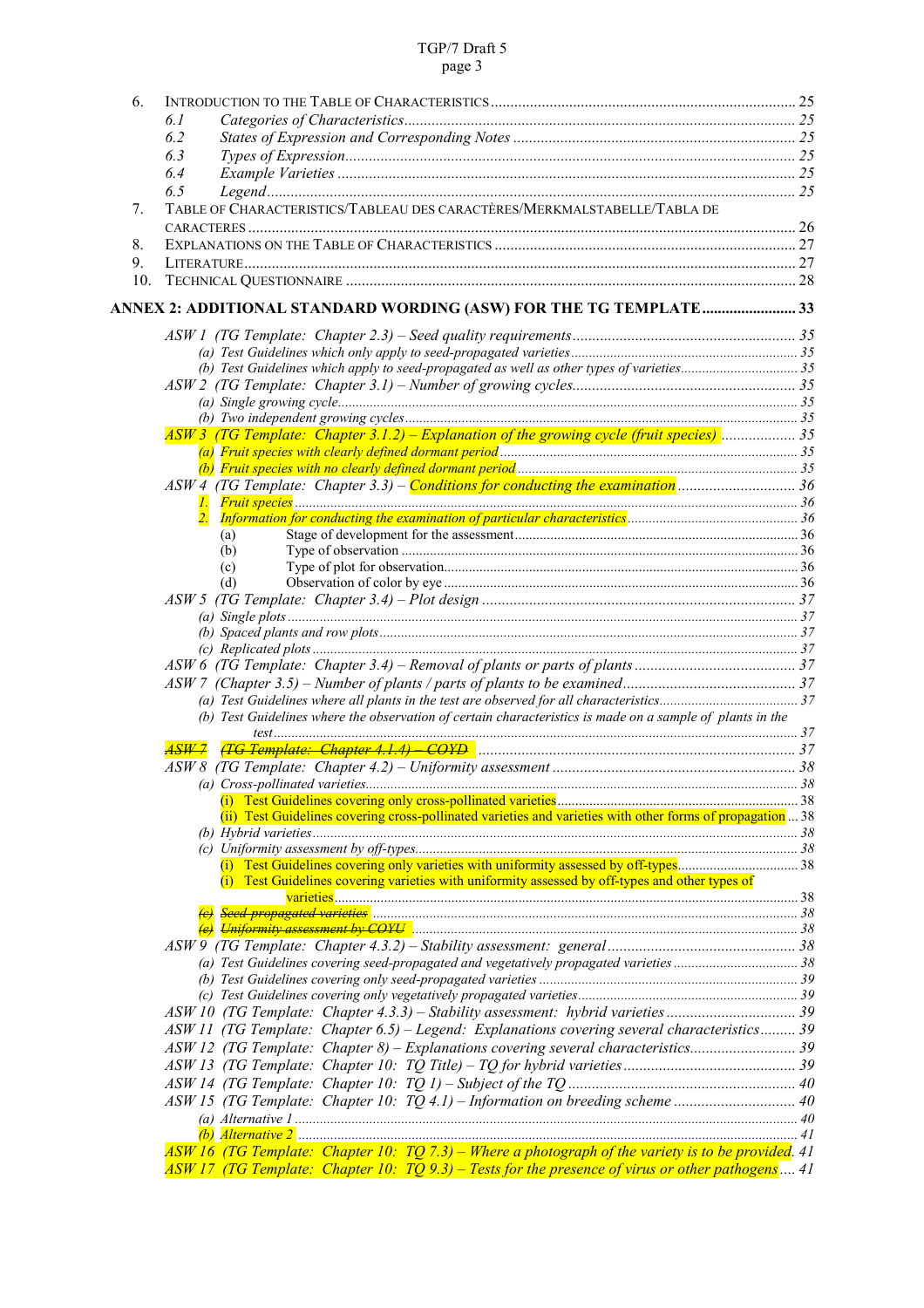6. INTRODUCTION TO THE TABLE OF CHARACTERISTICS .................................................................................. 25
   - 6.1 *Categories of Characteristics* .................................................................................................. 25
   - 6.2 *States of Expression and Corresponding Notes* ..................................................................... 25
   - 6.3 *Types of Expression* ................................................................................................................ 25
   - 6.4 *Example Varieties* .................................................................................................................... 25
   - 6.5 *Legend* ..................................................................................................................................... 25

7. TABLE OF CHARACTERISTICS/TABLEAU DES CARACTÈRES/MERKMALSTABELLE/TABLA DE CARACTERES ............................................................................................................................................. 26
8. EXPLANATIONS ON THE TABLE OF CHARACTERISTICS ............................................................................ 27
9. LITERATURE ........................................................................................................................................... 27
10. TECHNICAL QUESTIONNAIRE .................................................................................................................. 28

**ANNEX 2: ADDITIONAL STANDARD WORDING (ASW) FOR THE TG TEMPLATE ........................ 33**

*ASW 1 (TG Template: Chapter 2.3) – Seed quality requirements* ......................................................... 35
- *(a) Test Guidelines which only apply to seed-propagated varieties* ................................................... 35
- *(b) Test Guidelines which apply to seed-propagated as well as other types of varieties* ...................... 35

*ASW 2 (TG Template: Chapter 3.1) – Number of growing cycles* ......................................................... 35
- *(a) Single growing cycle* ..................................................................................................................... 35
- *(b) Two independent growing cycles* .................................................................................................. 35

*ASW 3 (TG Template: Chapter 3.1.2) – Explanation of the growing cycle (fruit species)* .................. 35
- *(a) Fruit species with clearly defined dormant period* .......................................................................... 35
- *(b) Fruit species with no clearly defined dormant period* ..................................................................... 35

*ASW 4 (TG Template: Chapter 3.3) – Conditions for conducting the examination* ............................. 36
- *1. Fruit species* ................................................................................................................................... 36
- *2. Information for conducting the examination of particular characteristics* ...................................... 36
  - (a) Stage of development for the assessment ................................................................................ 36
  - (b) Type of observation ................................................................................................................... 36
  - (c) Type of plot for observation ....................................................................................................... 36
  - (d) Observation of color by eye ....................................................................................................... 36

*ASW 5 (TG Template: Chapter 3.4) – Plot design* ................................................................................ 37
- *(a) Single plots* .................................................................................................................................... 37
- *(b) Spaced plants and row plots* ......................................................................................................... 37
- *(c) Replicated plots* ............................................................................................................................. 37

*ASW 6 (TG Template: Chapter 3.4) – Removal of plants or parts of plants* ......................................... 37

*ASW 7 (Chapter 3.5) – Number of plants / parts of plants to be examined* .......................................... 37
- *(a) Test Guidelines where all plants in the test are observed for all characteristics* ........................... 37
- *(b) Test Guidelines where the observation of certain characteristics is made on a sample of plants in the test* ...................................................................................................................................... 37

~~*ASW 7 (TG Template: Chapter 4.1.4) – COYD*~~ ................................................................................ 37

*ASW 8 (TG Template: Chapter 4.2) – Uniformity assessment* .............................................................. 38
- *(a) Cross-pollinated varieties* .............................................................................................................. 38
  - (i) Test Guidelines covering only cross-pollinated varieties ............................................................ 38
  - (ii) Test Guidelines covering cross-pollinated varieties and varieties with other forms of propagation ... 38
- *(b) Hybrid varieties* .............................................................................................................................. 38
- *(c) Uniformity assessment by off-types* .............................................................................................. 38
  - (i) Test Guidelines covering only varieties with uniformity assessed by off-types .......................... 38
  - (i) Test Guidelines covering varieties with uniformity assessed by off-types and other types of varieties ........................................................................................................................................ 38
- ~~*(c) Seed-propagated varieties*~~ ........................................................................................................... 38
- ~~*(e) Uniformity assessment by COYU*~~ ................................................................................................ 38

*ASW 9 (TG Template: Chapter 4.3.2) – Stability assessment: general* ................................................ 38
- *(a) Test Guidelines covering seed-propagated and vegetatively propagated varieties* ........................ 38
- *(b) Test Guidelines covering only seed-propagated varieties* ............................................................. 39
- *(c) Test Guidelines covering only vegetatively propagated varieties* .................................................. 39

*ASW 10 (TG Template: Chapter 4.3.3) – Stability assessment: hybrid varieties* ................................. 39

*ASW 11 (TG Template: Chapter 6.5) – Legend: Explanations covering several characteristics* ......... 39

*ASW 12 (TG Template: Chapter 8) – Explanations covering several characteristics* ........................... 39

*ASW 13 (TG Template: Chapter 10: TQ Title) – TQ for hybrid varieties* ............................................ 39

*ASW 14 (TG Template: Chapter 10: TQ 1) – Subject of the TQ* .......................................................... 40

*ASW 15 (TG Template: Chapter 10: TQ 4.1) – Information on breeding scheme* ............................... 40
- *(a) Alternative 1* .................................................................................................................................. 40
- *(b) Alternative 2* .................................................................................................................................. 41

*ASW 16 (TG Template: Chapter 10: TQ 7.3) – Where a photograph of the variety is to be provided*. 41

*ASW 17 (TG Template: Chapter 10: TQ 9.3) – Tests for the presence of virus or other pathogens* .... 41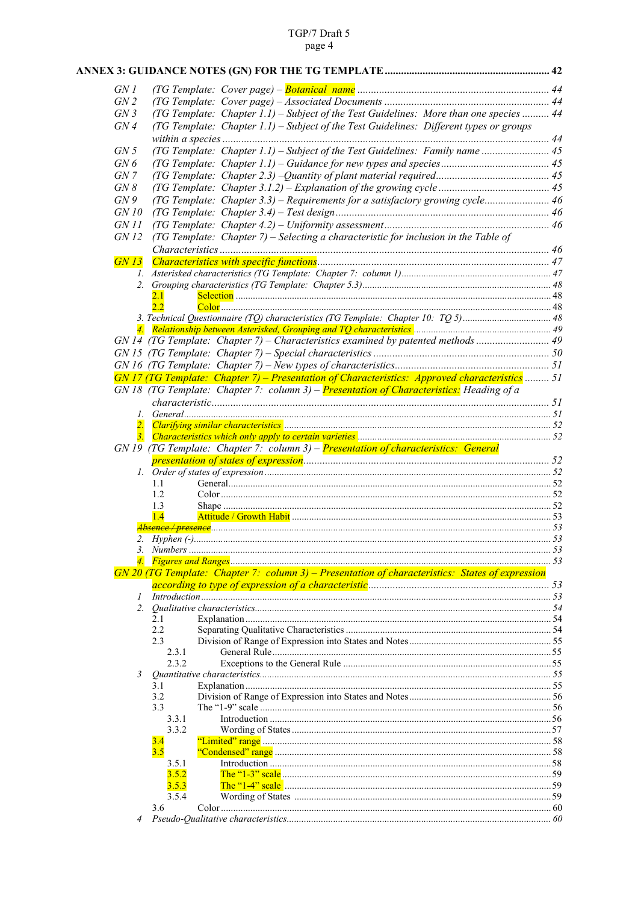**ANNEX 3: GUIDANCE NOTES (GN) FOR THE TG TEMPLATE** .......... 42

GN 1 (TG Template: Cover page) – Botanical name .......... 44
GN 2 (TG Template: Cover page) – Associated Documents .......... 44
GN 3 (TG Template: Chapter 1.1) – Subject of the Test Guidelines: More than one species .......... 44
GN 4 (TG Template: Chapter 1.1) – Subject of the Test Guidelines: Different types or groups within a species .......... 44
GN 5 (TG Template: Chapter 1.1) – Subject of the Test Guidelines: Family name .......... 45
GN 6 (TG Template: Chapter 1.1) – Guidance for new types and species .......... 45
GN 7 (TG Template: Chapter 2.3) –Quantity of plant material required .......... 45
GN 8 (TG Template: Chapter 3.1.2) – Explanation of the growing cycle .......... 45
GN 9 (TG Template: Chapter 3.3) – Requirements for a satisfactory growing cycle .......... 46
GN 10 (TG Template: Chapter 3.4) – Test design .......... 46
GN 11 (TG Template: Chapter 4.2) – Uniformity assessment .......... 46
GN 12 (TG Template: Chapter 7) – Selecting a characteristic for inclusion in the Table of Characteristics .......... 46
GN 13 Characteristics with specific functions .......... 47
- 1. Asterisked characteristics (TG Template: Chapter 7: column 1) .......... 47
- 2. Grouping characteristics (TG Template: Chapter 5.3) .......... 48
  - 2.1 Selection .......... 48
  - 2.2 Color .......... 48
- 3. Technical Questionnaire (TQ) characteristics (TG Template: Chapter 10: TQ 5) .......... 48
- 4. Relationship between Asterisked, Grouping and TQ characteristics .......... 49

GN 14 (TG Template: Chapter 7) – Characteristics examined by patented methods .......... 49
GN 15 (TG Template: Chapter 7) – Special characteristics .......... 50
GN 16 (TG Template: Chapter 7) – New types of characteristics .......... 51
GN 17 (TG Template: Chapter 7) – Presentation of Characteristics: Approved characteristics .......... 51
GN 18 (TG Template: Chapter 7: column 3) – Presentation of Characteristics: Heading of a characteristic .......... 51
- 1. General .......... 51
- 2. Clarifying similar characteristics .......... 52
- 3. Characteristics which only apply to certain varieties .......... 52

GN 19 (TG Template: Chapter 7: column 3) – Presentation of characteristics: General presentation of states of expression .......... 52
- 1. Order of states of expression .......... 52
  - 1.1 General .......... 52
  - 1.2 Color .......... 52
  - 1.3 Shape .......... 52
  - 1.4 Attitude / Growth Habit .......... 53
  - ~~Absence / presence~~ .......... 53
- 2. Hyphen (-) .......... 53
- 3. Numbers .......... 53
- 4. Figures and Ranges .......... 53

GN 20 (TG Template: Chapter 7: column 3) – Presentation of characteristics: States of expression according to type of expression of a characteristic .......... 53
- 1 Introduction .......... 53
- 2. Qualitative characteristics .......... 54
  - 2.1 Explanation .......... 54
  - 2.2 Separating Qualitative Characteristics .......... 54
  - 2.3 Division of Range of Expression into States and Notes .......... 55
    - 2.3.1 General Rule .......... 55
    - 2.3.2 Exceptions to the General Rule .......... 55
- 3 Quantitative characteristics .......... 55
  - 3.1 Explanation .......... 55
  - 3.2 Division of Range of Expression into States and Notes .......... 56
  - 3.3 The "1-9" scale .......... 56
    - 3.3.1 Introduction .......... 56
    - 3.3.2 Wording of States .......... 57
  - 3.4 "Limited" range .......... 58
  - 3.5 "Condensed" range .......... 58
    - 3.5.1 Introduction .......... 58
    - 3.5.2 The "1-3" scale .......... 59
    - 3.5.3 The "1-4" scale .......... 59
    - 3.5.4 Wording of States .......... 59
  - 3.6 Color .......... 60
- 4 Pseudo-Qualitative characteristics .......... 60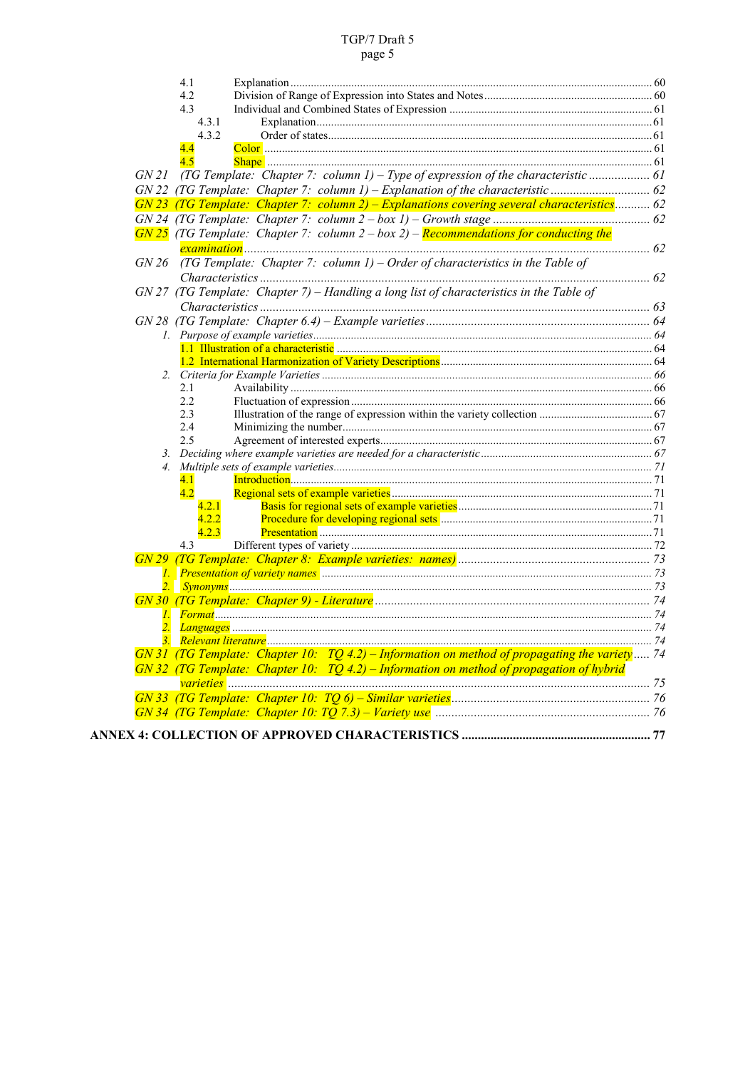4.1 Explanation ............................................................................................................. 60
4.2 Division of Range of Expression into States and Notes ......................................................... 60
4.3 Individual and Combined States of Expression ..................................................................... 61
4.3.1 Explanation ........................................................................................................ 61
4.3.2 Order of states ................................................................................................... 61
4.4 Color ........................................................................................................................ 61
4.5 Shape ....................................................................................................................... 61

*GN 21 (TG Template: Chapter 7: column 1) – Type of expression of the characteristic ................... 61*
*GN 22 (TG Template: Chapter 7: column 1) – Explanation of the characteristic ............................... 62*
*GN 23 (TG Template: Chapter 7: column 2) – Explanations covering several characteristics ........... 62*
*GN 24 (TG Template: Chapter 7: column 2 – box 1) – Growth stage ................................................ 62*
*GN 25 (TG Template: Chapter 7: column 2 – box 2) – Recommendations for conducting the examination .............................................................................................................................. 62*
*GN 26 (TG Template: Chapter 7: column 1) – Order of characteristics in the Table of Characteristics ........................................................................................................................... 62*
*GN 27 (TG Template: Chapter 7) – Handling a long list of characteristics in the Table of Characteristics ........................................................................................................................... 63*
*GN 28 (TG Template: Chapter 6.4) – Example varieties ..................................................................... 64*

*1. Purpose of example varieties .................................................................................................. 64*

1.1 Illustration of a characteristic .................................................................................................. 64
1.2 International Harmonization of Variety Descriptions ................................................................. 64

*2. Criteria for Example Varieties ................................................................................................. 66*

2.1 Availability ........................................................................................................................... 66
2.2 Fluctuation of expression ....................................................................................................... 66
2.3 Illustration of the range of expression within the variety collection ........................................... 67
2.4 Minimizing the number .......................................................................................................... 67
2.5 Agreement of interested experts ............................................................................................. 67

*3. Deciding where example varieties are needed for a characteristic ............................................... 67*

*4. Multiple sets of example varieties ............................................................................................ 71*

4.1 Introduction ......................................................................................................................... 71
4.2 Regional sets of example varieties .......................................................................................... 71
4.2.1 Basis for regional sets of example varieties ........................................................................... 71
4.2.2 Procedure for developing regional sets .................................................................................. 71
4.2.3 Presentation ...................................................................................................................... 71
4.3 Different types of variety ........................................................................................................ 72

*GN 29 (TG Template: Chapter 8: Example varieties: names) ............................................................ 73*

*1. Presentation of variety names .................................................................................................. 73*
*2. Synonyms ............................................................................................................................. 73*

*GN 30 (TG Template: Chapter 9) - Literature ...................................................................................... 74*

*1. Format ................................................................................................................................... 74*
*2. Languages ............................................................................................................................. 74*
*3. Relevant literature .................................................................................................................. 74*

*GN 31 (TG Template: Chapter 10: TQ 4.2) – Information on method of propagating the variety ..... 74*
*GN 32 (TG Template: Chapter 10: TQ 4.2) – Information on method of propagation of hybrid varieties ................................................................................................................................... 75*
*GN 33 (TG Template: Chapter 10: TQ 6) – Similar varieties .............................................................. 76*
*GN 34 (TG Template: Chapter 10: TQ 7.3) – Variety use ................................................................... 76*

**ANNEX 4: COLLECTION OF APPROVED CHARACTERISTICS .......................................................... 77**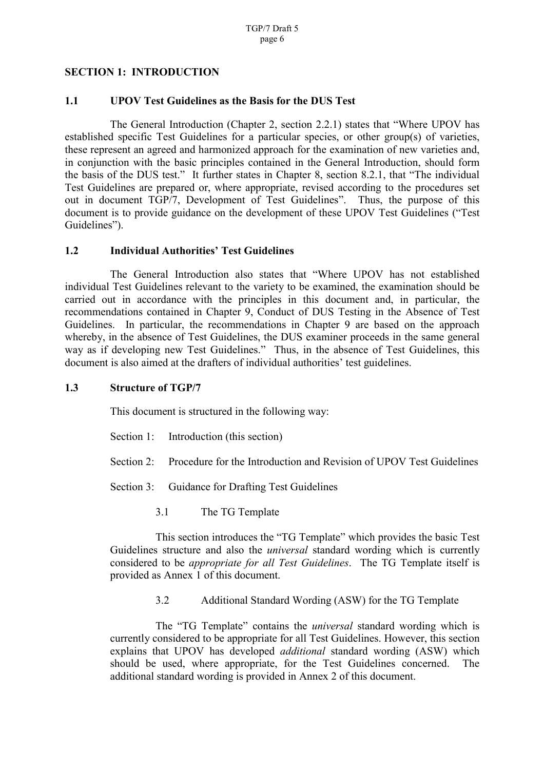## SECTION 1: INTRODUCTION

### 1.1 UPOV Test Guidelines as the Basis for the DUS Test

The General Introduction (Chapter 2, section 2.2.1) states that "Where UPOV has established specific Test Guidelines for a particular species, or other group(s) of varieties, these represent an agreed and harmonized approach for the examination of new varieties and, in conjunction with the basic principles contained in the General Introduction, should form the basis of the DUS test." It further states in Chapter 8, section 8.2.1, that "The individual Test Guidelines are prepared or, where appropriate, revised according to the procedures set out in document TGP/7, Development of Test Guidelines". Thus, the purpose of this document is to provide guidance on the development of these UPOV Test Guidelines ("Test Guidelines").

### 1.2 Individual Authorities' Test Guidelines

The General Introduction also states that "Where UPOV has not established individual Test Guidelines relevant to the variety to be examined, the examination should be carried out in accordance with the principles in this document and, in particular, the recommendations contained in Chapter 9, Conduct of DUS Testing in the Absence of Test Guidelines. In particular, the recommendations in Chapter 9 are based on the approach whereby, in the absence of Test Guidelines, the DUS examiner proceeds in the same general way as if developing new Test Guidelines." Thus, in the absence of Test Guidelines, this document is also aimed at the drafters of individual authorities' test guidelines.

### 1.3 Structure of TGP/7

This document is structured in the following way:

Section 1: Introduction (this section)

Section 2: Procedure for the Introduction and Revision of UPOV Test Guidelines

Section 3: Guidance for Drafting Test Guidelines

3.1 The TG Template

This section introduces the "TG Template" which provides the basic Test Guidelines structure and also the *universal* standard wording which is currently considered to be *appropriate for all Test Guidelines*. The TG Template itself is provided as Annex 1 of this document.

3.2 Additional Standard Wording (ASW) for the TG Template

The "TG Template" contains the *universal* standard wording which is currently considered to be appropriate for all Test Guidelines. However, this section explains that UPOV has developed *additional* standard wording (ASW) which should be used, where appropriate, for the Test Guidelines concerned. The additional standard wording is provided in Annex 2 of this document.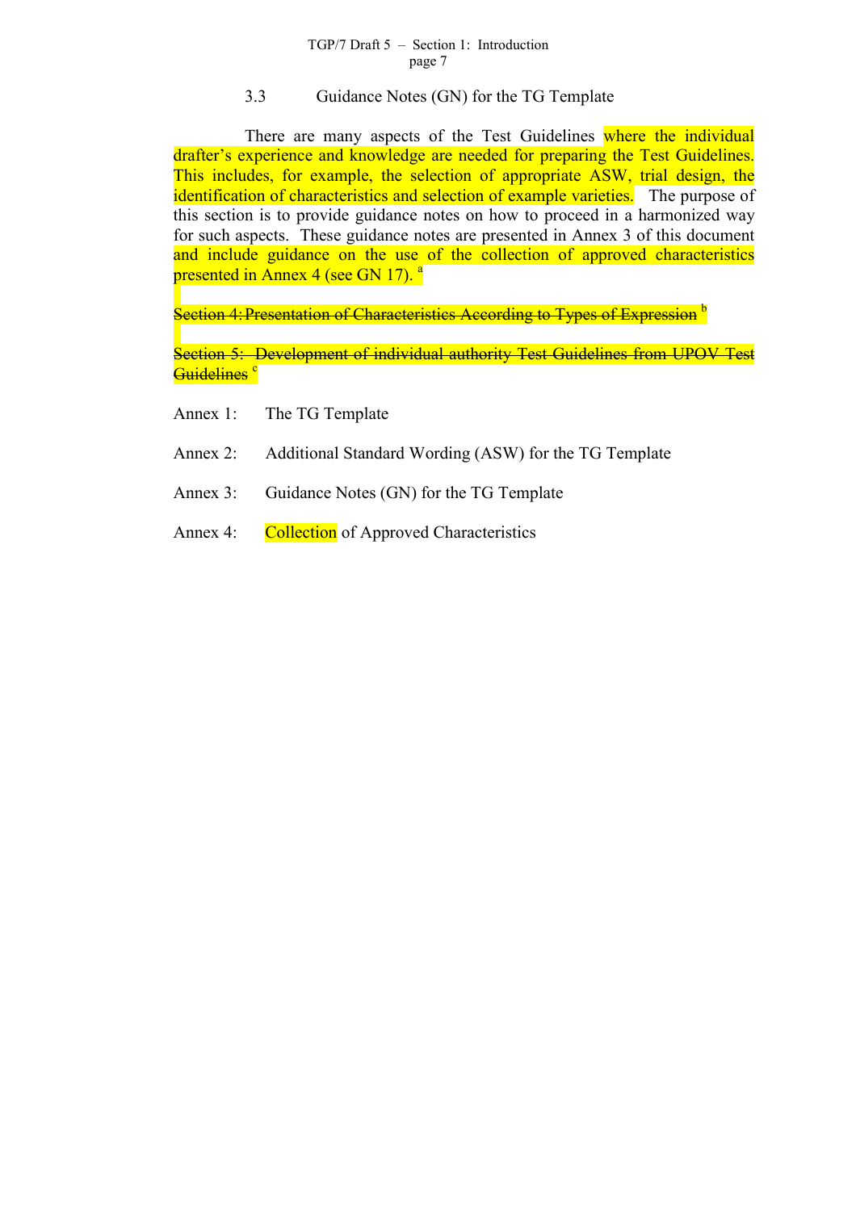### 3.3 Guidance Notes (GN) for the TG Template

There are many aspects of the Test Guidelines where the individual drafter's experience and knowledge are needed for preparing the Test Guidelines. This includes, for example, the selection of appropriate ASW, trial design, the identification of characteristics and selection of example varieties. The purpose of this section is to provide guidance notes on how to proceed in a harmonized way for such aspects. These guidance notes are presented in Annex 3 of this document and include guidance on the use of the collection of approved characteristics presented in Annex 4 (see GN 17). [a]

~~Section 4: Presentation of Characteristics According to Types of Expression~~ [b]

~~Section 5: Development of individual authority Test Guidelines from UPOV Test Guidelines~~ [c]

Annex 1: The TG Template

Annex 2: Additional Standard Wording (ASW) for the TG Template

Annex 3: Guidance Notes (GN) for the TG Template

Annex 4: Collection of Approved Characteristics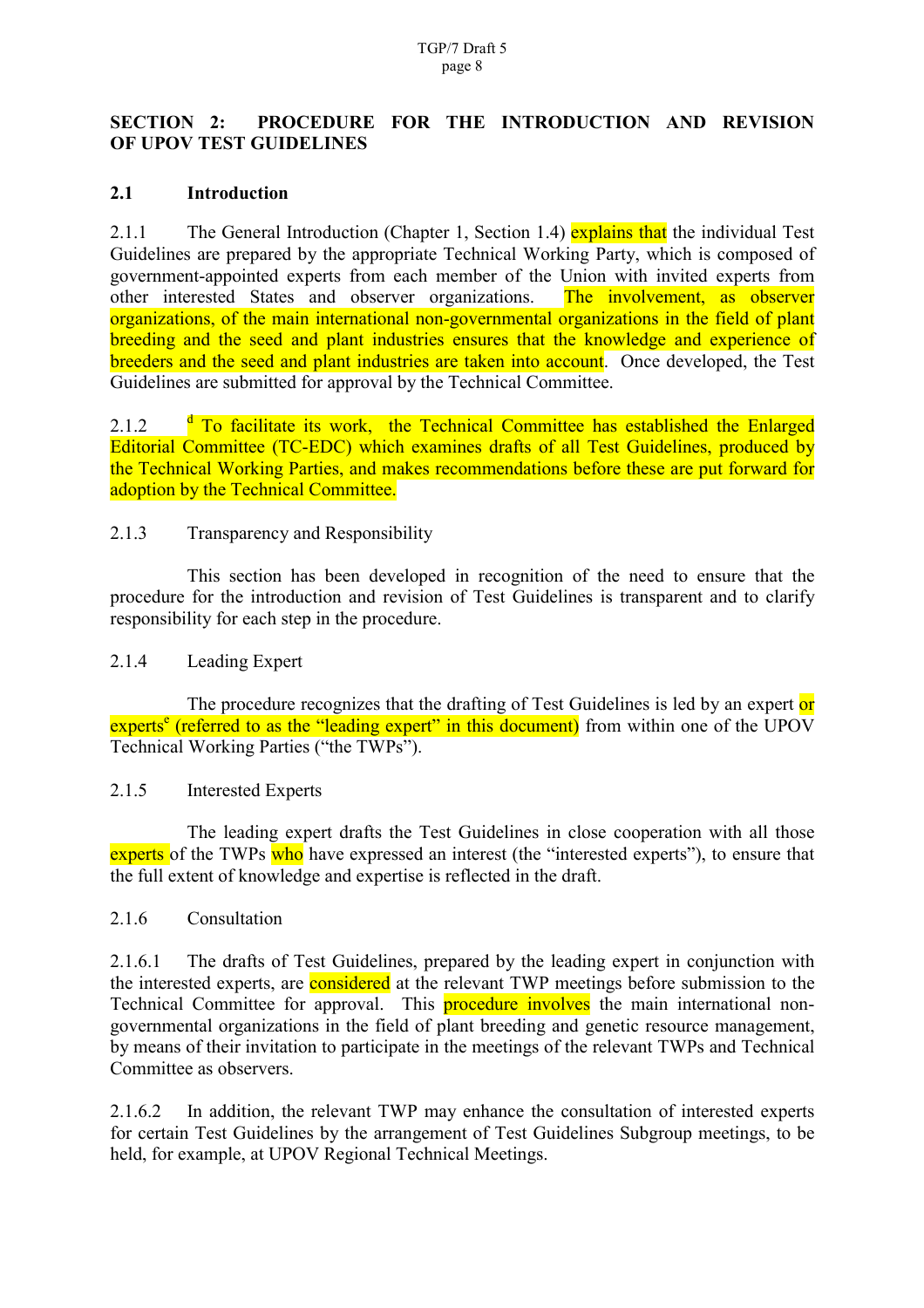## SECTION 2: PROCEDURE FOR THE INTRODUCTION AND REVISION OF UPOV TEST GUIDELINES

### 2.1 Introduction

2.1.1 The General Introduction (Chapter 1, Section 1.4) explains that the individual Test Guidelines are prepared by the appropriate Technical Working Party, which is composed of government-appointed experts from each member of the Union with invited experts from other interested States and observer organizations. The involvement, as observer organizations, of the main international non-governmental organizations in the field of plant breeding and the seed and plant industries ensures that the knowledge and experience of breeders and the seed and plant industries are taken into account. Once developed, the Test Guidelines are submitted for approval by the Technical Committee.

2.1.2 [d] To facilitate its work, the Technical Committee has established the Enlarged Editorial Committee (TC-EDC) which examines drafts of all Test Guidelines, produced by the Technical Working Parties, and makes recommendations before these are put forward for adoption by the Technical Committee.

2.1.3 Transparency and Responsibility

This section has been developed in recognition of the need to ensure that the procedure for the introduction and revision of Test Guidelines is transparent and to clarify responsibility for each step in the procedure.

2.1.4 Leading Expert

The procedure recognizes that the drafting of Test Guidelines is led by an expert or experts[e] (referred to as the "leading expert" in this document) from within one of the UPOV Technical Working Parties ("the TWPs").

2.1.5 Interested Experts

The leading expert drafts the Test Guidelines in close cooperation with all those experts of the TWPs who have expressed an interest (the "interested experts"), to ensure that the full extent of knowledge and expertise is reflected in the draft.

2.1.6 Consultation

2.1.6.1 The drafts of Test Guidelines, prepared by the leading expert in conjunction with the interested experts, are considered at the relevant TWP meetings before submission to the Technical Committee for approval. This procedure involves the main international non-governmental organizations in the field of plant breeding and genetic resource management, by means of their invitation to participate in the meetings of the relevant TWPs and Technical Committee as observers.

2.1.6.2 In addition, the relevant TWP may enhance the consultation of interested experts for certain Test Guidelines by the arrangement of Test Guidelines Subgroup meetings, to be held, for example, at UPOV Regional Technical Meetings.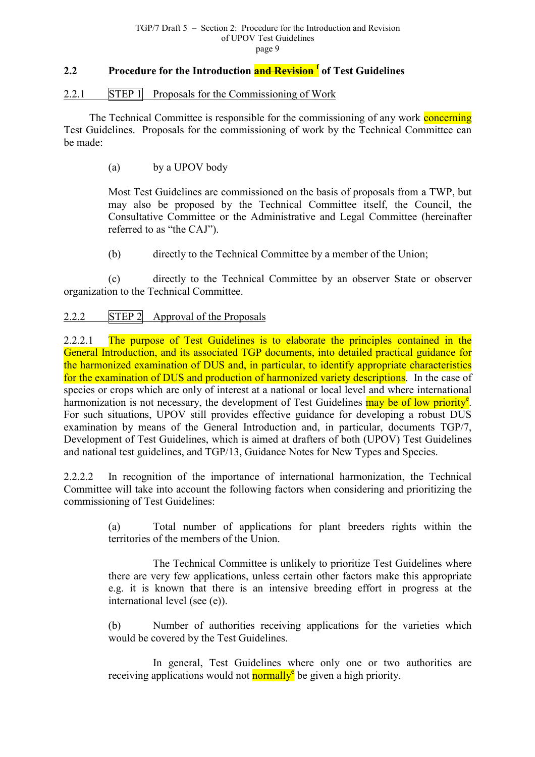## 2.2 Procedure for the Introduction ~~and Revision~~ [f] of Test Guidelines

### 2.2.1 STEP 1 Proposals for the Commissioning of Work

The Technical Committee is responsible for the commissioning of any work concerning Test Guidelines. Proposals for the commissioning of work by the Technical Committee can be made:

(a) by a UPOV body

Most Test Guidelines are commissioned on the basis of proposals from a TWP, but may also be proposed by the Technical Committee itself, the Council, the Consultative Committee or the Administrative and Legal Committee (hereinafter referred to as "the CAJ").

(b) directly to the Technical Committee by a member of the Union;

(c) directly to the Technical Committee by an observer State or observer organization to the Technical Committee.

### 2.2.2 STEP 2 Approval of the Proposals

2.2.2.1 The purpose of Test Guidelines is to elaborate the principles contained in the General Introduction, and its associated TGP documents, into detailed practical guidance for the harmonized examination of DUS and, in particular, to identify appropriate characteristics for the examination of DUS and production of harmonized variety descriptions. In the case of species or crops which are only of interest at a national or local level and where international harmonization is not necessary, the development of Test Guidelines may be of low priority[e]. For such situations, UPOV still provides effective guidance for developing a robust DUS examination by means of the General Introduction and, in particular, documents TGP/7, Development of Test Guidelines, which is aimed at drafters of both (UPOV) Test Guidelines and national test guidelines, and TGP/13, Guidance Notes for New Types and Species.

2.2.2.2 In recognition of the importance of international harmonization, the Technical Committee will take into account the following factors when considering and prioritizing the commissioning of Test Guidelines:

(a) Total number of applications for plant breeders rights within the territories of the members of the Union.

The Technical Committee is unlikely to prioritize Test Guidelines where there are very few applications, unless certain other factors make this appropriate e.g. it is known that there is an intensive breeding effort in progress at the international level (see (e)).

(b) Number of authorities receiving applications for the varieties which would be covered by the Test Guidelines.

In general, Test Guidelines where only one or two authorities are receiving applications would not normally[e] be given a high priority.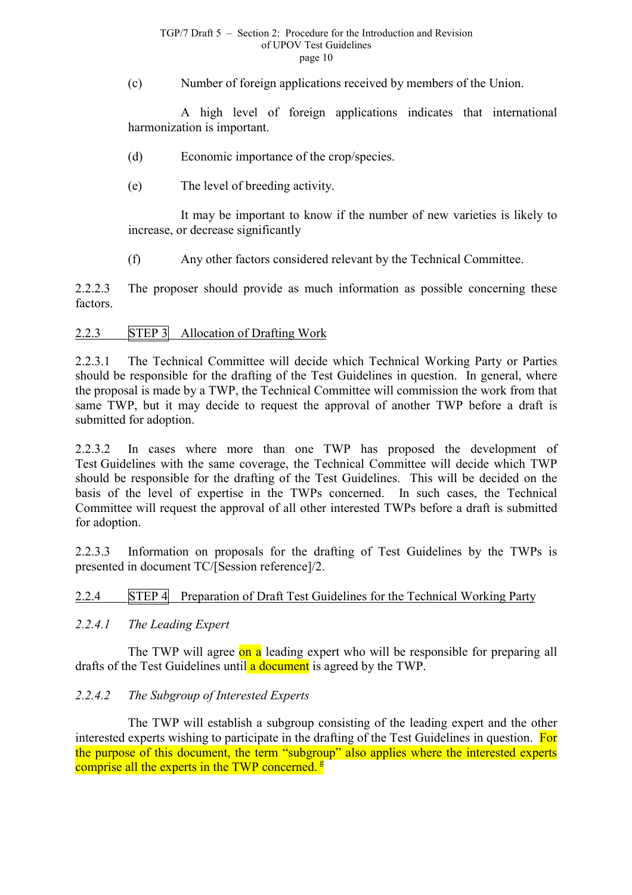(c) Number of foreign applications received by members of the Union.

A high level of foreign applications indicates that international harmonization is important.

(d) Economic importance of the crop/species.

(e) The level of breeding activity.

It may be important to know if the number of new varieties is likely to increase, or decrease significantly

(f) Any other factors considered relevant by the Technical Committee.

2.2.2.3 The proposer should provide as much information as possible concerning these factors.

## 2.2.3 STEP 3 Allocation of Drafting Work

2.2.3.1 The Technical Committee will decide which Technical Working Party or Parties should be responsible for the drafting of the Test Guidelines in question. In general, where the proposal is made by a TWP, the Technical Committee will commission the work from that same TWP, but it may decide to request the approval of another TWP before a draft is submitted for adoption.

2.2.3.2 In cases where more than one TWP has proposed the development of Test Guidelines with the same coverage, the Technical Committee will decide which TWP should be responsible for the drafting of the Test Guidelines. This will be decided on the basis of the level of expertise in the TWPs concerned. In such cases, the Technical Committee will request the approval of all other interested TWPs before a draft is submitted for adoption.

2.2.3.3 Information on proposals for the drafting of Test Guidelines by the TWPs is presented in document TC/[Session reference]/2.

## 2.2.4 STEP 4 Preparation of Draft Test Guidelines for the Technical Working Party

### *2.2.4.1 The Leading Expert*

The TWP will agree on a leading expert who will be responsible for preparing all drafts of the Test Guidelines until a document is agreed by the TWP.

### *2.2.4.2 The Subgroup of Interested Experts*

The TWP will establish a subgroup consisting of the leading expert and the other interested experts wishing to participate in the drafting of the Test Guidelines in question. For the purpose of this document, the term "subgroup" also applies where the interested experts comprise all the experts in the TWP concerned. [g]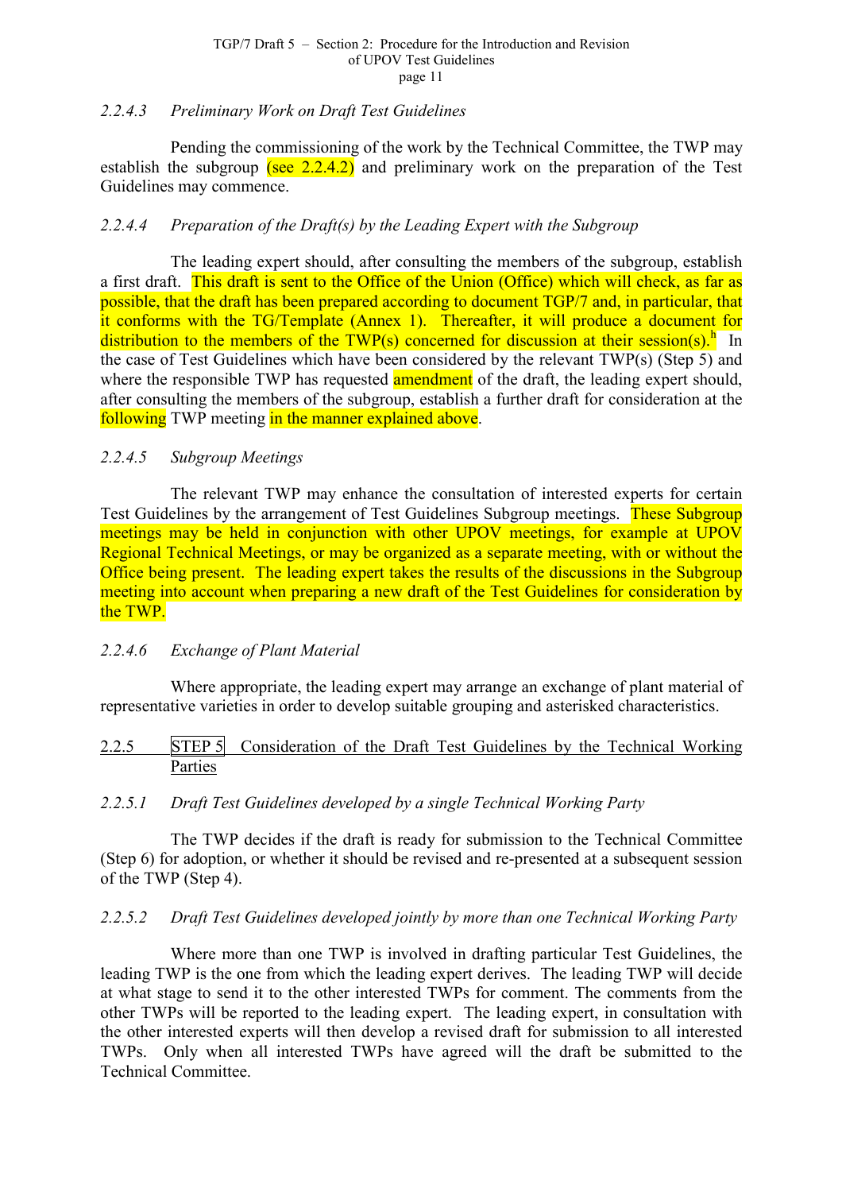#### *2.2.4.3 Preliminary Work on Draft Test Guidelines*

Pending the commissioning of the work by the Technical Committee, the TWP may establish the subgroup (see 2.2.4.2) and preliminary work on the preparation of the Test Guidelines may commence.

#### *2.2.4.4 Preparation of the Draft(s) by the Leading Expert with the Subgroup*

The leading expert should, after consulting the members of the subgroup, establish a first draft. This draft is sent to the Office of the Union (Office) which will check, as far as possible, that the draft has been prepared according to document TGP/7 and, in particular, that it conforms with the TG/Template (Annex 1). Thereafter, it will produce a document for distribution to the members of the TWP(s) concerned for discussion at their session(s).[h] In the case of Test Guidelines which have been considered by the relevant TWP(s) (Step 5) and where the responsible TWP has requested amendment of the draft, the leading expert should, after consulting the members of the subgroup, establish a further draft for consideration at the following TWP meeting in the manner explained above.

#### *2.2.4.5 Subgroup Meetings*

The relevant TWP may enhance the consultation of interested experts for certain Test Guidelines by the arrangement of Test Guidelines Subgroup meetings. These Subgroup meetings may be held in conjunction with other UPOV meetings, for example at UPOV Regional Technical Meetings, or may be organized as a separate meeting, with or without the Office being present. The leading expert takes the results of the discussions in the Subgroup meeting into account when preparing a new draft of the Test Guidelines for consideration by the TWP.

#### *2.2.4.6 Exchange of Plant Material*

Where appropriate, the leading expert may arrange an exchange of plant material of representative varieties in order to develop suitable grouping and asterisked characteristics.

### 2.2.5 STEP 5 Consideration of the Draft Test Guidelines by the Technical Working Parties

#### *2.2.5.1 Draft Test Guidelines developed by a single Technical Working Party*

The TWP decides if the draft is ready for submission to the Technical Committee (Step 6) for adoption, or whether it should be revised and re-presented at a subsequent session of the TWP (Step 4).

#### *2.2.5.2 Draft Test Guidelines developed jointly by more than one Technical Working Party*

Where more than one TWP is involved in drafting particular Test Guidelines, the leading TWP is the one from which the leading expert derives. The leading TWP will decide at what stage to send it to the other interested TWPs for comment. The comments from the other TWPs will be reported to the leading expert. The leading expert, in consultation with the other interested experts will then develop a revised draft for submission to all interested TWPs. Only when all interested TWPs have agreed will the draft be submitted to the Technical Committee.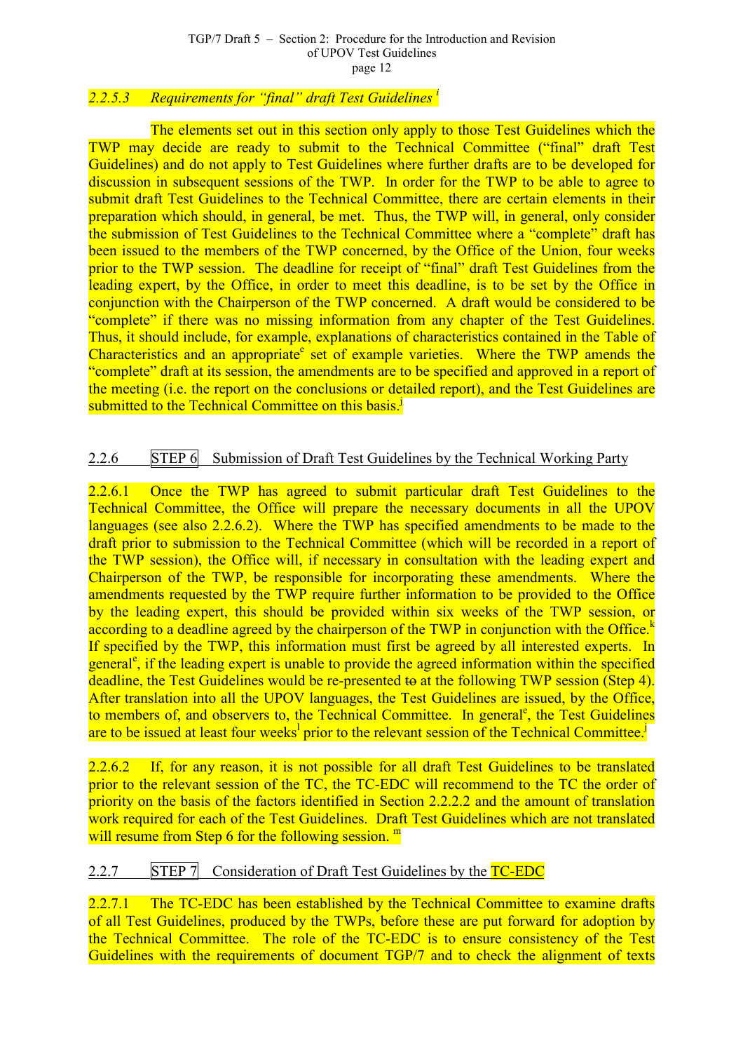*2.2.5.3 Requirements for "final" draft Test Guidelines* [i]

The elements set out in this section only apply to those Test Guidelines which the TWP may decide are ready to submit to the Technical Committee ("final" draft Test Guidelines) and do not apply to Test Guidelines where further drafts are to be developed for discussion in subsequent sessions of the TWP. In order for the TWP to be able to agree to submit draft Test Guidelines to the Technical Committee, there are certain elements in their preparation which should, in general, be met. Thus, the TWP will, in general, only consider the submission of Test Guidelines to the Technical Committee where a "complete" draft has been issued to the members of the TWP concerned, by the Office of the Union, four weeks prior to the TWP session. The deadline for receipt of "final" draft Test Guidelines from the leading expert, by the Office, in order to meet this deadline, is to be set by the Office in conjunction with the Chairperson of the TWP concerned. A draft would be considered to be "complete" if there was no missing information from any chapter of the Test Guidelines. Thus, it should include, for example, explanations of characteristics contained in the Table of Characteristics and an appropriate[e] set of example varieties. Where the TWP amends the "complete" draft at its session, the amendments are to be specified and approved in a report of the meeting (i.e. the report on the conclusions or detailed report), and the Test Guidelines are submitted to the Technical Committee on this basis.[j]

## 2.2.6 STEP 6 Submission of Draft Test Guidelines by the Technical Working Party

2.2.6.1 Once the TWP has agreed to submit particular draft Test Guidelines to the Technical Committee, the Office will prepare the necessary documents in all the UPOV languages (see also 2.2.6.2). Where the TWP has specified amendments to be made to the draft prior to submission to the Technical Committee (which will be recorded in a report of the TWP session), the Office will, if necessary in consultation with the leading expert and Chairperson of the TWP, be responsible for incorporating these amendments. Where the amendments requested by the TWP require further information to be provided to the Office by the leading expert, this should be provided within six weeks of the TWP session, or according to a deadline agreed by the chairperson of the TWP in conjunction with the Office.[k] If specified by the TWP, this information must first be agreed by all interested experts. In general[e], if the leading expert is unable to provide the agreed information within the specified deadline, the Test Guidelines would be re-presented ~~to~~ at the following TWP session (Step 4). After translation into all the UPOV languages, the Test Guidelines are issued, by the Office, to members of, and observers to, the Technical Committee. In general[e], the Test Guidelines are to be issued at least four weeks[l] prior to the relevant session of the Technical Committee.[j]

2.2.6.2 If, for any reason, it is not possible for all draft Test Guidelines to be translated prior to the relevant session of the TC, the TC-EDC will recommend to the TC the order of priority on the basis of the factors identified in Section 2.2.2.2 and the amount of translation work required for each of the Test Guidelines. Draft Test Guidelines which are not translated will resume from Step 6 for the following session. [m]

## 2.2.7 STEP 7 Consideration of Draft Test Guidelines by the TC-EDC

2.2.7.1 The TC-EDC has been established by the Technical Committee to examine drafts of all Test Guidelines, produced by the TWPs, before these are put forward for adoption by the Technical Committee. The role of the TC-EDC is to ensure consistency of the Test Guidelines with the requirements of document TGP/7 and to check the alignment of texts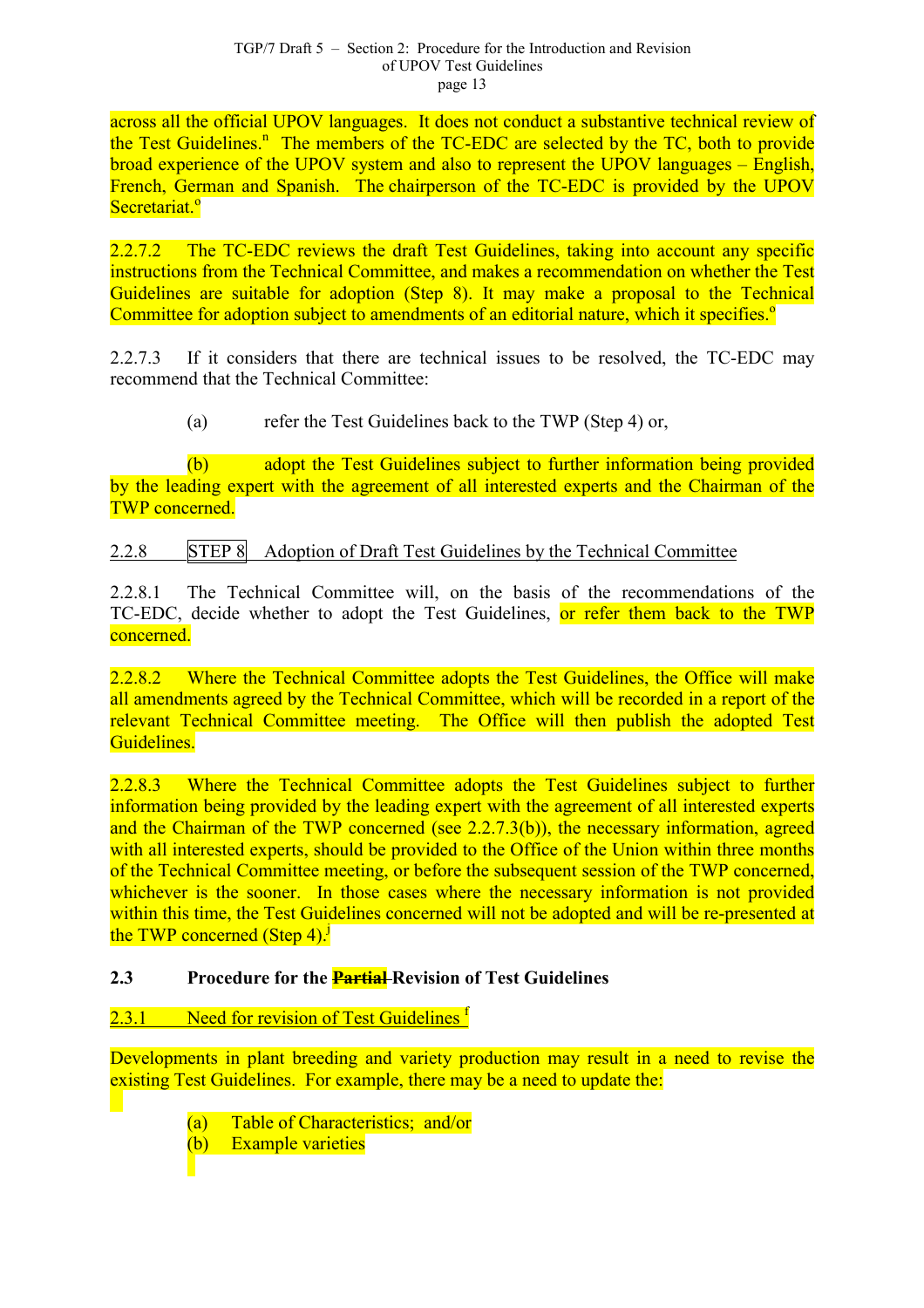across all the official UPOV languages. It does not conduct a substantive technical review of the Test Guidelines.[n] The members of the TC-EDC are selected by the TC, both to provide broad experience of the UPOV system and also to represent the UPOV languages – English, French, German and Spanish. The chairperson of the TC-EDC is provided by the UPOV Secretariat.[o]

2.2.7.2 The TC-EDC reviews the draft Test Guidelines, taking into account any specific instructions from the Technical Committee, and makes a recommendation on whether the Test Guidelines are suitable for adoption (Step 8). It may make a proposal to the Technical Committee for adoption subject to amendments of an editorial nature, which it specifies.[o]

2.2.7.3 If it considers that there are technical issues to be resolved, the TC-EDC may recommend that the Technical Committee:

(a) refer the Test Guidelines back to the TWP (Step 4) or,

(b) adopt the Test Guidelines subject to further information being provided by the leading expert with the agreement of all interested experts and the Chairman of the TWP concerned.

2.2.8 STEP 8 Adoption of Draft Test Guidelines by the Technical Committee

2.2.8.1 The Technical Committee will, on the basis of the recommendations of the TC-EDC, decide whether to adopt the Test Guidelines, or refer them back to the TWP concerned.

2.2.8.2 Where the Technical Committee adopts the Test Guidelines, the Office will make all amendments agreed by the Technical Committee, which will be recorded in a report of the relevant Technical Committee meeting. The Office will then publish the adopted Test Guidelines.

2.2.8.3 Where the Technical Committee adopts the Test Guidelines subject to further information being provided by the leading expert with the agreement of all interested experts and the Chairman of the TWP concerned (see 2.2.7.3(b)), the necessary information, agreed with all interested experts, should be provided to the Office of the Union within three months of the Technical Committee meeting, or before the subsequent session of the TWP concerned, whichever is the sooner. In those cases where the necessary information is not provided within this time, the Test Guidelines concerned will not be adopted and will be re-presented at the TWP concerned (Step 4).[j]

## 2.3 Procedure for the ~~Partial~~ Revision of Test Guidelines

2.3.1 Need for revision of Test Guidelines [f]

Developments in plant breeding and variety production may result in a need to revise the existing Test Guidelines. For example, there may be a need to update the:

(a) Table of Characteristics; and/or
(b) Example varieties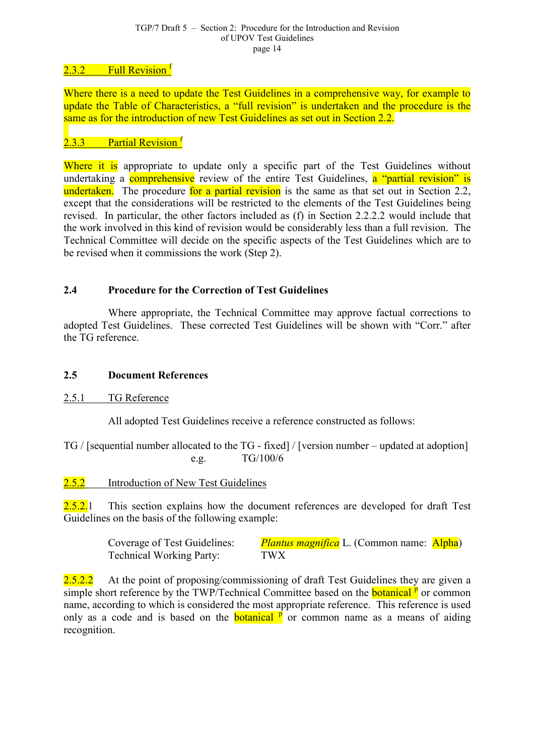### 2.3.2 Full Revision [f]

Where there is a need to update the Test Guidelines in a comprehensive way, for example to update the Table of Characteristics, a "full revision" is undertaken and the procedure is the same as for the introduction of new Test Guidelines as set out in Section 2.2.

### 2.3.3 Partial Revision [f]

Where it is appropriate to update only a specific part of the Test Guidelines without undertaking a comprehensive review of the entire Test Guidelines, a "partial revision" is undertaken. The procedure for a partial revision is the same as that set out in Section 2.2, except that the considerations will be restricted to the elements of the Test Guidelines being revised. In particular, the other factors included as (f) in Section 2.2.2.2 would include that the work involved in this kind of revision would be considerably less than a full revision. The Technical Committee will decide on the specific aspects of the Test Guidelines which are to be revised when it commissions the work (Step 2).

## 2.4 Procedure for the Correction of Test Guidelines

Where appropriate, the Technical Committee may approve factual corrections to adopted Test Guidelines. These corrected Test Guidelines will be shown with "Corr." after the TG reference.

## 2.5 Document References

### 2.5.1 TG Reference

All adopted Test Guidelines receive a reference constructed as follows:

TG / [sequential number allocated to the TG - fixed] / [version number – updated at adoption]
e.g. TG/100/6

### 2.5.2 Introduction of New Test Guidelines

2.5.2.1 This section explains how the document references are developed for draft Test Guidelines on the basis of the following example:

Coverage of Test Guidelines: *Plantus magnifica* L. (Common name: Alpha)
Technical Working Party: TWX

2.5.2.2 At the point of proposing/commissioning of draft Test Guidelines they are given a simple short reference by the TWP/Technical Committee based on the botanical [p] or common name, according to which is considered the most appropriate reference. This reference is used only as a code and is based on the botanical [p] or common name as a means of aiding recognition.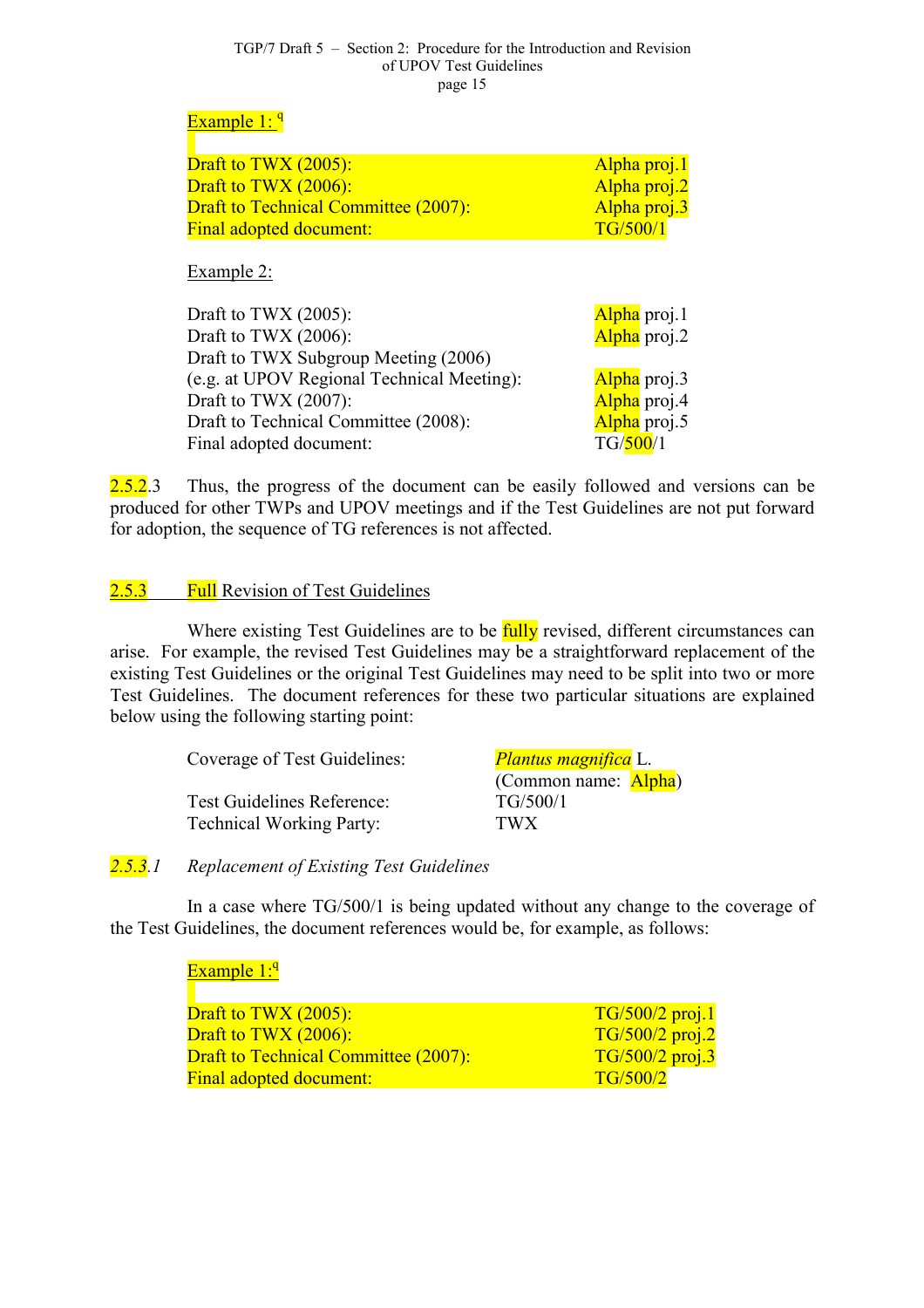Example 1: [q]

| | |
|---|---|
| Draft to TWX (2005): | Alpha proj.1 |
| Draft to TWX (2006): | Alpha proj.2 |
| Draft to Technical Committee (2007): | Alpha proj.3 |
| Final adopted document: | TG/500/1 |

Example 2:

| | |
|---|---|
| Draft to TWX (2005): | Alpha proj.1 |
| Draft to TWX (2006): | Alpha proj.2 |
| Draft to TWX Subgroup Meeting (2006) (e.g. at UPOV Regional Technical Meeting): | Alpha proj.3 |
| Draft to TWX (2007): | Alpha proj.4 |
| Draft to Technical Committee (2008): | Alpha proj.5 |
| Final adopted document: | TG/500/1 |

2.5.2.3 Thus, the progress of the document can be easily followed and versions can be produced for other TWPs and UPOV meetings and if the Test Guidelines are not put forward for adoption, the sequence of TG references is not affected.

## 2.5.3 Full Revision of Test Guidelines

Where existing Test Guidelines are to be fully revised, different circumstances can arise. For example, the revised Test Guidelines may be a straightforward replacement of the existing Test Guidelines or the original Test Guidelines may need to be split into two or more Test Guidelines. The document references for these two particular situations are explained below using the following starting point:

| | |
|---|---|
| Coverage of Test Guidelines: | *Plantus magnifica* L. (Common name: Alpha) |
| Test Guidelines Reference: | TG/500/1 |
| Technical Working Party: | TWX |

### *2.5.3.1 Replacement of Existing Test Guidelines*

In a case where TG/500/1 is being updated without any change to the coverage of the Test Guidelines, the document references would be, for example, as follows:

Example 1:[q]

| | |
|---|---|
| Draft to TWX (2005): | TG/500/2 proj.1 |
| Draft to TWX (2006): | TG/500/2 proj.2 |
| Draft to Technical Committee (2007): | TG/500/2 proj.3 |
| Final adopted document: | TG/500/2 |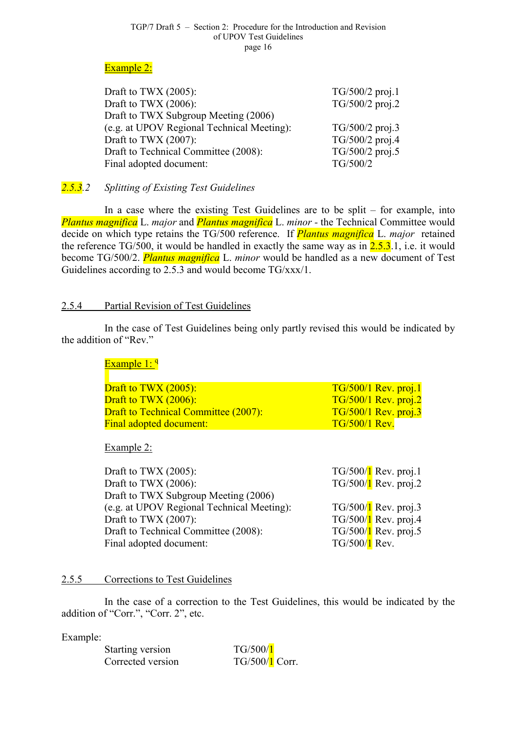Example 2:

| | |
|---|---|
| Draft to TWX (2005): | TG/500/2 proj.1 |
| Draft to TWX (2006): | TG/500/2 proj.2 |
| Draft to TWX Subgroup Meeting (2006) (e.g. at UPOV Regional Technical Meeting): | TG/500/2 proj.3 |
| Draft to TWX (2007): | TG/500/2 proj.4 |
| Draft to Technical Committee (2008): | TG/500/2 proj.5 |
| Final adopted document: | TG/500/2 |

2.5.3.2 *Splitting of Existing Test Guidelines*

In a case where the existing Test Guidelines are to be split – for example, into *Plantus magnifica* L. *major* and *Plantus magnifica* L. *minor* - the Technical Committee would decide on which type retains the TG/500 reference. If *Plantus magnifica* L. *major* retained the reference TG/500, it would be handled in exactly the same way as in 2.5.3.1, i.e. it would become TG/500/2. *Plantus magnifica* L. *minor* would be handled as a new document of Test Guidelines according to 2.5.3 and would become TG/xxx/1.

## 2.5.4 Partial Revision of Test Guidelines

In the case of Test Guidelines being only partly revised this would be indicated by the addition of "Rev."

Example 1: [q]

| | |
|---|---|
| Draft to TWX (2005): | TG/500/1 Rev. proj.1 |
| Draft to TWX (2006): | TG/500/1 Rev. proj.2 |
| Draft to Technical Committee (2007): | TG/500/1 Rev. proj.3 |
| Final adopted document: | TG/500/1 Rev. |

Example 2:

| | |
|---|---|
| Draft to TWX (2005): | TG/500/1 Rev. proj.1 |
| Draft to TWX (2006): | TG/500/1 Rev. proj.2 |
| Draft to TWX Subgroup Meeting (2006) (e.g. at UPOV Regional Technical Meeting): | TG/500/1 Rev. proj.3 |
| Draft to TWX (2007): | TG/500/1 Rev. proj.4 |
| Draft to Technical Committee (2008): | TG/500/1 Rev. proj.5 |
| Final adopted document: | TG/500/1 Rev. |

## 2.5.5 Corrections to Test Guidelines

In the case of a correction to the Test Guidelines, this would be indicated by the addition of "Corr.", "Corr. 2", etc.

Example:

| | |
|---|---|
| Starting version | TG/500/1 |
| Corrected version | TG/500/1 Corr. |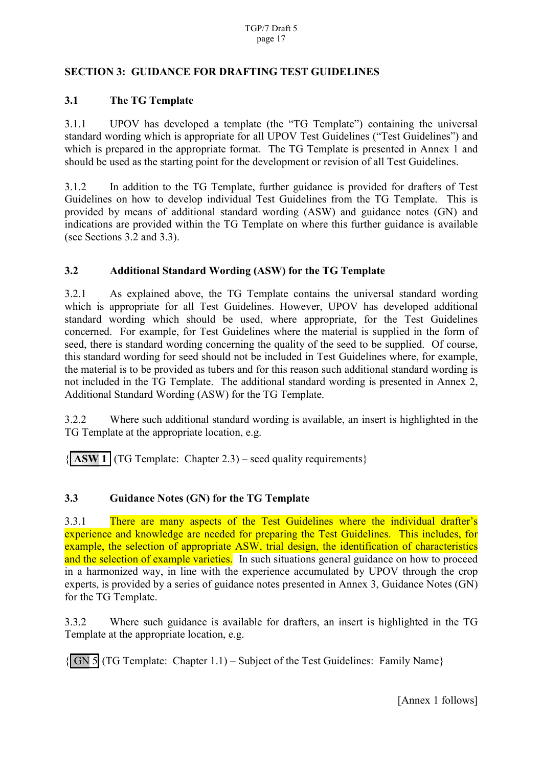## SECTION 3: GUIDANCE FOR DRAFTING TEST GUIDELINES

### 3.1 The TG Template

3.1.1 UPOV has developed a template (the "TG Template") containing the universal standard wording which is appropriate for all UPOV Test Guidelines ("Test Guidelines") and which is prepared in the appropriate format. The TG Template is presented in Annex 1 and should be used as the starting point for the development or revision of all Test Guidelines.

3.1.2 In addition to the TG Template, further guidance is provided for drafters of Test Guidelines on how to develop individual Test Guidelines from the TG Template. This is provided by means of additional standard wording (ASW) and guidance notes (GN) and indications are provided within the TG Template on where this further guidance is available (see Sections 3.2 and 3.3).

### 3.2 Additional Standard Wording (ASW) for the TG Template

3.2.1 As explained above, the TG Template contains the universal standard wording which is appropriate for all Test Guidelines. However, UPOV has developed additional standard wording which should be used, where appropriate, for the Test Guidelines concerned. For example, for Test Guidelines where the material is supplied in the form of seed, there is standard wording concerning the quality of the seed to be supplied. Of course, this standard wording for seed should not be included in Test Guidelines where, for example, the material is to be provided as tubers and for this reason such additional standard wording is not included in the TG Template. The additional standard wording is presented in Annex 2, Additional Standard Wording (ASW) for the TG Template.

3.2.2 Where such additional standard wording is available, an insert is highlighted in the TG Template at the appropriate location, e.g.

{ **ASW 1** (TG Template: Chapter 2.3) – seed quality requirements}

### 3.3 Guidance Notes (GN) for the TG Template

3.3.1 There are many aspects of the Test Guidelines where the individual drafter's experience and knowledge are needed for preparing the Test Guidelines. This includes, for example, the selection of appropriate ASW, trial design, the identification of characteristics and the selection of example varieties. In such situations general guidance on how to proceed in a harmonized way, in line with the experience accumulated by UPOV through the crop experts, is provided by a series of guidance notes presented in Annex 3, Guidance Notes (GN) for the TG Template.

3.3.2 Where such guidance is available for drafters, an insert is highlighted in the TG Template at the appropriate location, e.g.

{ GN 5 (TG Template: Chapter 1.1) – Subject of the Test Guidelines: Family Name}

[Annex 1 follows]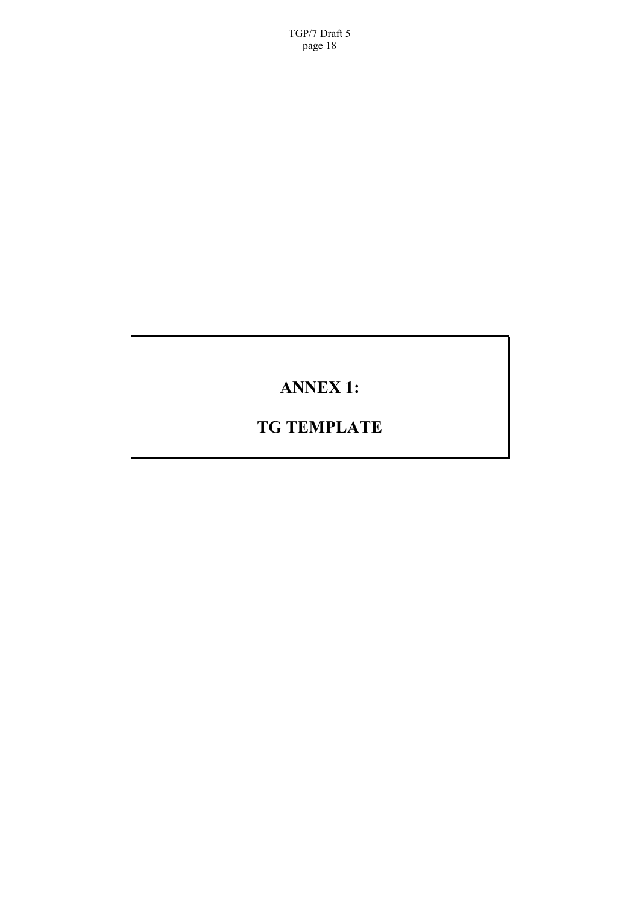# ANNEX 1:

# TG TEMPLATE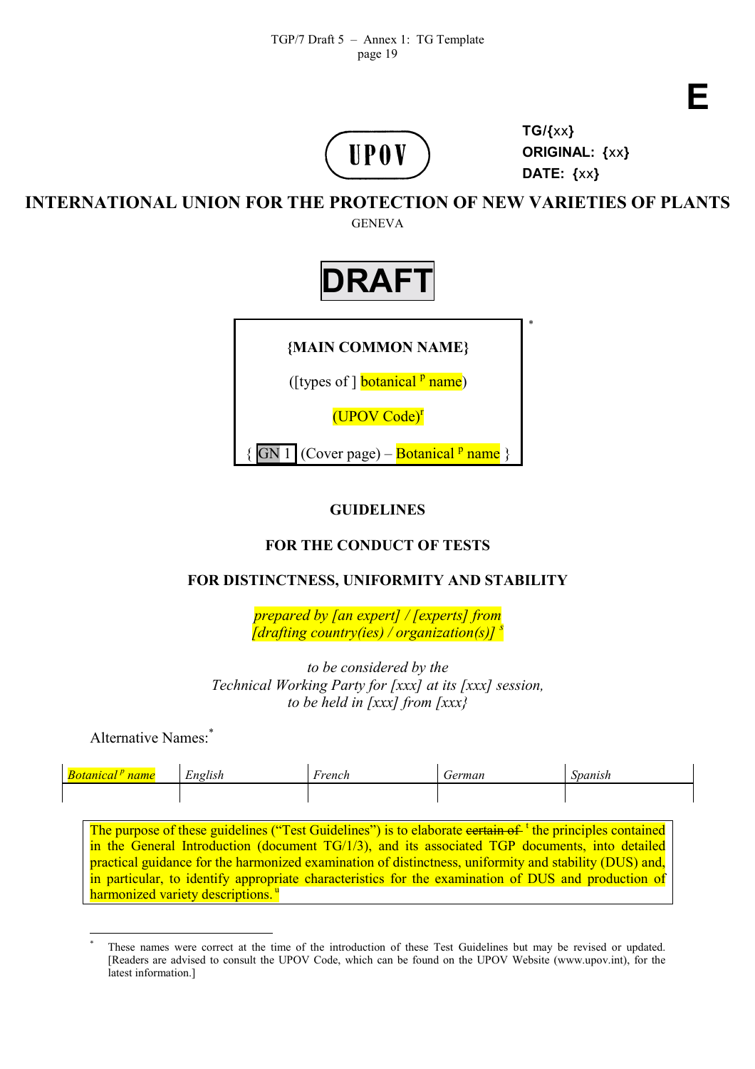**E**

UPOV

**TG/{xx}**
**ORIGINAL: {xx}**
**DATE: {xx}**

**INTERNATIONAL UNION FOR THE PROTECTION OF NEW VARIETIES OF PLANTS**

GENEVA

# DRAFT

**{MAIN COMMON NAME}** *

([types of ] botanical [p] name)

(UPOV Code)[r]

{ GN 1 (Cover page) – Botanical [p] name }

**GUIDELINES**

**FOR THE CONDUCT OF TESTS**

**FOR DISTINCTNESS, UNIFORMITY AND STABILITY**

*prepared by [an expert] / [experts] from [drafting country(ies) / organization(s)]* [s]

*to be considered by the Technical Working Party for [xxx] at its [xxx] session, to be held in [xxx] from [xxx}*

Alternative Names:*

| *Botanical [p] name* | *English* | *French* | *German* | *Spanish* |
|---|---|---|---|---|
| | | | | |

The purpose of these guidelines ("Test Guidelines") is to elaborate ~~certain of~~ [t] the principles contained in the General Introduction (document TG/1/3), and its associated TGP documents, into detailed practical guidance for the harmonized examination of distinctness, uniformity and stability (DUS) and, in particular, to identify appropriate characteristics for the examination of DUS and production of harmonized variety descriptions. [u]

---

* These names were correct at the time of the introduction of these Test Guidelines but may be revised or updated. [Readers are advised to consult the UPOV Code, which can be found on the UPOV Website (www.upov.int), for the latest information.]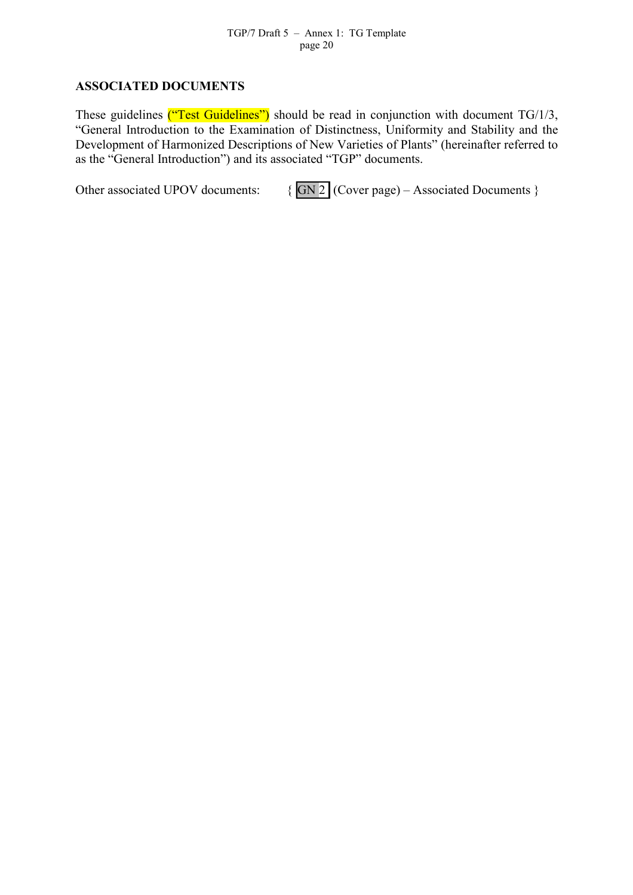**ASSOCIATED DOCUMENTS**

These guidelines ("Test Guidelines") should be read in conjunction with document TG/1/3, "General Introduction to the Examination of Distinctness, Uniformity and Stability and the Development of Harmonized Descriptions of New Varieties of Plants" (hereinafter referred to as the "General Introduction") and its associated "TGP" documents.

Other associated UPOV documents: { GN 2 (Cover page) – Associated Documents }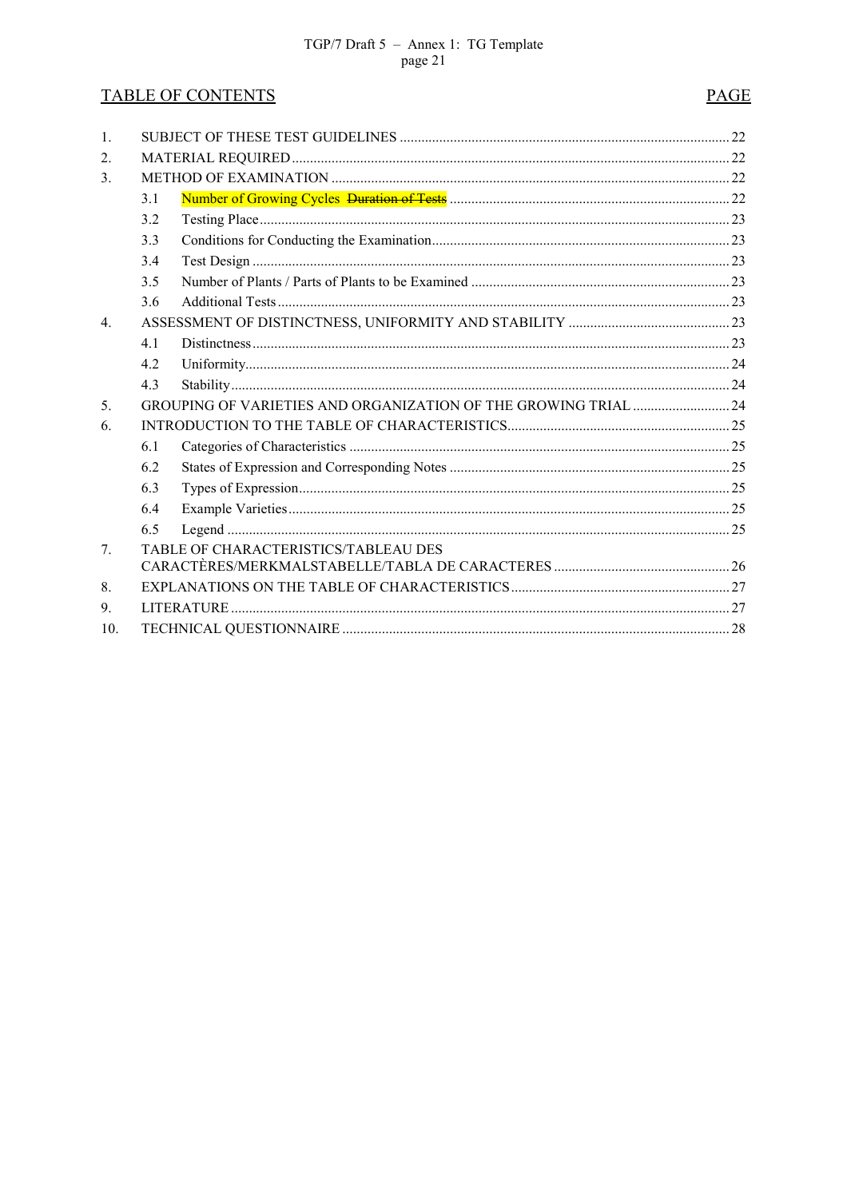TABLE OF CONTENTS PAGE

| | | | |
|---|---|---|---|
| 1. | SUBJECT OF THESE TEST GUIDELINES | | 22 |
| 2. | MATERIAL REQUIRED | | 22 |
| 3. | METHOD OF EXAMINATION | | 22 |
| | 3.1 | Number of Growing Cycles ~~Duration of Tests~~ | 22 |
| | 3.2 | Testing Place | 23 |
| | 3.3 | Conditions for Conducting the Examination | 23 |
| | 3.4 | Test Design | 23 |
| | 3.5 | Number of Plants / Parts of Plants to be Examined | 23 |
| | 3.6 | Additional Tests | 23 |
| 4. | ASSESSMENT OF DISTINCTNESS, UNIFORMITY AND STABILITY | | 23 |
| | 4.1 | Distinctness | 23 |
| | 4.2 | Uniformity | 24 |
| | 4.3 | Stability | 24 |
| 5. | GROUPING OF VARIETIES AND ORGANIZATION OF THE GROWING TRIAL | | 24 |
| 6. | INTRODUCTION TO THE TABLE OF CHARACTERISTICS | | 25 |
| | 6.1 | Categories of Characteristics | 25 |
| | 6.2 | States of Expression and Corresponding Notes | 25 |
| | 6.3 | Types of Expression | 25 |
| | 6.4 | Example Varieties | 25 |
| | 6.5 | Legend | 25 |
| 7. | TABLE OF CHARACTERISTICS/TABLEAU DES CARACTÈRES/MERKMALSTABELLE/TABLA DE CARACTERES | | 26 |
| 8. | EXPLANATIONS ON THE TABLE OF CHARACTERISTICS | | 27 |
| 9. | LITERATURE | | 27 |
| 10. | TECHNICAL QUESTIONNAIRE | | 28 |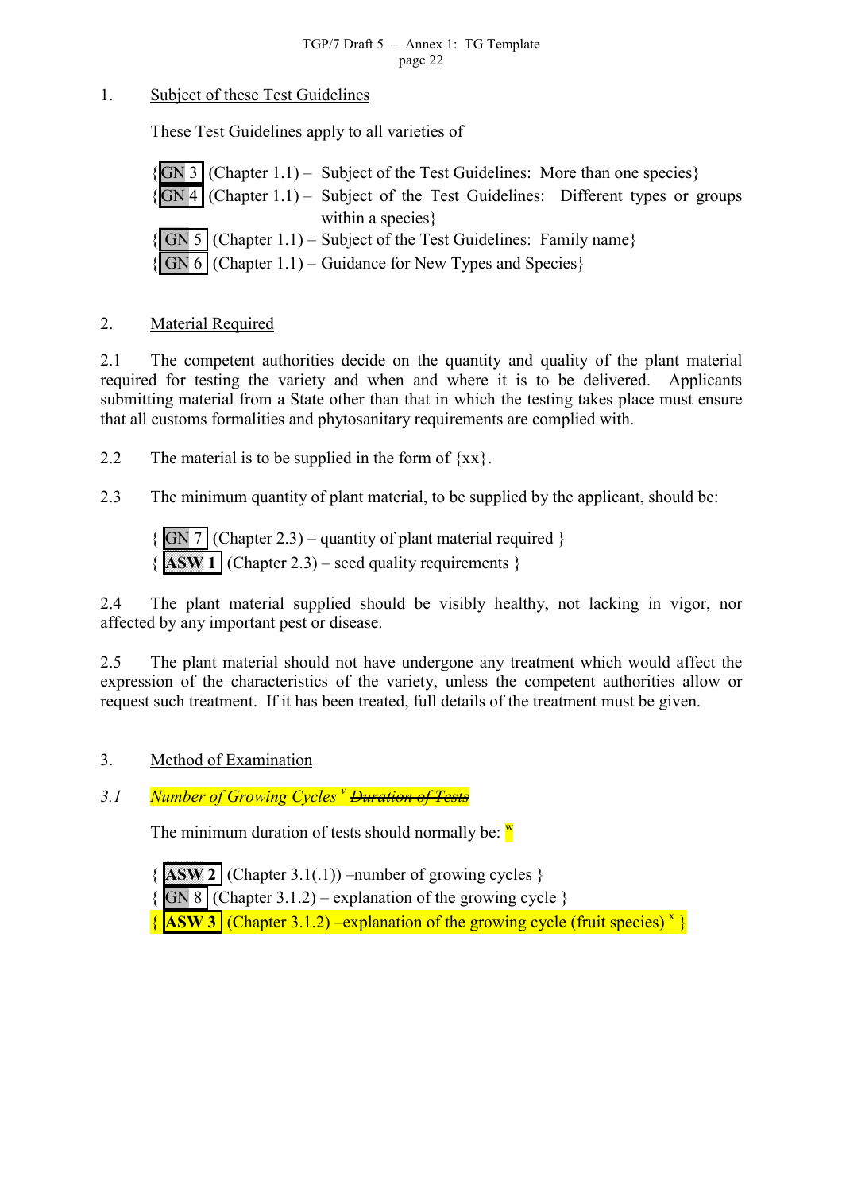1. Subject of these Test Guidelines

These Test Guidelines apply to all varieties of

{ GN 3 (Chapter 1.1) – Subject of the Test Guidelines: More than one species}
{ GN 4 (Chapter 1.1) – Subject of the Test Guidelines: Different types or groups within a species}
{ GN 5 (Chapter 1.1) – Subject of the Test Guidelines: Family name}
{ GN 6 (Chapter 1.1) – Guidance for New Types and Species}

2. Material Required

2.1 The competent authorities decide on the quantity and quality of the plant material required for testing the variety and when and where it is to be delivered. Applicants submitting material from a State other than that in which the testing takes place must ensure that all customs formalities and phytosanitary requirements are complied with.

2.2 The material is to be supplied in the form of {xx}.

2.3 The minimum quantity of plant material, to be supplied by the applicant, should be:

{ GN 7 (Chapter 2.3) – quantity of plant material required }
{ **ASW 1** (Chapter 2.3) – seed quality requirements }

2.4 The plant material supplied should be visibly healthy, not lacking in vigor, nor affected by any important pest or disease.

2.5 The plant material should not have undergone any treatment which would affect the expression of the characteristics of the variety, unless the competent authorities allow or request such treatment. If it has been treated, full details of the treatment must be given.

3. Method of Examination

*3.1 Number of Growing Cycles* [v] ~~*Duration of Tests*~~

The minimum duration of tests should normally be: [w]

{ **ASW 2** (Chapter 3.1(.1)) –number of growing cycles }
{ GN 8 (Chapter 3.1.2) – explanation of the growing cycle }
{ **ASW 3** (Chapter 3.1.2) –explanation of the growing cycle (fruit species) [x] }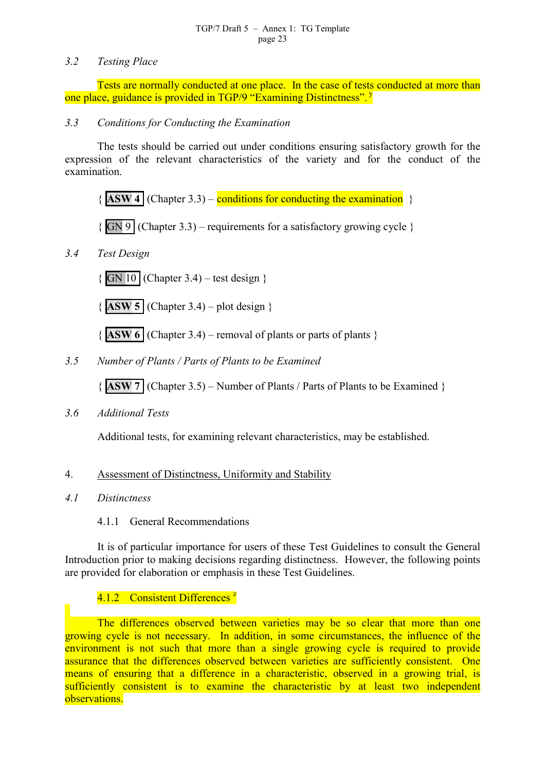### *3.2 Testing Place*

Tests are normally conducted at one place. In the case of tests conducted at more than one place, guidance is provided in TGP/9 "Examining Distinctness".[y]

### *3.3 Conditions for Conducting the Examination*

The tests should be carried out under conditions ensuring satisfactory growth for the expression of the relevant characteristics of the variety and for the conduct of the examination.

{ **ASW 4** (Chapter 3.3) – conditions for conducting the examination }

{ GN 9 (Chapter 3.3) – requirements for a satisfactory growing cycle }

### *3.4 Test Design*

{ GN 10 (Chapter 3.4) – test design }

{ **ASW 5** (Chapter 3.4) – plot design }

{ **ASW 6** (Chapter 3.4) – removal of plants or parts of plants }

### *3.5 Number of Plants / Parts of Plants to be Examined*

{ **ASW 7** (Chapter 3.5) – Number of Plants / Parts of Plants to be Examined }

### *3.6 Additional Tests*

Additional tests, for examining relevant characteristics, may be established.

## 4. Assessment of Distinctness, Uniformity and Stability

### *4.1 Distinctness*

#### 4.1.1 General Recommendations

It is of particular importance for users of these Test Guidelines to consult the General Introduction prior to making decisions regarding distinctness. However, the following points are provided for elaboration or emphasis in these Test Guidelines.

#### 4.1.2 Consistent Differences [z]

The differences observed between varieties may be so clear that more than one growing cycle is not necessary. In addition, in some circumstances, the influence of the environment is not such that more than a single growing cycle is required to provide assurance that the differences observed between varieties are sufficiently consistent. One means of ensuring that a difference in a characteristic, observed in a growing trial, is sufficiently consistent is to examine the characteristic by at least two independent observations.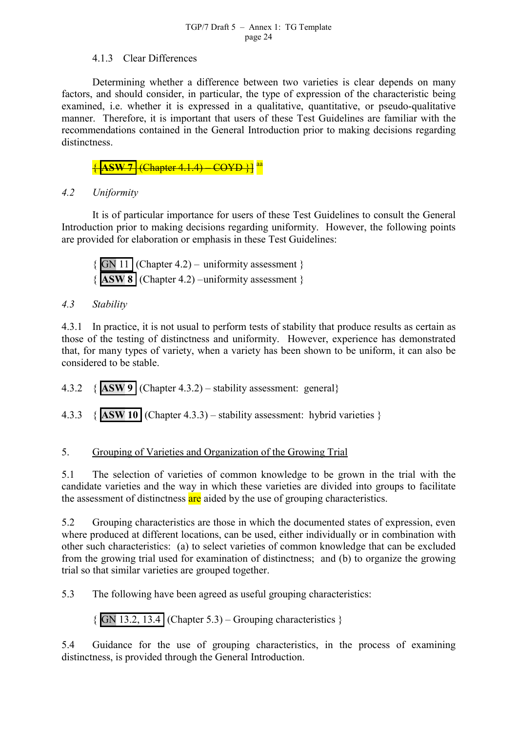4.1.3 Clear Differences

Determining whether a difference between two varieties is clear depends on many factors, and should consider, in particular, the type of expression of the characteristic being examined, i.e. whether it is expressed in a qualitative, quantitative, or pseudo-qualitative manner. Therefore, it is important that users of these Test Guidelines are familiar with the recommendations contained in the General Introduction prior to making decisions regarding distinctness.

~~{ **ASW 7** (Chapter 4.1.4) – COYD }~~ [aa]

*4.2 Uniformity*

It is of particular importance for users of these Test Guidelines to consult the General Introduction prior to making decisions regarding uniformity. However, the following points are provided for elaboration or emphasis in these Test Guidelines:

{ GN 11 (Chapter 4.2) – uniformity assessment }
{ **ASW 8** (Chapter 4.2) –uniformity assessment }

*4.3 Stability*

4.3.1 In practice, it is not usual to perform tests of stability that produce results as certain as those of the testing of distinctness and uniformity. However, experience has demonstrated that, for many types of variety, when a variety has been shown to be uniform, it can also be considered to be stable.

4.3.2 { **ASW 9** (Chapter 4.3.2) – stability assessment: general}

4.3.3 { **ASW 10** (Chapter 4.3.3) – stability assessment: hybrid varieties }

5. Grouping of Varieties and Organization of the Growing Trial

5.1 The selection of varieties of common knowledge to be grown in the trial with the candidate varieties and the way in which these varieties are divided into groups to facilitate the assessment of distinctness are aided by the use of grouping characteristics.

5.2 Grouping characteristics are those in which the documented states of expression, even where produced at different locations, can be used, either individually or in combination with other such characteristics: (a) to select varieties of common knowledge that can be excluded from the growing trial used for examination of distinctness; and (b) to organize the growing trial so that similar varieties are grouped together.

5.3 The following have been agreed as useful grouping characteristics:

{ GN 13.2, 13.4 (Chapter 5.3) – Grouping characteristics }

5.4 Guidance for the use of grouping characteristics, in the process of examining distinctness, is provided through the General Introduction.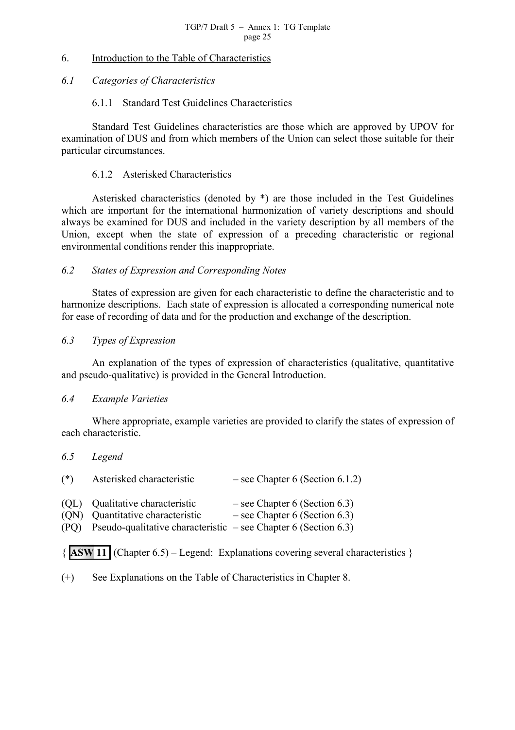## 6. Introduction to the Table of Characteristics

### *6.1 Categories of Characteristics*

#### 6.1.1 Standard Test Guidelines Characteristics

Standard Test Guidelines characteristics are those which are approved by UPOV for examination of DUS and from which members of the Union can select those suitable for their particular circumstances.

#### 6.1.2 Asterisked Characteristics

Asterisked characteristics (denoted by *) are those included in the Test Guidelines which are important for the international harmonization of variety descriptions and should always be examined for DUS and included in the variety description by all members of the Union, except when the state of expression of a preceding characteristic or regional environmental conditions render this inappropriate.

### *6.2 States of Expression and Corresponding Notes*

States of expression are given for each characteristic to define the characteristic and to harmonize descriptions. Each state of expression is allocated a corresponding numerical note for ease of recording of data and for the production and exchange of the description.

### *6.3 Types of Expression*

An explanation of the types of expression of characteristics (qualitative, quantitative and pseudo-qualitative) is provided in the General Introduction.

### *6.4 Example Varieties*

Where appropriate, example varieties are provided to clarify the states of expression of each characteristic.

### *6.5 Legend*

(*) Asterisked characteristic – see Chapter 6 (Section 6.1.2)

(QL) Qualitative characteristic – see Chapter 6 (Section 6.3)
(QN) Quantitative characteristic – see Chapter 6 (Section 6.3)
(PQ) Pseudo-qualitative characteristic – see Chapter 6 (Section 6.3)

{ **ASW 11** (Chapter 6.5) – Legend: Explanations covering several characteristics }

(+) See Explanations on the Table of Characteristics in Chapter 8.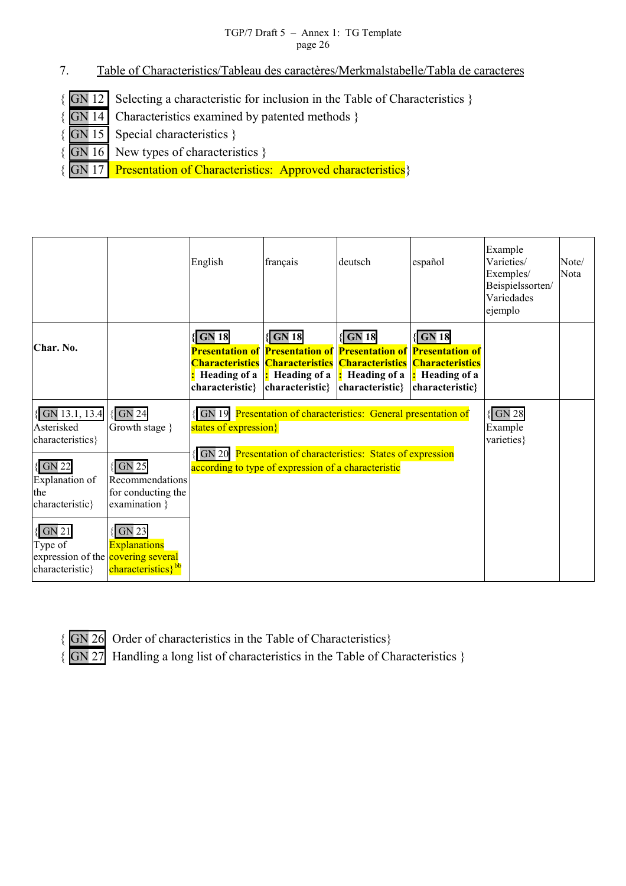## 7. Table of Characteristics/Tableau des caractères/Merkmalstabelle/Tabla de caracteres

{ GN 12 Selecting a characteristic for inclusion in the Table of Characteristics }
{ GN 14 Characteristics examined by patented methods }
{ GN 15 Special characteristics }
{ GN 16 New types of characteristics }
{ GN 17 Presentation of Characteristics: Approved characteristics}

| | | English | français | deutsch | español | Example Varieties/ Exemples/ Beispielssorten/ Variedades ejemplo | Note/ Nota |
|---|---|---|---|---|---|---|---|
| **Char. No.** | | {**GN 18 Presentation of Characteristics: Heading of a characteristic**} | {**GN 18 Presentation of Characteristics: Heading of a characteristic**} | {**GN 18 Presentation of Characteristics: Heading of a characteristic**} | {**GN 18 Presentation of Characteristics: Heading of a characteristic**} | | |
| {GN 13.1, 13.4 Asterisked characteristics} | {GN 24 Growth stage } | {GN 19 Presentation of characteristics: General presentation of states of expression} {GN 20 Presentation of characteristics: States of expression according to type of expression of a characteristic | | | | {GN 28 Example varieties} | |
| {GN 22 Explanation of the characteristic} | {GN 25 Recommendations for conducting the examination } | | | | | | |
| {GN 21 Type of expression of the characteristic} | {GN 23 Explanations covering several characteristics}[bb] | | | | | | |

{ GN 26 Order of characteristics in the Table of Characteristics}
{ GN 27 Handling a long list of characteristics in the Table of Characteristics }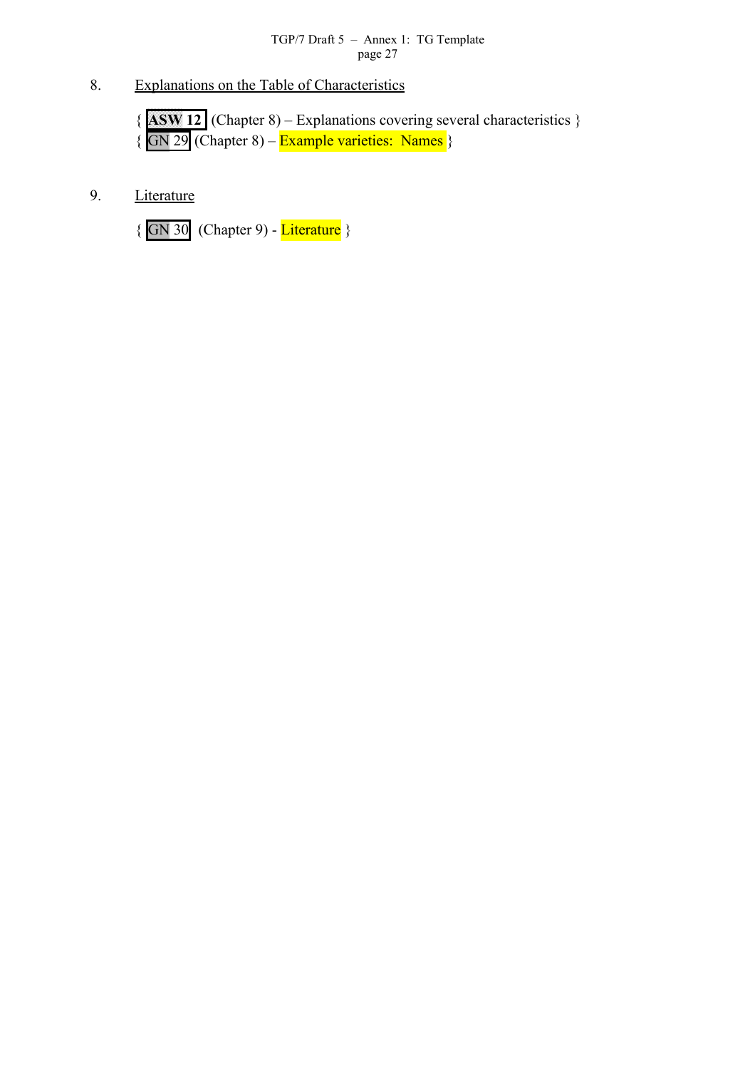## 8. Explanations on the Table of Characteristics

{ **ASW 12** (Chapter 8) – Explanations covering several characteristics }
{ GN 29 (Chapter 8) – Example varieties: Names }

## 9. Literature

{ GN 30 (Chapter 9) - Literature }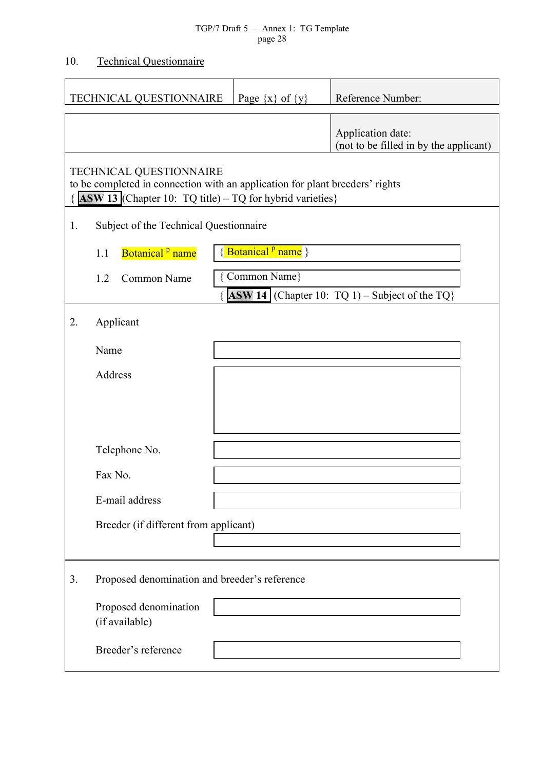## 10. Technical Questionnaire

| TECHNICAL QUESTIONNAIRE | Page {x} of {y} | Reference Number: |
|---|---|---|

| | Application date:<br>(not to be filled in by the applicant) |
|---|---|

TECHNICAL QUESTIONNAIRE
to be completed in connection with an application for plant breeders' rights
{ **ASW 13** (Chapter 10: TQ title) – TQ for hybrid varieties}

1. Subject of the Technical Questionnaire

| | |
|---|---|
| 1.1 Botanical [P] name | { Botanical [P] name } |
| 1.2 Common Name | { Common Name} |
| | { **ASW 14** (Chapter 10: TQ 1) – Subject of the TQ} |

2. Applicant

| | |
|---|---|
| Name | |
| Address | |
| Telephone No. | |
| Fax No. | |
| E-mail address | |
| Breeder (if different from applicant) | |

3. Proposed denomination and breeder's reference

| | |
|---|---|
| Proposed denomination (if available) | |
| Breeder's reference | |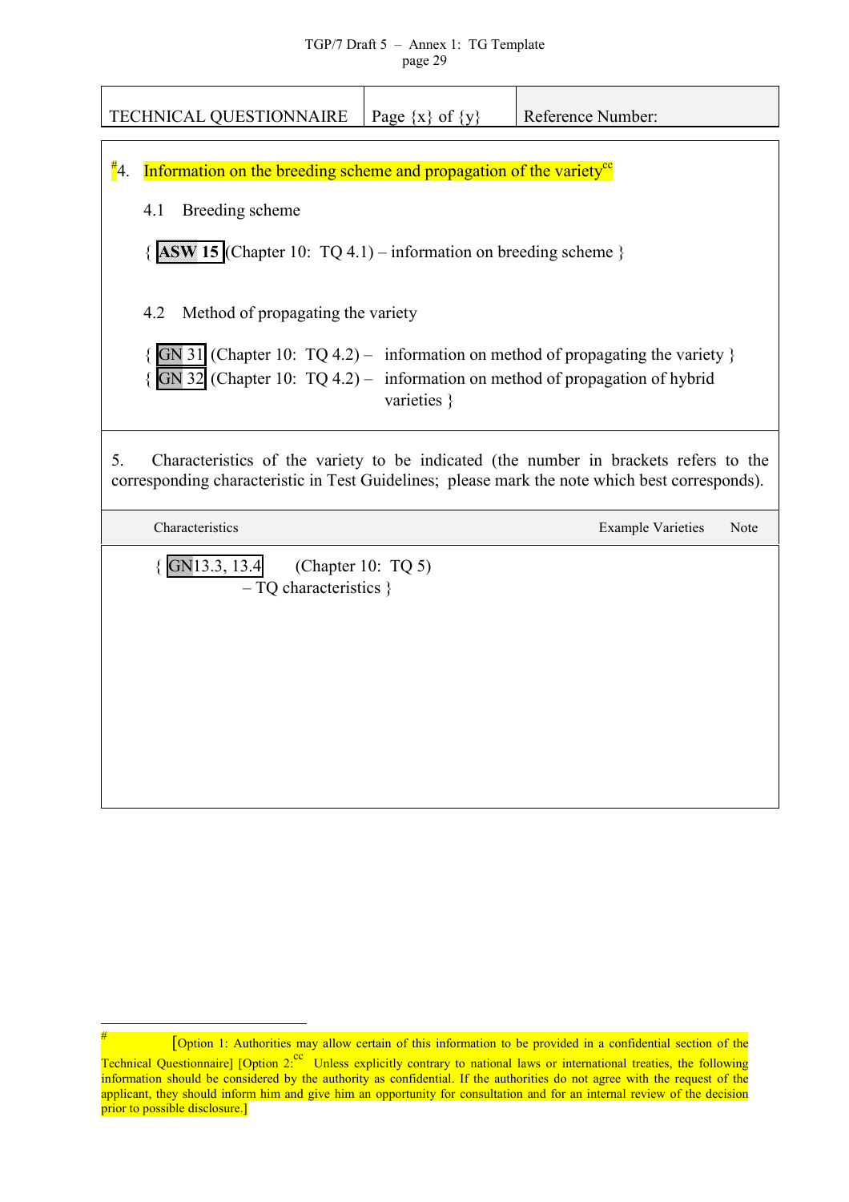| TECHNICAL QUESTIONNAIRE | Page {x} of {y} | Reference Number: |
|---|---|---|

#4. Information on the breeding scheme and propagation of the variety[cc]

4.1 Breeding scheme

{ **ASW 15** (Chapter 10: TQ 4.1) – information on breeding scheme }

4.2 Method of propagating the variety

{ GN 31 (Chapter 10: TQ 4.2) – information on method of propagating the variety }
{ GN 32 (Chapter 10: TQ 4.2) – information on method of propagation of hybrid varieties }

5. Characteristics of the variety to be indicated (the number in brackets refers to the corresponding characteristic in Test Guidelines; please mark the note which best corresponds).

| Characteristics | Example Varieties | Note |
|---|---|---|
| { GN13.3, 13.4 (Chapter 10: TQ 5) – TQ characteristics } | | |

---

# [Option 1: Authorities may allow certain of this information to be provided in a confidential section of the Technical Questionnaire] [Option 2:[cc] Unless explicitly contrary to national laws or international treaties, the following information should be considered by the authority as confidential. If the authorities do not agree with the request of the applicant, they should inform him and give him an opportunity for consultation and for an internal review of the decision prior to possible disclosure.]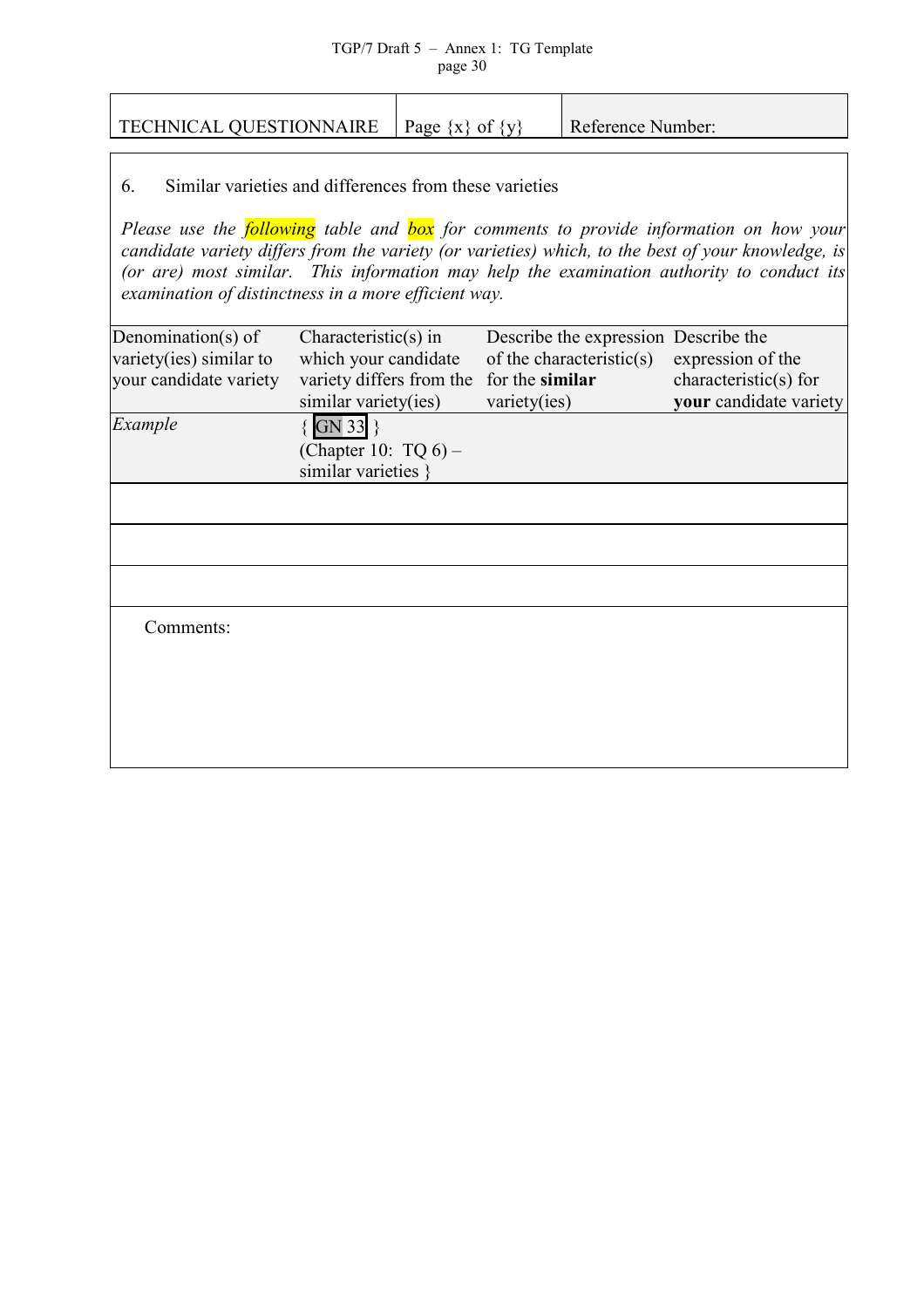| TECHNICAL QUESTIONNAIRE | Page {x} of {y} | Reference Number: |
|---|---|---|

6. Similar varieties and differences from these varieties

*Please use the following table and box for comments to provide information on how your candidate variety differs from the variety (or varieties) which, to the best of your knowledge, is (or are) most similar. This information may help the examination authority to conduct its examination of distinctness in a more efficient way.*

| Denomination(s) of variety(ies) similar to your candidate variety | Characteristic(s) in which your candidate variety differs from the similar variety(ies) | Describe the expression of the characteristic(s) for the **similar** variety(ies) | Describe the expression of the characteristic(s) for **your** candidate variety |
|---|---|---|---|
| *Example* | { GN 33 } (Chapter 10: TQ 6) – similar varieties } | | |
| | | | |
| | | | |
| | | | |

Comments: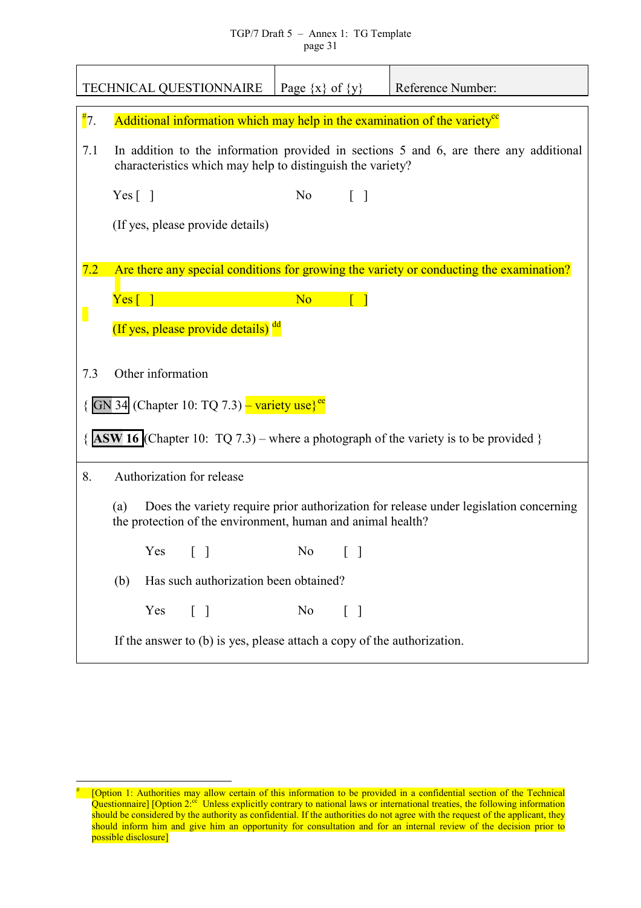| TECHNICAL QUESTIONNAIRE | Page {x} of {y} | Reference Number: |
|---|---|---|

#7. Additional information which may help in the examination of the variety[cc]

7.1 In addition to the information provided in sections 5 and 6, are there any additional characteristics which may help to distinguish the variety?

Yes [ ]  No [ ]

(If yes, please provide details)

7.2 Are there any special conditions for growing the variety or conducting the examination?

Yes [ ]  No [ ]

(If yes, please provide details) [dd]

7.3 Other information

{ GN 34 (Chapter 10: TQ 7.3) – variety use}[ee]

{ **ASW 16** (Chapter 10: TQ 7.3) – where a photograph of the variety is to be provided }

8. Authorization for release

(a) Does the variety require prior authorization for release under legislation concerning the protection of the environment, human and animal health?

Yes [ ]  No [ ]

(b) Has such authorization been obtained?

Yes [ ]  No [ ]

If the answer to (b) is yes, please attach a copy of the authorization.

---

# [Option 1: Authorities may allow certain of this information to be provided in a confidential section of the Technical Questionnaire] [Option 2:[cc] Unless explicitly contrary to national laws or international treaties, the following information should be considered by the authority as confidential. If the authorities do not agree with the request of the applicant, they should inform him and give him an opportunity for consultation and for an internal review of the decision prior to possible disclosure]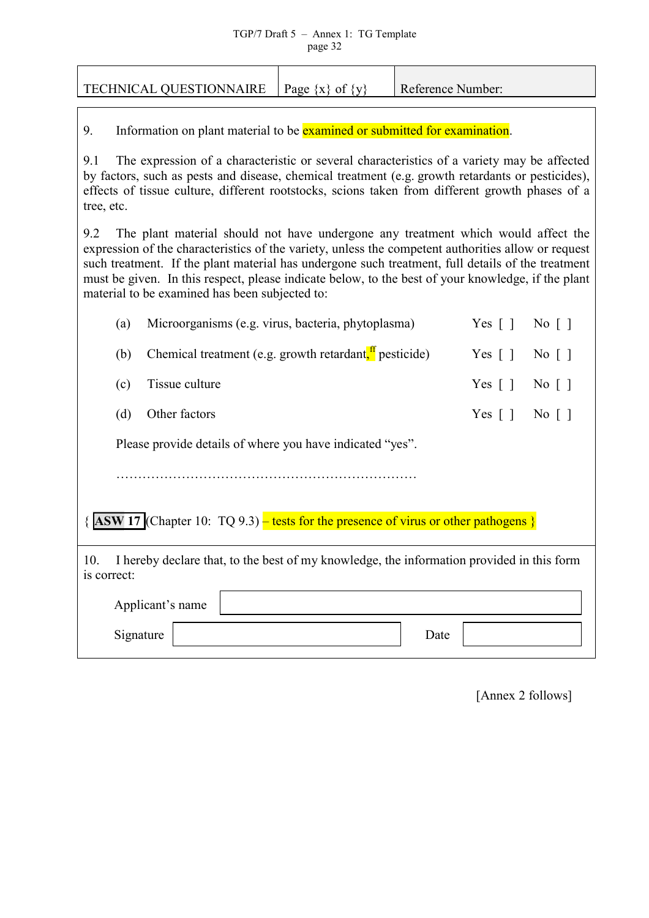| TECHNICAL QUESTIONNAIRE | Page {x} of {y} | Reference Number: |
|---|---|---|

9. Information on plant material to be examined or submitted for examination.

9.1 The expression of a characteristic or several characteristics of a variety may be affected by factors, such as pests and disease, chemical treatment (e.g. growth retardants or pesticides), effects of tissue culture, different rootstocks, scions taken from different growth phases of a tree, etc.

9.2 The plant material should not have undergone any treatment which would affect the expression of the characteristics of the variety, unless the competent authorities allow or request such treatment. If the plant material has undergone such treatment, full details of the treatment must be given. In this respect, please indicate below, to the best of your knowledge, if the plant material to be examined has been subjected to:

| | | | |
|---|---|---|---|
| (a) | Microorganisms (e.g. virus, bacteria, phytoplasma) | Yes [ ] | No [ ] |
| (b) | Chemical treatment (e.g. growth retardant,[ff] pesticide) | Yes [ ] | No [ ] |
| (c) | Tissue culture | Yes [ ] | No [ ] |
| (d) | Other factors | Yes [ ] | No [ ] |

Please provide details of where you have indicated "yes".

……………………………………………………………

{ **ASW 17** (Chapter 10: TQ 9.3) – tests for the presence of virus or other pathogens }

10. I hereby declare that, to the best of my knowledge, the information provided in this form is correct:

Applicant's name

Signature Date

[Annex 2 follows]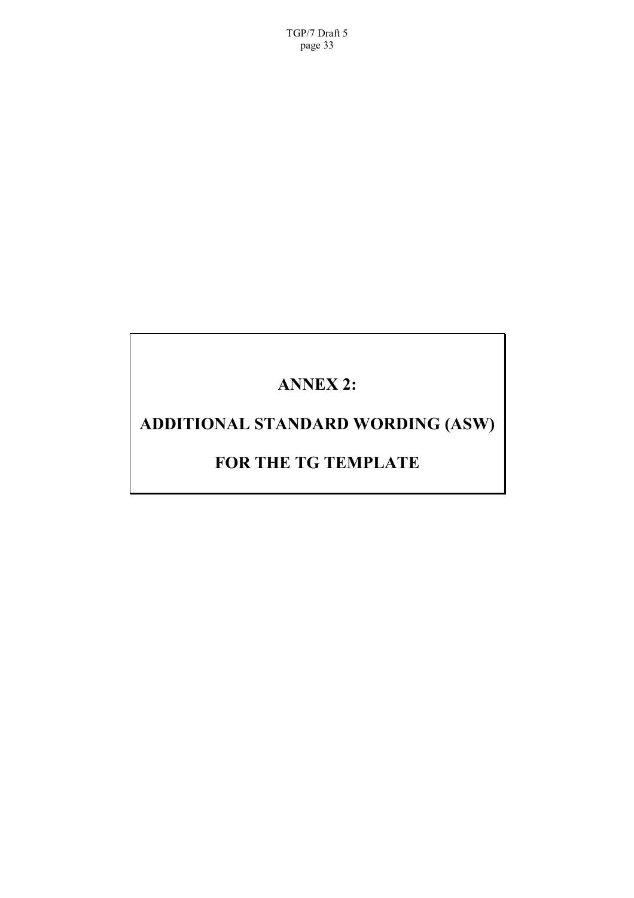# ANNEX 2:

# ADDITIONAL STANDARD WORDING (ASW)

# FOR THE TG TEMPLATE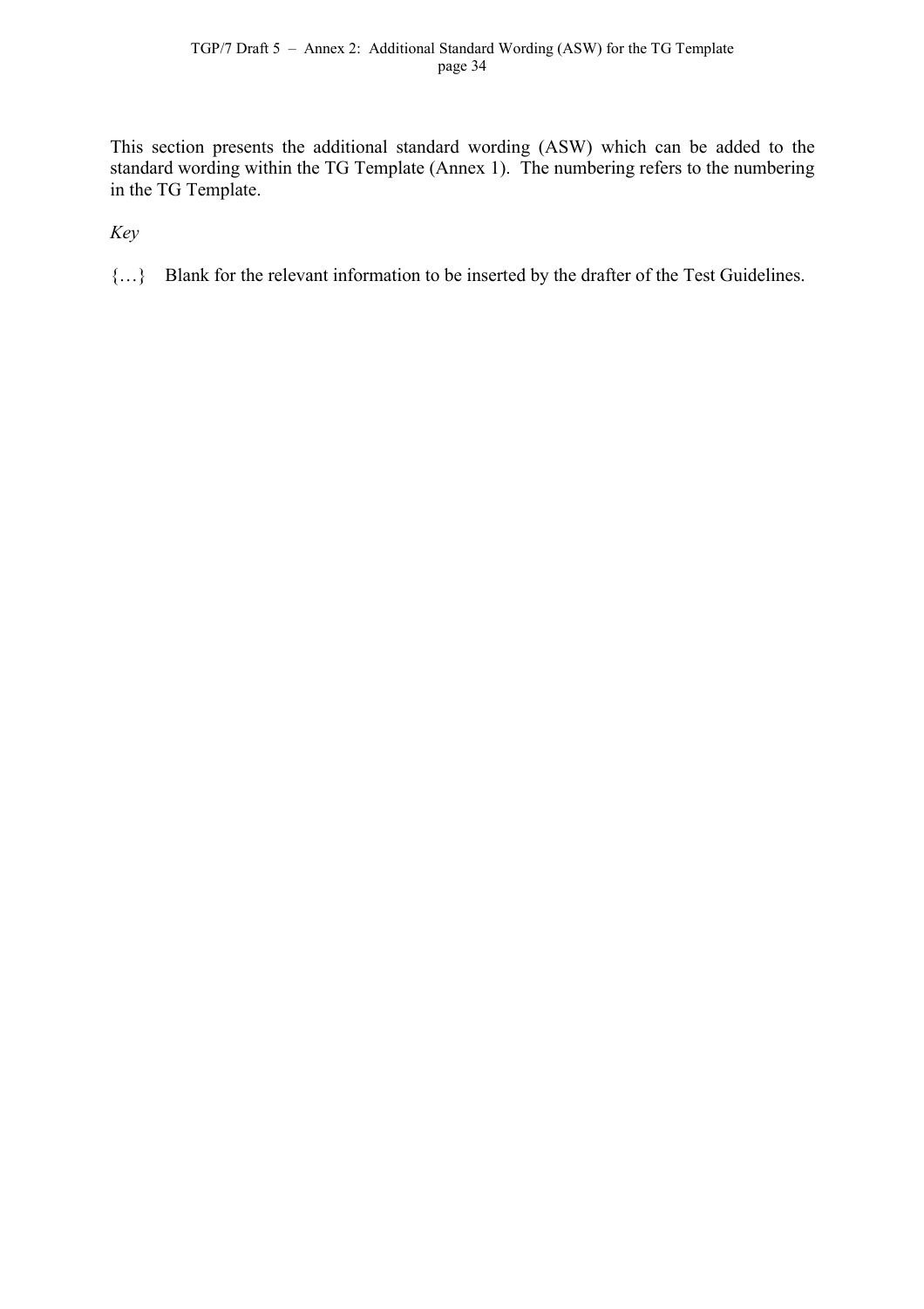This section presents the additional standard wording (ASW) which can be added to the standard wording within the TG Template (Annex 1). The numbering refers to the numbering in the TG Template.

*Key*

{…} Blank for the relevant information to be inserted by the drafter of the Test Guidelines.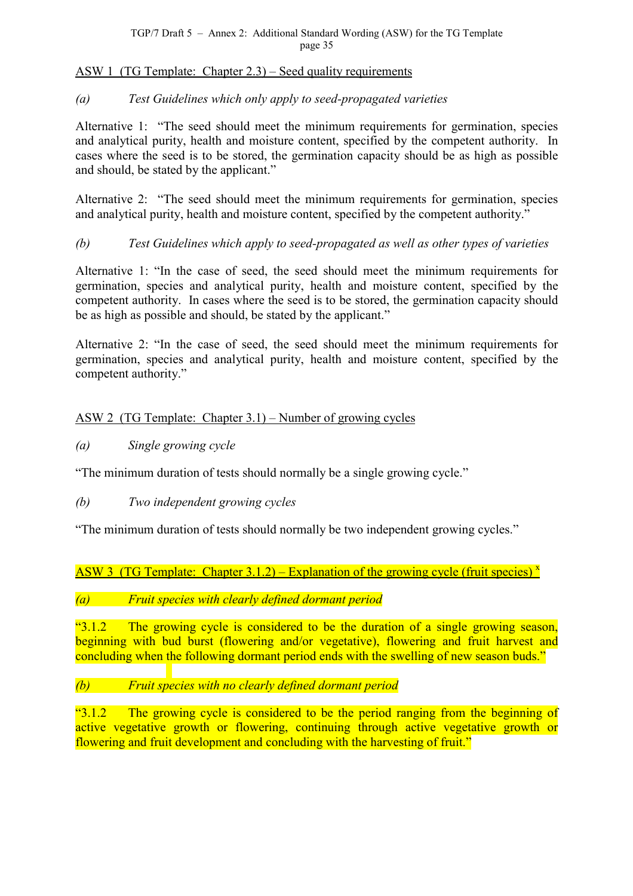ASW 1 (TG Template: Chapter 2.3) – Seed quality requirements

*(a) Test Guidelines which only apply to seed-propagated varieties*

Alternative 1: "The seed should meet the minimum requirements for germination, species and analytical purity, health and moisture content, specified by the competent authority. In cases where the seed is to be stored, the germination capacity should be as high as possible and should, be stated by the applicant."

Alternative 2: "The seed should meet the minimum requirements for germination, species and analytical purity, health and moisture content, specified by the competent authority."

*(b) Test Guidelines which apply to seed-propagated as well as other types of varieties*

Alternative 1: "In the case of seed, the seed should meet the minimum requirements for germination, species and analytical purity, health and moisture content, specified by the competent authority. In cases where the seed is to be stored, the germination capacity should be as high as possible and should, be stated by the applicant."

Alternative 2: "In the case of seed, the seed should meet the minimum requirements for germination, species and analytical purity, health and moisture content, specified by the competent authority."

ASW 2 (TG Template: Chapter 3.1) – Number of growing cycles

*(a) Single growing cycle*

"The minimum duration of tests should normally be a single growing cycle."

*(b) Two independent growing cycles*

"The minimum duration of tests should normally be two independent growing cycles."

ASW 3 (TG Template: Chapter 3.1.2) – Explanation of the growing cycle (fruit species) [x]

*(a) Fruit species with clearly defined dormant period*

"3.1.2 The growing cycle is considered to be the duration of a single growing season, beginning with bud burst (flowering and/or vegetative), flowering and fruit harvest and concluding when the following dormant period ends with the swelling of new season buds."

*(b) Fruit species with no clearly defined dormant period*

"3.1.2 The growing cycle is considered to be the period ranging from the beginning of active vegetative growth or flowering, continuing through active vegetative growth or flowering and fruit development and concluding with the harvesting of fruit."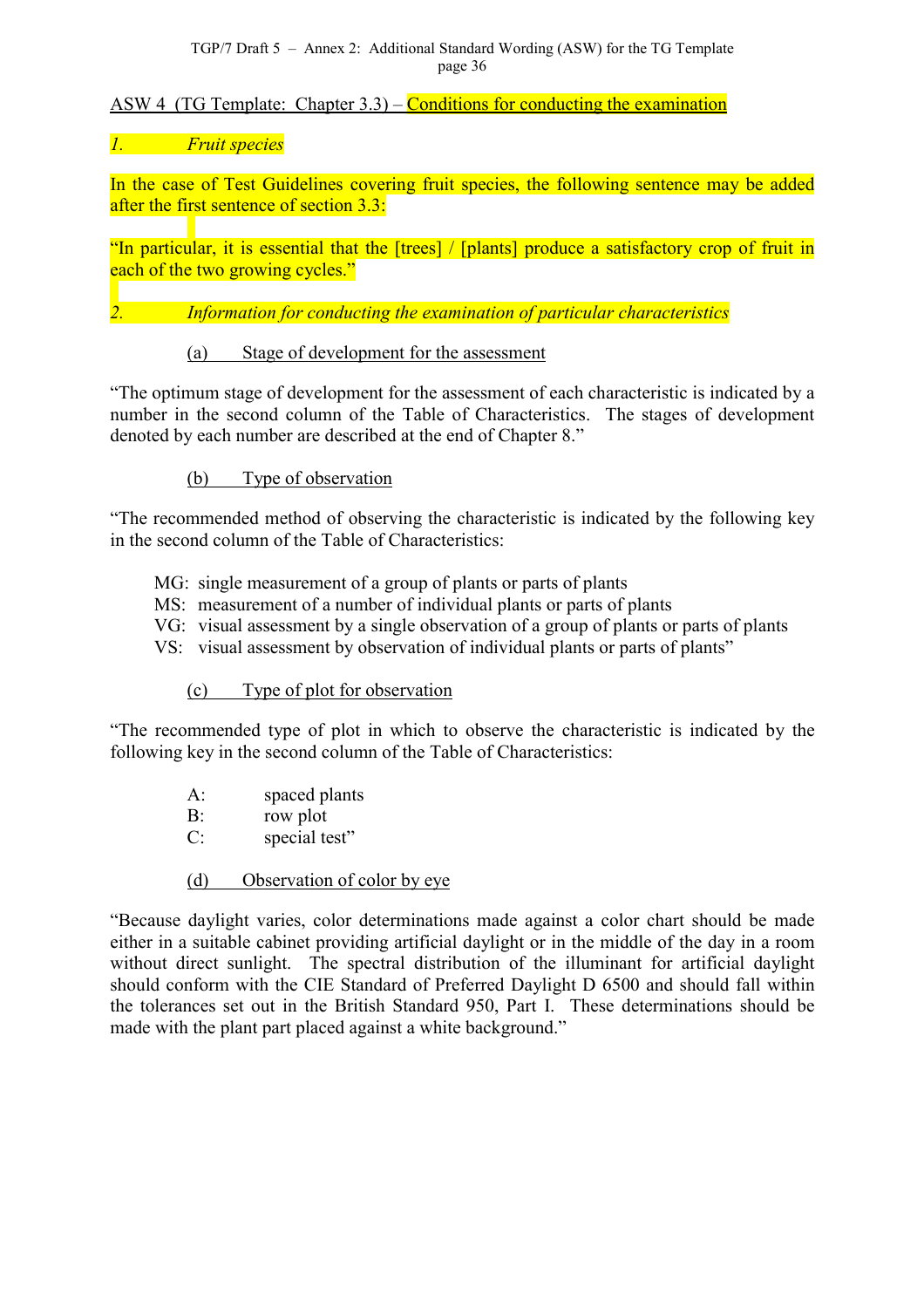ASW 4 (TG Template: Chapter 3.3) – Conditions for conducting the examination

*1. Fruit species*

In the case of Test Guidelines covering fruit species, the following sentence may be added after the first sentence of section 3.3:

"In particular, it is essential that the [trees] / [plants] produce a satisfactory crop of fruit in each of the two growing cycles."

*2. Information for conducting the examination of particular characteristics*

(a) Stage of development for the assessment

"The optimum stage of development for the assessment of each characteristic is indicated by a number in the second column of the Table of Characteristics. The stages of development denoted by each number are described at the end of Chapter 8."

(b) Type of observation

"The recommended method of observing the characteristic is indicated by the following key in the second column of the Table of Characteristics:

MG: single measurement of a group of plants or parts of plants
MS: measurement of a number of individual plants or parts of plants
VG: visual assessment by a single observation of a group of plants or parts of plants
VS: visual assessment by observation of individual plants or parts of plants"

(c) Type of plot for observation

"The recommended type of plot in which to observe the characteristic is indicated by the following key in the second column of the Table of Characteristics:

A: spaced plants
B: row plot
C: special test"

(d) Observation of color by eye

"Because daylight varies, color determinations made against a color chart should be made either in a suitable cabinet providing artificial daylight or in the middle of the day in a room without direct sunlight. The spectral distribution of the illuminant for artificial daylight should conform with the CIE Standard of Preferred Daylight D 6500 and should fall within the tolerances set out in the British Standard 950, Part I. These determinations should be made with the plant part placed against a white background."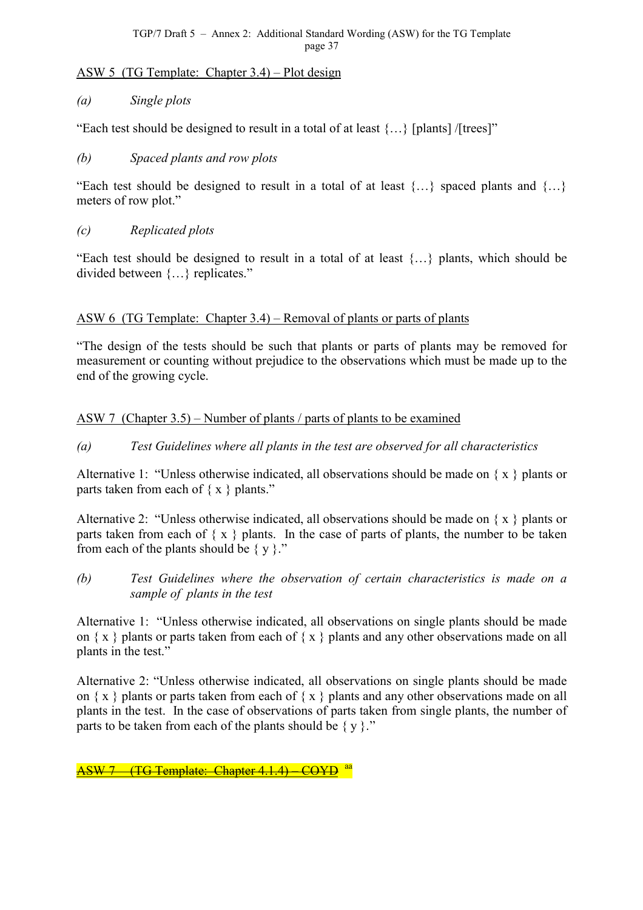ASW 5  (TG Template:  Chapter 3.4) – Plot design

*(a)* *Single plots*

"Each test should be designed to result in a total of at least {…} [plants] /[trees]"

*(b)* *Spaced plants and row plots*

"Each test should be designed to result in a total of at least {…} spaced plants and {…} meters of row plot."

*(c)* *Replicated plots*

"Each test should be designed to result in a total of at least {…} plants, which should be divided between {…} replicates."

ASW 6  (TG Template:  Chapter 3.4) – Removal of plants or parts of plants

"The design of the tests should be such that plants or parts of plants may be removed for measurement or counting without prejudice to the observations which must be made up to the end of the growing cycle.

ASW 7  (Chapter 3.5) – Number of plants / parts of plants to be examined

*(a)* *Test Guidelines where all plants in the test are observed for all characteristics*

Alternative 1:  "Unless otherwise indicated, all observations should be made on { x } plants or parts taken from each of { x } plants."

Alternative 2:  "Unless otherwise indicated, all observations should be made on { x } plants or parts taken from each of { x } plants.  In the case of parts of plants, the number to be taken from each of the plants should be { y }."

*(b)* *Test Guidelines where the observation of certain characteristics is made on a sample of plants in the test*

Alternative 1:  "Unless otherwise indicated, all observations on single plants should be made on { x } plants or parts taken from each of { x } plants and any other observations made on all plants in the test."

Alternative 2: "Unless otherwise indicated, all observations on single plants should be made on { x } plants or parts taken from each of { x } plants and any other observations made on all plants in the test.  In the case of observations of parts taken from single plants, the number of parts to be taken from each of the plants should be { y }."

~~ASW 7    (TG Template:  Chapter 4.1.4) – COYD~~ [aa]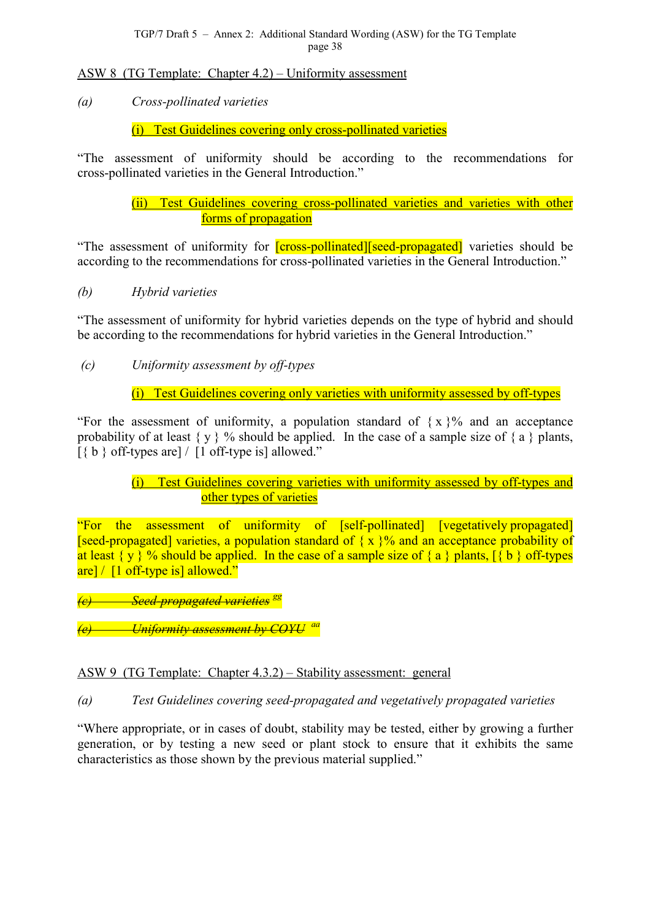ASW 8 (TG Template: Chapter 4.2) – Uniformity assessment

*(a)* *Cross-pollinated varieties*

(i) Test Guidelines covering only cross-pollinated varieties

"The assessment of uniformity should be according to the recommendations for cross-pollinated varieties in the General Introduction."

(ii) Test Guidelines covering cross-pollinated varieties and varieties with other forms of propagation

"The assessment of uniformity for [cross-pollinated][seed-propagated] varieties should be according to the recommendations for cross-pollinated varieties in the General Introduction."

*(b)* *Hybrid varieties*

"The assessment of uniformity for hybrid varieties depends on the type of hybrid and should be according to the recommendations for hybrid varieties in the General Introduction."

*(c)* *Uniformity assessment by off-types*

(i) Test Guidelines covering only varieties with uniformity assessed by off-types

"For the assessment of uniformity, a population standard of { x }% and an acceptance probability of at least { y } % should be applied. In the case of a sample size of { a } plants, [{ b } off-types are] / [1 off-type is] allowed."

(i) Test Guidelines covering varieties with uniformity assessed by off-types and other types of varieties

"For the assessment of uniformity of [self-pollinated] [vegetatively propagated] [seed-propagated] varieties, a population standard of { x }% and an acceptance probability of at least { y } % should be applied. In the case of a sample size of { a } plants, [{ b } off-types are] / [1 off-type is] allowed."

~~*(c)* *Seed-propagated varieties*~~ [gg]

~~*(c)* *Uniformity assessment by COYU*~~ [aa]

ASW 9 (TG Template: Chapter 4.3.2) – Stability assessment: general

*(a)* *Test Guidelines covering seed-propagated and vegetatively propagated varieties*

"Where appropriate, or in cases of doubt, stability may be tested, either by growing a further generation, or by testing a new seed or plant stock to ensure that it exhibits the same characteristics as those shown by the previous material supplied."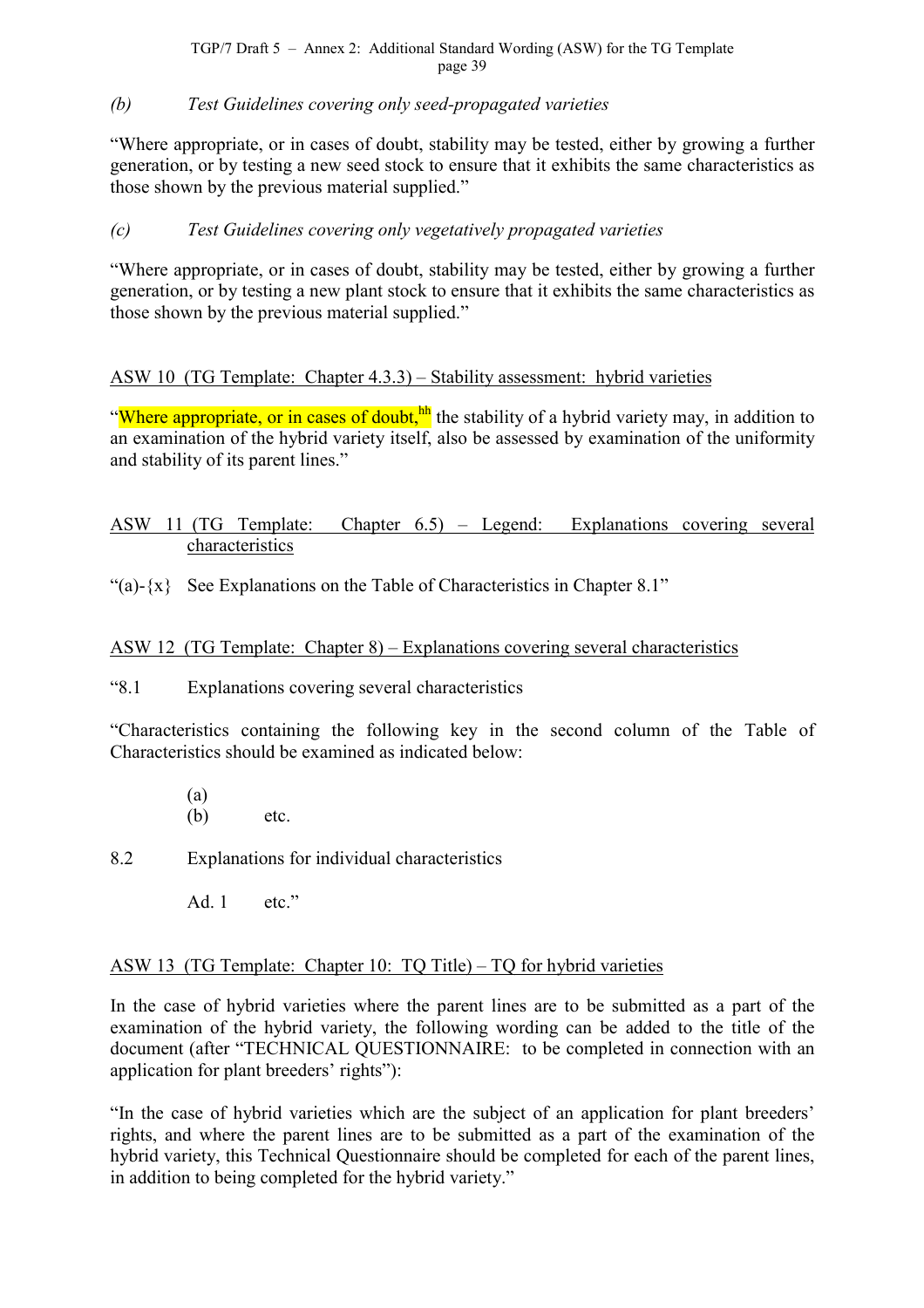*(b) Test Guidelines covering only seed-propagated varieties*

"Where appropriate, or in cases of doubt, stability may be tested, either by growing a further generation, or by testing a new seed stock to ensure that it exhibits the same characteristics as those shown by the previous material supplied."

*(c) Test Guidelines covering only vegetatively propagated varieties*

"Where appropriate, or in cases of doubt, stability may be tested, either by growing a further generation, or by testing a new plant stock to ensure that it exhibits the same characteristics as those shown by the previous material supplied."

ASW 10 (TG Template: Chapter 4.3.3) – Stability assessment: hybrid varieties

"Where appropriate, or in cases of doubt,[hh] the stability of a hybrid variety may, in addition to an examination of the hybrid variety itself, also be assessed by examination of the uniformity and stability of its parent lines."

ASW 11 (TG Template: Chapter 6.5) – Legend: Explanations covering several characteristics

"(a)-{x} See Explanations on the Table of Characteristics in Chapter 8.1"

ASW 12 (TG Template: Chapter 8) – Explanations covering several characteristics

"8.1 Explanations covering several characteristics

"Characteristics containing the following key in the second column of the Table of Characteristics should be examined as indicated below:

(a)
(b) etc.

8.2 Explanations for individual characteristics

Ad. 1 etc."

ASW 13 (TG Template: Chapter 10: TQ Title) – TQ for hybrid varieties

In the case of hybrid varieties where the parent lines are to be submitted as a part of the examination of the hybrid variety, the following wording can be added to the title of the document (after "TECHNICAL QUESTIONNAIRE: to be completed in connection with an application for plant breeders' rights"):

"In the case of hybrid varieties which are the subject of an application for plant breeders' rights, and where the parent lines are to be submitted as a part of the examination of the hybrid variety, this Technical Questionnaire should be completed for each of the parent lines, in addition to being completed for the hybrid variety."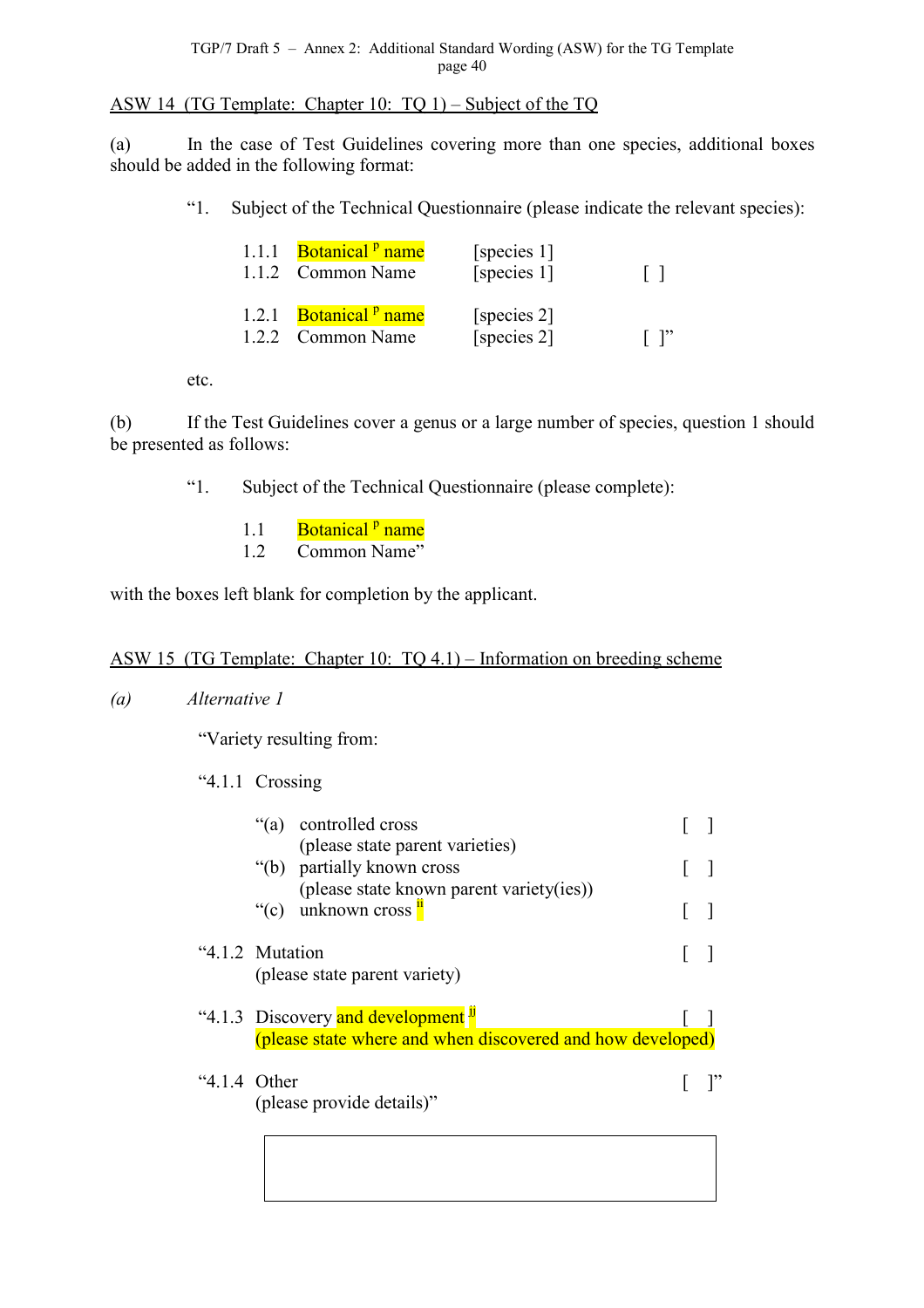ASW 14 (TG Template: Chapter 10: TQ 1) – Subject of the TQ

(a) In the case of Test Guidelines covering more than one species, additional boxes should be added in the following format:

"1. Subject of the Technical Questionnaire (please indicate the relevant species):

| | | | |
|---|---|---|---|
| 1.1.1 | Botanical [P] name | [species 1] | |
| 1.1.2 | Common Name | [species 1] | [ ] |
| 1.2.1 | Botanical [P] name | [species 2] | |
| 1.2.2 | Common Name | [species 2] | [ ]" |

etc.

(b) If the Test Guidelines cover a genus or a large number of species, question 1 should be presented as follows:

"1. Subject of the Technical Questionnaire (please complete):

1.1 Botanical [P] name
1.2 Common Name"

with the boxes left blank for completion by the applicant.

ASW 15 (TG Template: Chapter 10: TQ 4.1) – Information on breeding scheme

*(a) Alternative 1*

"Variety resulting from:

"4.1.1 Crossing

| | | |
|---|---|---|
| "(a) | controlled cross (please state parent varieties) | [ ] |
| "(b) | partially known cross (please state known parent variety(ies)) | [ ] |
| "(c) | unknown cross [ii] | [ ] |

| | | |
|---|---|---|
| "4.1.2 | Mutation (please state parent variety) | [ ] |
| "4.1.3 | Discovery and development [ii] (please state where and when discovered and how developed) | [ ] |
| "4.1.4 | Other (please provide details)" | [ ]" |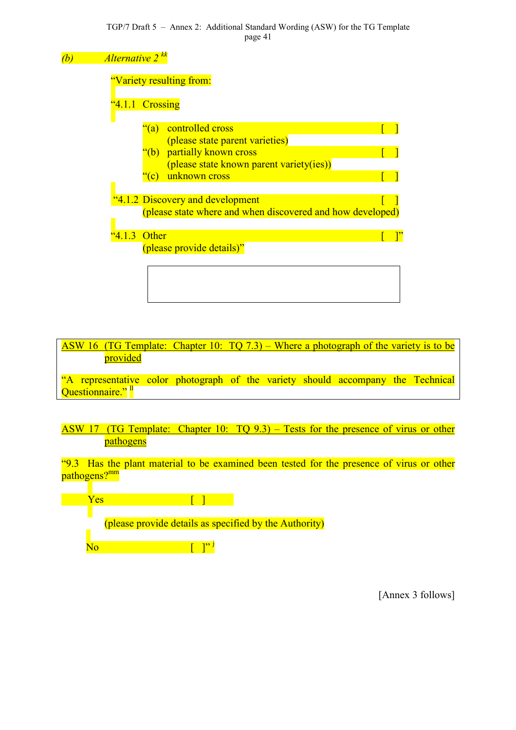*(b)* *Alternative 2* [kk]

"Variety resulting from:

"4.1.1 Crossing

"(a) controlled cross [ ]
(please state parent varieties)
"(b) partially known cross [ ]
(please state known parent variety(ies))
"(c) unknown cross [ ]

"4.1.2 Discovery and development [ ]
(please state where and when discovered and how developed)

"4.1.3 Other [ ]"
(please provide details)"

| |
|---|
| |

| ASW 16 (TG Template: Chapter 10: TQ 7.3) – Where a photograph of the variety is to be provided |
|---|
| "A representative color photograph of the variety should accompany the Technical Questionnaire." [ll] |

ASW 17 (TG Template: Chapter 10: TQ 9.3) – Tests for the presence of virus or other pathogens

"9.3 Has the plant material to be examined been tested for the presence of virus or other pathogens?[mm]

Yes [ ]

(please provide details as specified by the Authority)

No [ ]" [j]

[Annex 3 follows]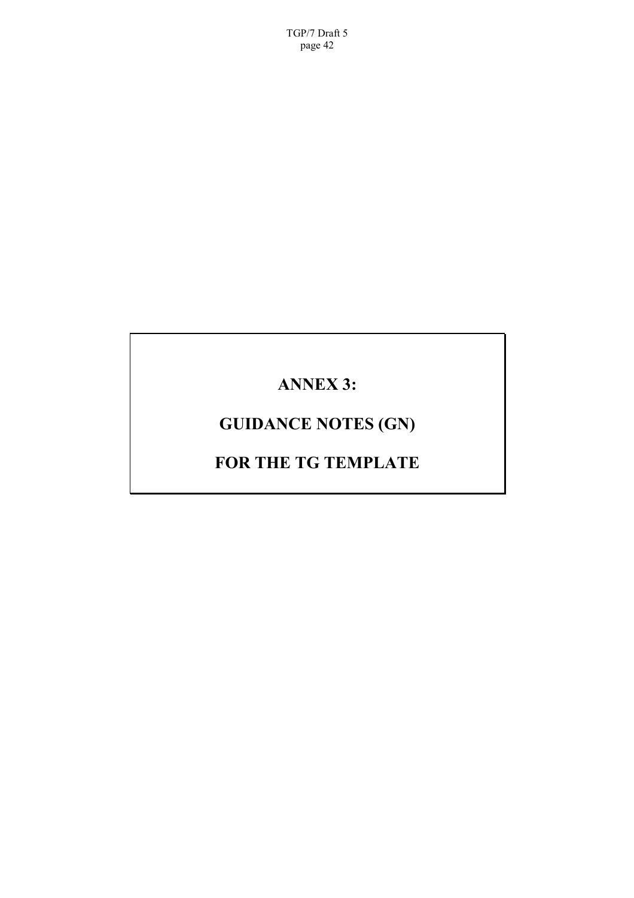# ANNEX 3:

# GUIDANCE NOTES (GN)

# FOR THE TG TEMPLATE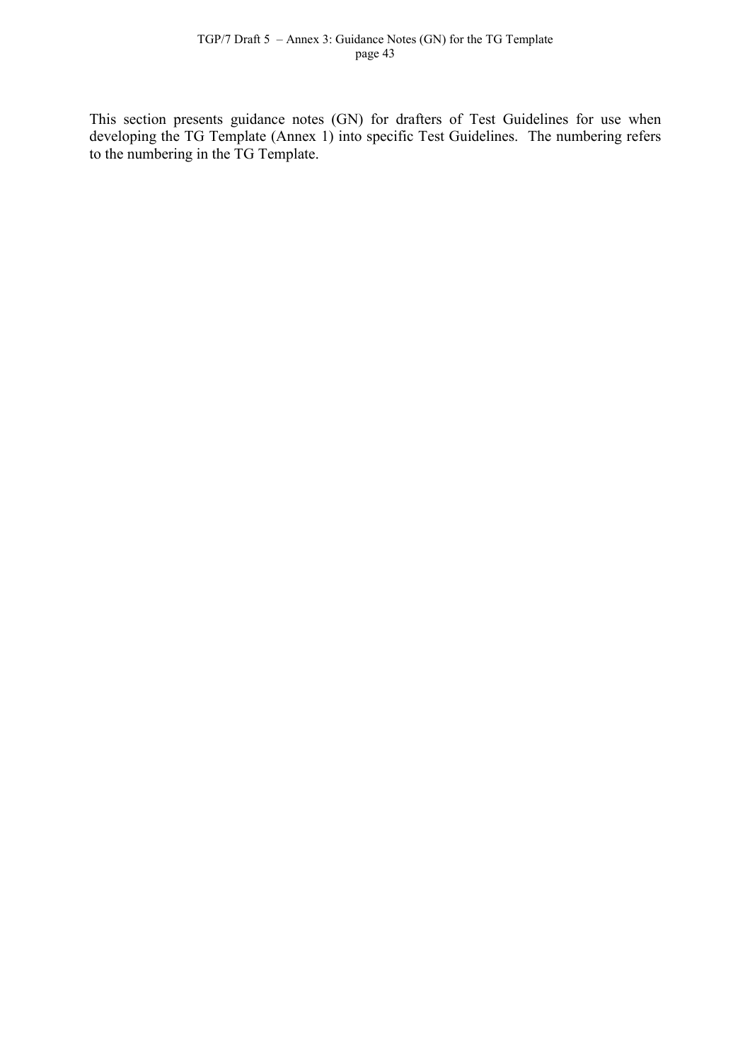This section presents guidance notes (GN) for drafters of Test Guidelines for use when developing the TG Template (Annex 1) into specific Test Guidelines. The numbering refers to the numbering in the TG Template.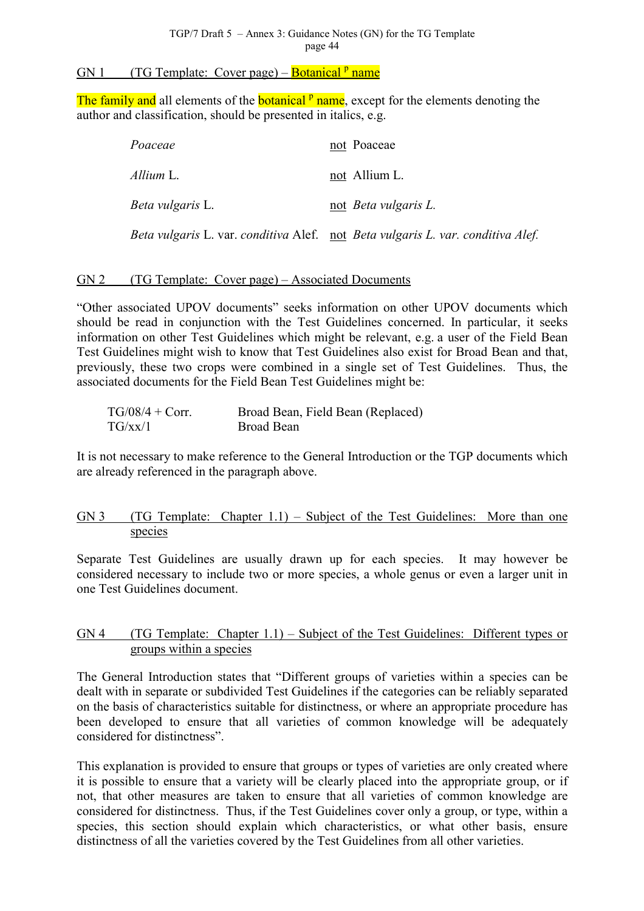GN 1 (TG Template: Cover page) – Botanical [p] name

The family and all elements of the botanical [p] name, except for the elements denoting the author and classification, should be presented in italics, e.g.

| | |
|---|---|
| *Poaceae* | not Poaceae |
| *Allium* L. | not Allium L. |
| *Beta vulgaris* L. | not *Beta vulgaris L.* |
| *Beta vulgaris* L. var. *conditiva* Alef. | not *Beta vulgaris L. var. conditiva Alef.* |

GN 2 (TG Template: Cover page) – Associated Documents

"Other associated UPOV documents" seeks information on other UPOV documents which should be read in conjunction with the Test Guidelines concerned. In particular, it seeks information on other Test Guidelines which might be relevant, e.g. a user of the Field Bean Test Guidelines might wish to know that Test Guidelines also exist for Broad Bean and that, previously, these two crops were combined in a single set of Test Guidelines. Thus, the associated documents for the Field Bean Test Guidelines might be:

| | |
|---|---|
| TG/08/4 + Corr. | Broad Bean, Field Bean (Replaced) |
| TG/xx/1 | Broad Bean |

It is not necessary to make reference to the General Introduction or the TGP documents which are already referenced in the paragraph above.

GN 3 (TG Template: Chapter 1.1) – Subject of the Test Guidelines: More than one species

Separate Test Guidelines are usually drawn up for each species. It may however be considered necessary to include two or more species, a whole genus or even a larger unit in one Test Guidelines document.

GN 4 (TG Template: Chapter 1.1) – Subject of the Test Guidelines: Different types or groups within a species

The General Introduction states that "Different groups of varieties within a species can be dealt with in separate or subdivided Test Guidelines if the categories can be reliably separated on the basis of characteristics suitable for distinctness, or where an appropriate procedure has been developed to ensure that all varieties of common knowledge will be adequately considered for distinctness".

This explanation is provided to ensure that groups or types of varieties are only created where it is possible to ensure that a variety will be clearly placed into the appropriate group, or if not, that other measures are taken to ensure that all varieties of common knowledge are considered for distinctness. Thus, if the Test Guidelines cover only a group, or type, within a species, this section should explain which characteristics, or what other basis, ensure distinctness of all the varieties covered by the Test Guidelines from all other varieties.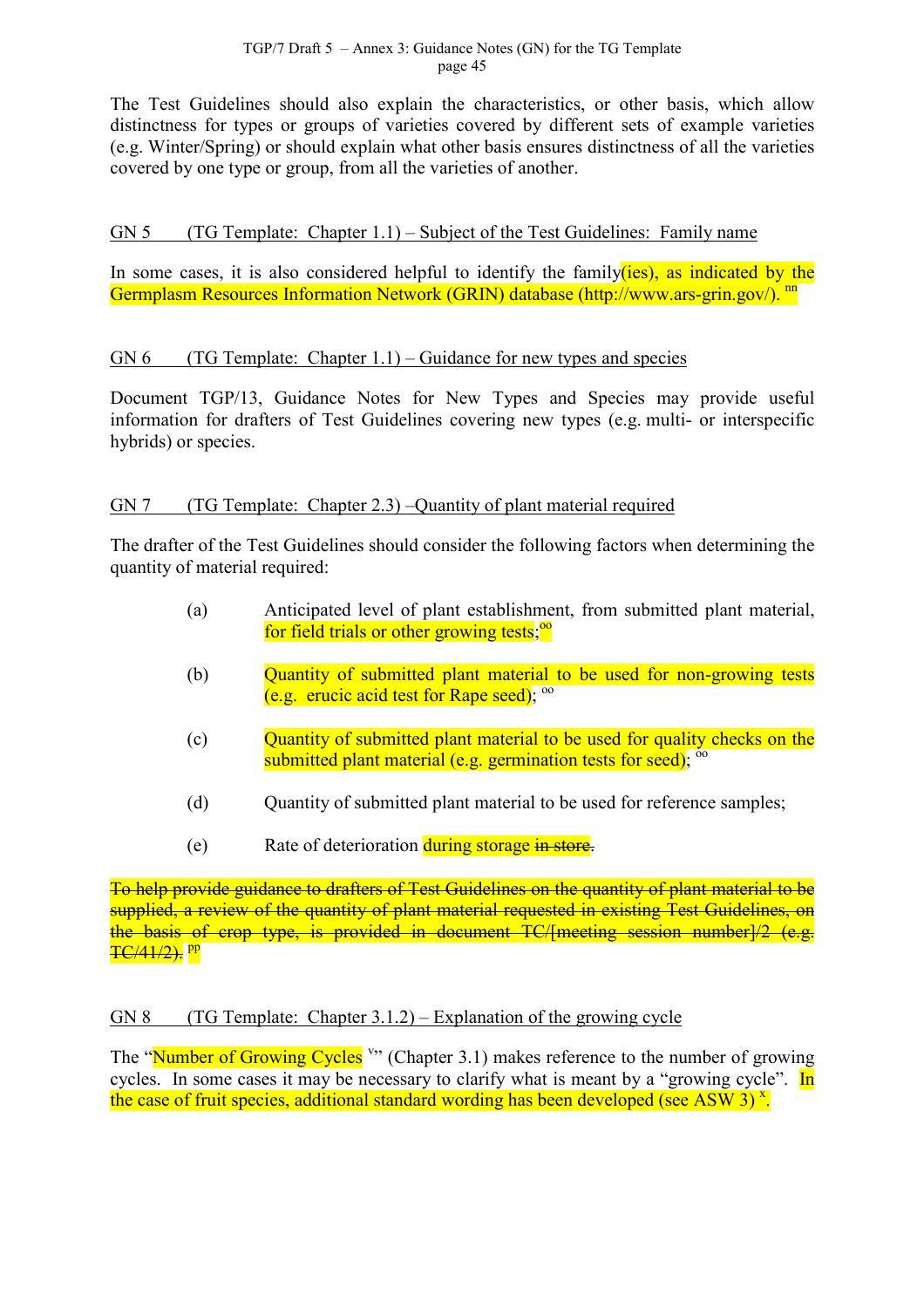The Test Guidelines should also explain the characteristics, or other basis, which allow distinctness for types or groups of varieties covered by different sets of example varieties (e.g. Winter/Spring) or should explain what other basis ensures distinctness of all the varieties covered by one type or group, from all the varieties of another.

GN 5 (TG Template: Chapter 1.1) – Subject of the Test Guidelines: Family name

In some cases, it is also considered helpful to identify the family(ies), as indicated by the Germplasm Resources Information Network (GRIN) database (http://www.ars-grin.gov/). [nn]

GN 6 (TG Template: Chapter 1.1) – Guidance for new types and species

Document TGP/13, Guidance Notes for New Types and Species may provide useful information for drafters of Test Guidelines covering new types (e.g. multi- or interspecific hybrids) or species.

GN 7 (TG Template: Chapter 2.3) –Quantity of plant material required

The drafter of the Test Guidelines should consider the following factors when determining the quantity of material required:

(a) Anticipated level of plant establishment, from submitted plant material, for field trials or other growing tests; [oo]

(b) Quantity of submitted plant material to be used for non-growing tests (e.g. erucic acid test for Rape seed); [oo]

(c) Quantity of submitted plant material to be used for quality checks on the submitted plant material (e.g. germination tests for seed); [oo]

(d) Quantity of submitted plant material to be used for reference samples;

(e) Rate of deterioration during storage ~~in store.~~

~~To help provide guidance to drafters of Test Guidelines on the quantity of plant material to be supplied, a review of the quantity of plant material requested in existing Test Guidelines, on the basis of crop type, is provided in document TC/[meeting session number]/2 (e.g. TC/41/2).~~ [pp]

GN 8 (TG Template: Chapter 3.1.2) – Explanation of the growing cycle

The "Number of Growing Cycles [v]" (Chapter 3.1) makes reference to the number of growing cycles. In some cases it may be necessary to clarify what is meant by a "growing cycle". In the case of fruit species, additional standard wording has been developed (see ASW 3) [x].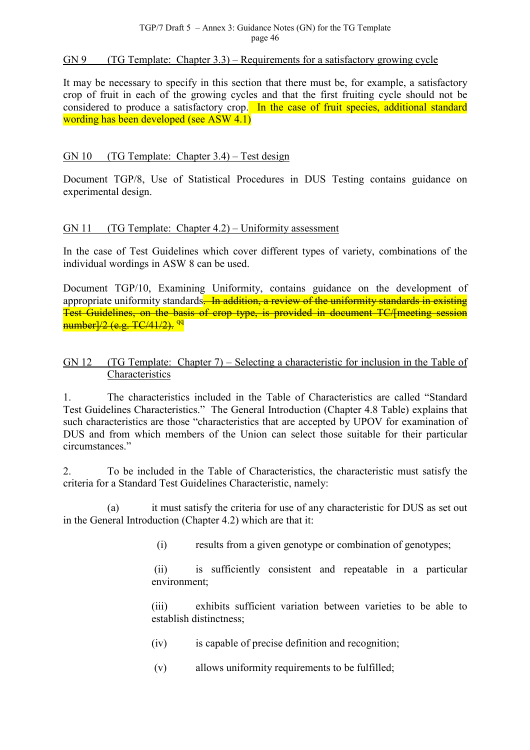GN 9 (TG Template: Chapter 3.3) – Requirements for a satisfactory growing cycle

It may be necessary to specify in this section that there must be, for example, a satisfactory crop of fruit in each of the growing cycles and that the first fruiting cycle should not be considered to produce a satisfactory crop. In the case of fruit species, additional standard wording has been developed (see ASW 4.1)

GN 10 (TG Template: Chapter 3.4) – Test design

Document TGP/8, Use of Statistical Procedures in DUS Testing contains guidance on experimental design.

GN 11 (TG Template: Chapter 4.2) – Uniformity assessment

In the case of Test Guidelines which cover different types of variety, combinations of the individual wordings in ASW 8 can be used.

Document TGP/10, Examining Uniformity, contains guidance on the development of appropriate uniformity standards~~. In addition, a review of the uniformity standards in existing Test Guidelines, on the basis of crop type, is provided in document TC/[meeting session number]/2 (e.g. TC/41/2).~~ [qq]

GN 12 (TG Template: Chapter 7) – Selecting a characteristic for inclusion in the Table of Characteristics

1. The characteristics included in the Table of Characteristics are called "Standard Test Guidelines Characteristics." The General Introduction (Chapter 4.8 Table) explains that such characteristics are those "characteristics that are accepted by UPOV for examination of DUS and from which members of the Union can select those suitable for their particular circumstances."

2. To be included in the Table of Characteristics, the characteristic must satisfy the criteria for a Standard Test Guidelines Characteristic, namely:

(a) it must satisfy the criteria for use of any characteristic for DUS as set out in the General Introduction (Chapter 4.2) which are that it:

(i) results from a given genotype or combination of genotypes;

(ii) is sufficiently consistent and repeatable in a particular environment;

(iii) exhibits sufficient variation between varieties to be able to establish distinctness;

(iv) is capable of precise definition and recognition;

(v) allows uniformity requirements to be fulfilled;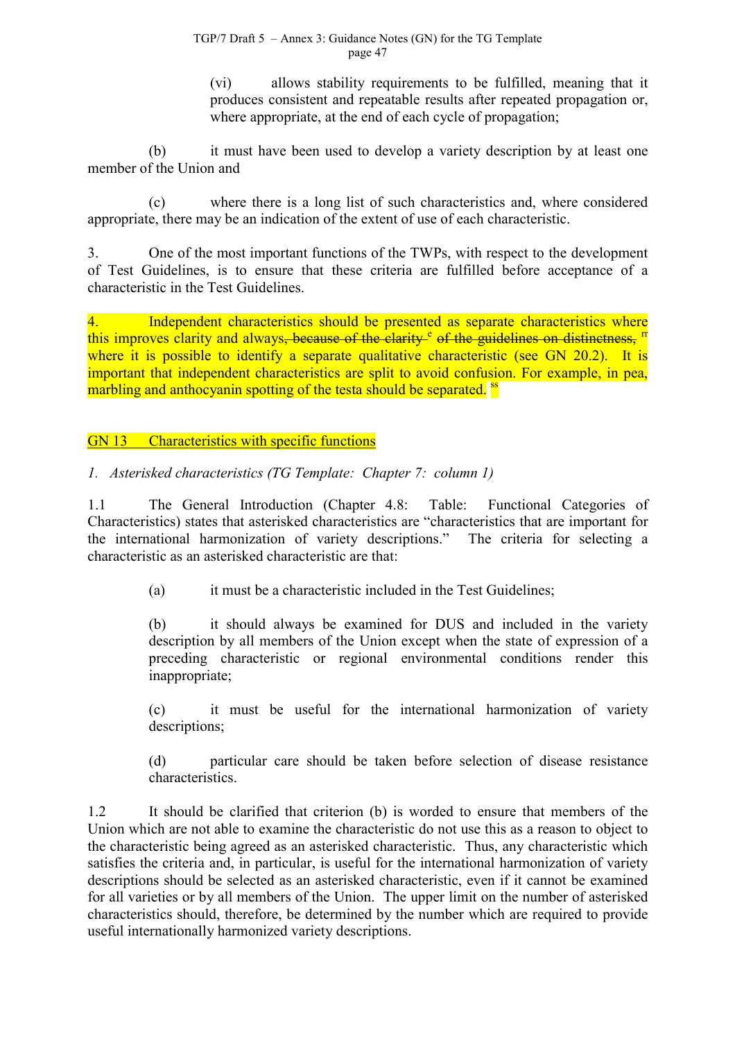(vi) allows stability requirements to be fulfilled, meaning that it produces consistent and repeatable results after repeated propagation or, where appropriate, at the end of each cycle of propagation;

(b) it must have been used to develop a variety description by at least one member of the Union and

(c) where there is a long list of such characteristics and, where considered appropriate, there may be an indication of the extent of use of each characteristic.

3. One of the most important functions of the TWPs, with respect to the development of Test Guidelines, is to ensure that these criteria are fulfilled before acceptance of a characteristic in the Test Guidelines.

4. Independent characteristics should be presented as separate characteristics where this improves clarity and always~~, because of the clarity~~ [e] ~~of the guidelines on distinctness,~~ [rr] where it is possible to identify a separate qualitative characteristic (see GN 20.2). It is important that independent characteristics are split to avoid confusion. For example, in pea, marbling and anthocyanin spotting of the testa should be separated. [ss]

## GN 13 Characteristics with specific functions

*1. Asterisked characteristics (TG Template: Chapter 7: column 1)*

1.1 The General Introduction (Chapter 4.8: Table: Functional Categories of Characteristics) states that asterisked characteristics are "characteristics that are important for the international harmonization of variety descriptions." The criteria for selecting a characteristic as an asterisked characteristic are that:

(a) it must be a characteristic included in the Test Guidelines;

(b) it should always be examined for DUS and included in the variety description by all members of the Union except when the state of expression of a preceding characteristic or regional environmental conditions render this inappropriate;

(c) it must be useful for the international harmonization of variety descriptions;

(d) particular care should be taken before selection of disease resistance characteristics.

1.2 It should be clarified that criterion (b) is worded to ensure that members of the Union which are not able to examine the characteristic do not use this as a reason to object to the characteristic being agreed as an asterisked characteristic. Thus, any characteristic which satisfies the criteria and, in particular, is useful for the international harmonization of variety descriptions should be selected as an asterisked characteristic, even if it cannot be examined for all varieties or by all members of the Union. The upper limit on the number of asterisked characteristics should, therefore, be determined by the number which are required to provide useful internationally harmonized variety descriptions.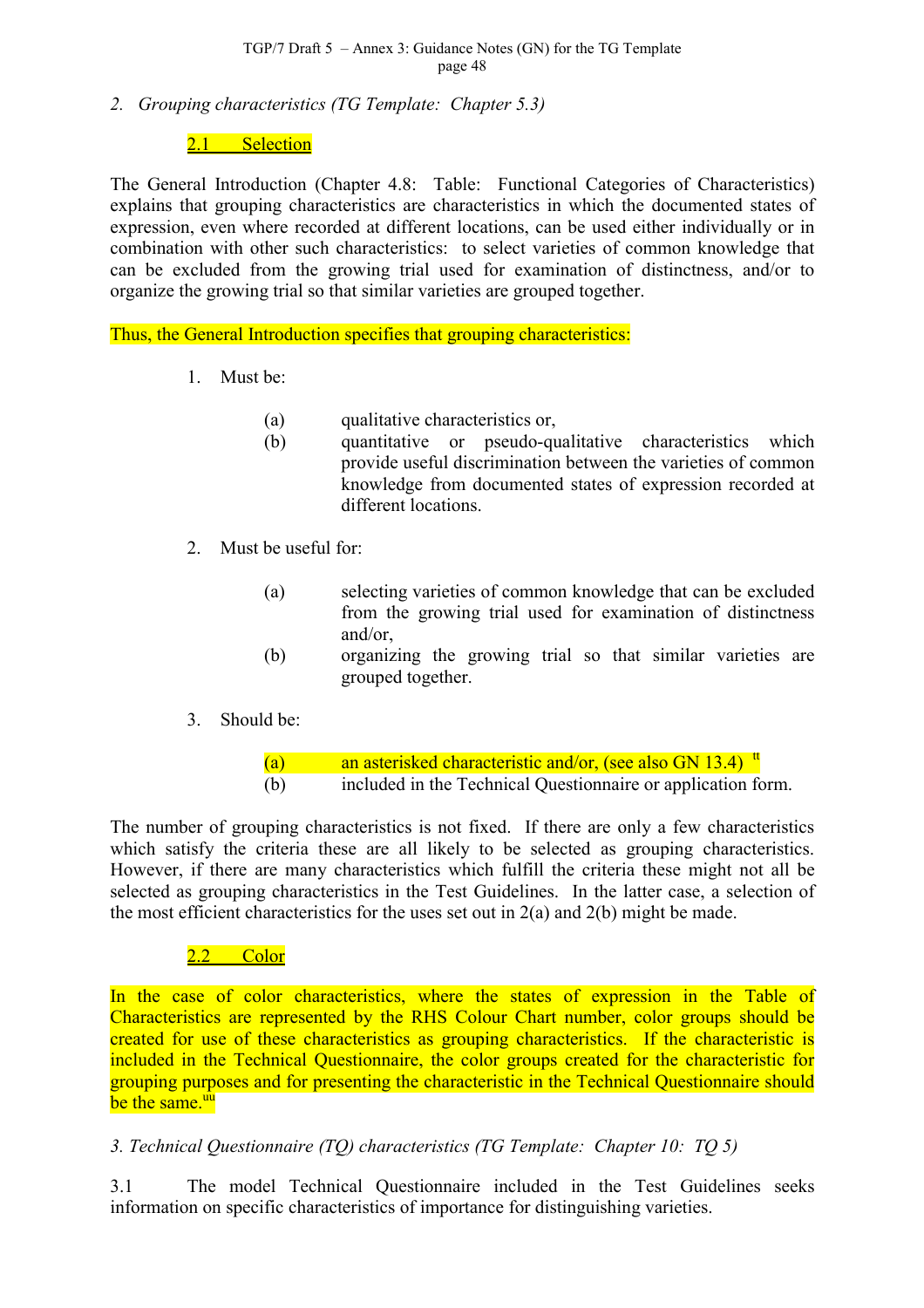*2. Grouping characteristics (TG Template: Chapter 5.3)*

2.1 Selection

The General Introduction (Chapter 4.8: Table: Functional Categories of Characteristics) explains that grouping characteristics are characteristics in which the documented states of expression, even where recorded at different locations, can be used either individually or in combination with other such characteristics: to select varieties of common knowledge that can be excluded from the growing trial used for examination of distinctness, and/or to organize the growing trial so that similar varieties are grouped together.

Thus, the General Introduction specifies that grouping characteristics:

1. Must be:

   (a) qualitative characteristics or,
   
   (b) quantitative or pseudo-qualitative characteristics which provide useful discrimination between the varieties of common knowledge from documented states of expression recorded at different locations.

2. Must be useful for:

   (a) selecting varieties of common knowledge that can be excluded from the growing trial used for examination of distinctness and/or,
   
   (b) organizing the growing trial so that similar varieties are grouped together.

3. Should be:

   (a) an asterisked characteristic and/or, (see also GN 13.4) [tt]
   
   (b) included in the Technical Questionnaire or application form.

The number of grouping characteristics is not fixed. If there are only a few characteristics which satisfy the criteria these are all likely to be selected as grouping characteristics. However, if there are many characteristics which fulfill the criteria these might not all be selected as grouping characteristics in the Test Guidelines. In the latter case, a selection of the most efficient characteristics for the uses set out in 2(a) and 2(b) might be made.

2.2 Color

In the case of color characteristics, where the states of expression in the Table of Characteristics are represented by the RHS Colour Chart number, color groups should be created for use of these characteristics as grouping characteristics. If the characteristic is included in the Technical Questionnaire, the color groups created for the characteristic for grouping purposes and for presenting the characteristic in the Technical Questionnaire should be the same.[uu]

*3. Technical Questionnaire (TQ) characteristics (TG Template: Chapter 10: TQ 5)*

3.1 The model Technical Questionnaire included in the Test Guidelines seeks information on specific characteristics of importance for distinguishing varieties.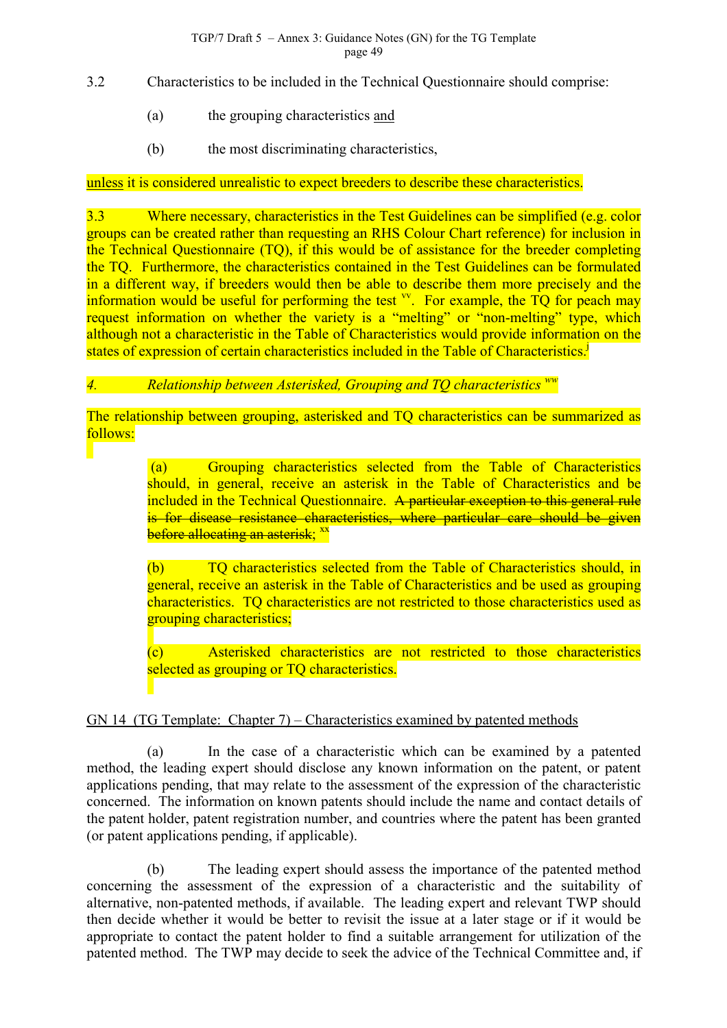3.2 Characteristics to be included in the Technical Questionnaire should comprise:

(a) the grouping characteristics and

(b) the most discriminating characteristics,

unless it is considered unrealistic to expect breeders to describe these characteristics.

3.3 Where necessary, characteristics in the Test Guidelines can be simplified (e.g. color groups can be created rather than requesting an RHS Colour Chart reference) for inclusion in the Technical Questionnaire (TQ), if this would be of assistance for the breeder completing the TQ. Furthermore, the characteristics contained in the Test Guidelines can be formulated in a different way, if breeders would then be able to describe them more precisely and the information would be useful for performing the test [vv]. For example, the TQ for peach may request information on whether the variety is a "melting" or "non-melting" type, which although not a characteristic in the Table of Characteristics would provide information on the states of expression of certain characteristics included in the Table of Characteristics.[j]

*4. Relationship between Asterisked, Grouping and TQ characteristics* [ww]

The relationship between grouping, asterisked and TQ characteristics can be summarized as follows:

(a) Grouping characteristics selected from the Table of Characteristics should, in general, receive an asterisk in the Table of Characteristics and be included in the Technical Questionnaire. ~~A particular exception to this general rule is for disease resistance characteristics, where particular care should be given before allocating an asterisk~~; [xx]

(b) TQ characteristics selected from the Table of Characteristics should, in general, receive an asterisk in the Table of Characteristics and be used as grouping characteristics. TQ characteristics are not restricted to those characteristics used as grouping characteristics;

(c) Asterisked characteristics are not restricted to those characteristics selected as grouping or TQ characteristics.

GN 14 (TG Template: Chapter 7) – Characteristics examined by patented methods

(a) In the case of a characteristic which can be examined by a patented method, the leading expert should disclose any known information on the patent, or patent applications pending, that may relate to the assessment of the expression of the characteristic concerned. The information on known patents should include the name and contact details of the patent holder, patent registration number, and countries where the patent has been granted (or patent applications pending, if applicable).

(b) The leading expert should assess the importance of the patented method concerning the assessment of the expression of a characteristic and the suitability of alternative, non-patented methods, if available. The leading expert and relevant TWP should then decide whether it would be better to revisit the issue at a later stage or if it would be appropriate to contact the patent holder to find a suitable arrangement for utilization of the patented method. The TWP may decide to seek the advice of the Technical Committee and, if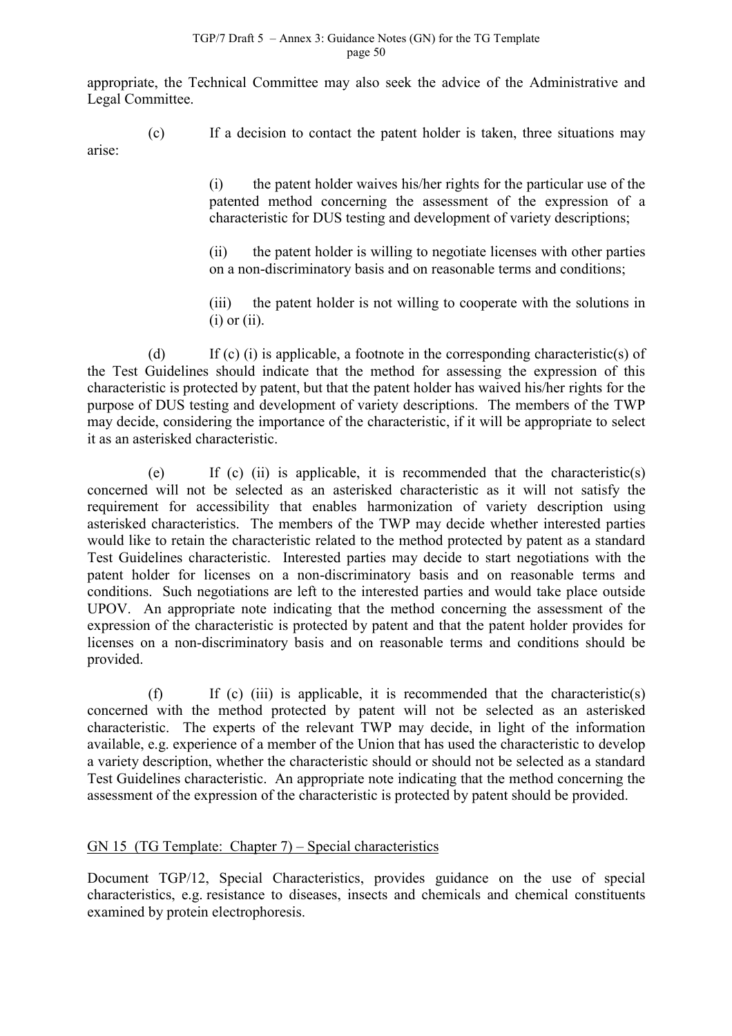appropriate, the Technical Committee may also seek the advice of the Administrative and Legal Committee.

(c) If a decision to contact the patent holder is taken, three situations may arise:

> (i) the patent holder waives his/her rights for the particular use of the patented method concerning the assessment of the expression of a characteristic for DUS testing and development of variety descriptions;
>
> (ii) the patent holder is willing to negotiate licenses with other parties on a non-discriminatory basis and on reasonable terms and conditions;
>
> (iii) the patent holder is not willing to cooperate with the solutions in (i) or (ii).

(d) If (c) (i) is applicable, a footnote in the corresponding characteristic(s) of the Test Guidelines should indicate that the method for assessing the expression of this characteristic is protected by patent, but that the patent holder has waived his/her rights for the purpose of DUS testing and development of variety descriptions. The members of the TWP may decide, considering the importance of the characteristic, if it will be appropriate to select it as an asterisked characteristic.

(e) If (c) (ii) is applicable, it is recommended that the characteristic(s) concerned will not be selected as an asterisked characteristic as it will not satisfy the requirement for accessibility that enables harmonization of variety description using asterisked characteristics. The members of the TWP may decide whether interested parties would like to retain the characteristic related to the method protected by patent as a standard Test Guidelines characteristic. Interested parties may decide to start negotiations with the patent holder for licenses on a non-discriminatory basis and on reasonable terms and conditions. Such negotiations are left to the interested parties and would take place outside UPOV. An appropriate note indicating that the method concerning the assessment of the expression of the characteristic is protected by patent and that the patent holder provides for licenses on a non-discriminatory basis and on reasonable terms and conditions should be provided.

(f) If (c) (iii) is applicable, it is recommended that the characteristic(s) concerned with the method protected by patent will not be selected as an asterisked characteristic. The experts of the relevant TWP may decide, in light of the information available, e.g. experience of a member of the Union that has used the characteristic to develop a variety description, whether the characteristic should or should not be selected as a standard Test Guidelines characteristic. An appropriate note indicating that the method concerning the assessment of the expression of the characteristic is protected by patent should be provided.

## GN 15 (TG Template: Chapter 7) – Special characteristics

Document TGP/12, Special Characteristics, provides guidance on the use of special characteristics, e.g. resistance to diseases, insects and chemicals and chemical constituents examined by protein electrophoresis.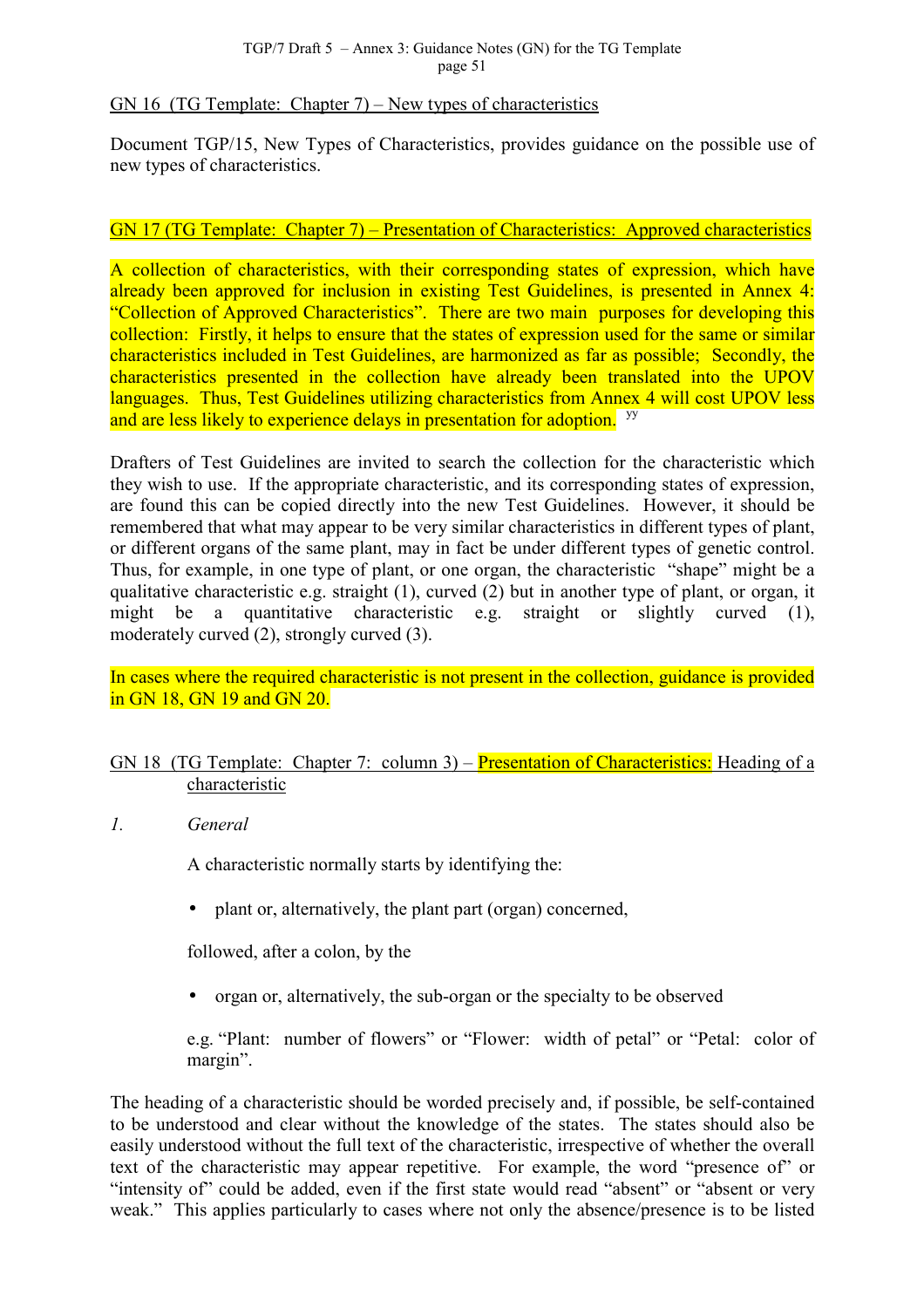GN 16 (TG Template: Chapter 7) – New types of characteristics

Document TGP/15, New Types of Characteristics, provides guidance on the possible use of new types of characteristics.

GN 17 (TG Template: Chapter 7) – Presentation of Characteristics: Approved characteristics

A collection of characteristics, with their corresponding states of expression, which have already been approved for inclusion in existing Test Guidelines, is presented in Annex 4: "Collection of Approved Characteristics". There are two main purposes for developing this collection: Firstly, it helps to ensure that the states of expression used for the same or similar characteristics included in Test Guidelines, are harmonized as far as possible; Secondly, the characteristics presented in the collection have already been translated into the UPOV languages. Thus, Test Guidelines utilizing characteristics from Annex 4 will cost UPOV less and are less likely to experience delays in presentation for adoption. [yy]

Drafters of Test Guidelines are invited to search the collection for the characteristic which they wish to use. If the appropriate characteristic, and its corresponding states of expression, are found this can be copied directly into the new Test Guidelines. However, it should be remembered that what may appear to be very similar characteristics in different types of plant, or different organs of the same plant, may in fact be under different types of genetic control. Thus, for example, in one type of plant, or one organ, the characteristic "shape" might be a qualitative characteristic e.g. straight (1), curved (2) but in another type of plant, or organ, it might be a quantitative characteristic e.g. straight or slightly curved (1), moderately curved (2), strongly curved (3).

In cases where the required characteristic is not present in the collection, guidance is provided in GN 18, GN 19 and GN 20.

GN 18 (TG Template: Chapter 7: column 3) – Presentation of Characteristics: Heading of a characteristic

*1. General*

A characteristic normally starts by identifying the:

- plant or, alternatively, the plant part (organ) concerned,

followed, after a colon, by the

- organ or, alternatively, the sub-organ or the specialty to be observed

e.g. "Plant: number of flowers" or "Flower: width of petal" or "Petal: color of margin".

The heading of a characteristic should be worded precisely and, if possible, be self-contained to be understood and clear without the knowledge of the states. The states should also be easily understood without the full text of the characteristic, irrespective of whether the overall text of the characteristic may appear repetitive. For example, the word "presence of" or "intensity of" could be added, even if the first state would read "absent" or "absent or very weak." This applies particularly to cases where not only the absence/presence is to be listed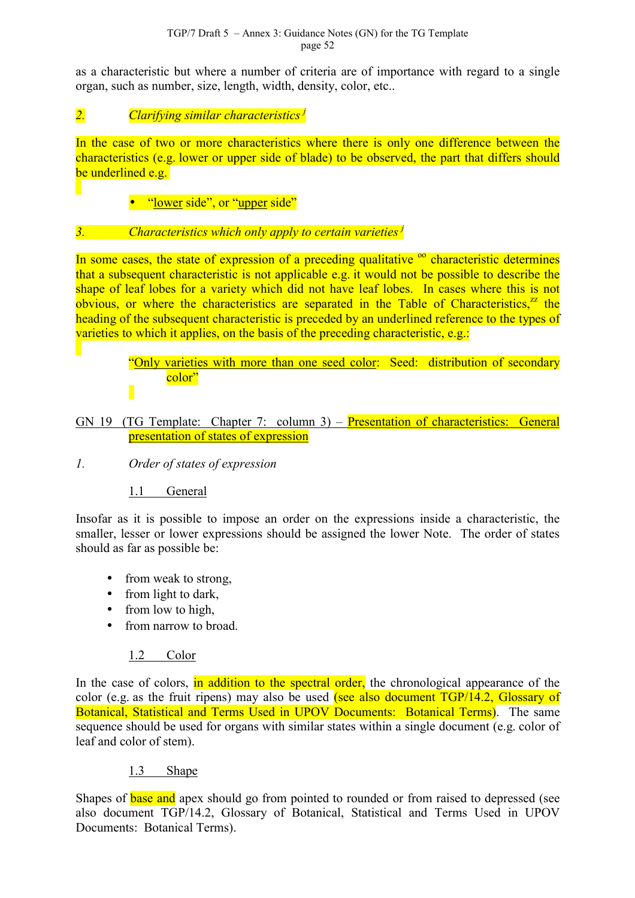as a characteristic but where a number of criteria are of importance with regard to a single organ, such as number, size, length, width, density, color, etc..

*2. Clarifying similar characteristics* [j]

In the case of two or more characteristics where there is only one difference between the characteristics (e.g. lower or upper side of blade) to be observed, the part that differs should be underlined e.g.

- "lower side", or "upper side"

*3. Characteristics which only apply to certain varieties* [j]

In some cases, the state of expression of a preceding qualitative [oo] characteristic determines that a subsequent characteristic is not applicable e.g. it would not be possible to describe the shape of leaf lobes for a variety which did not have leaf lobes. In cases where this is not obvious, or where the characteristics are separated in the Table of Characteristics,[zz] the heading of the subsequent characteristic is preceded by an underlined reference to the types of varieties to which it applies, on the basis of the preceding characteristic, e.g.:

> "Only varieties with more than one seed color: Seed: distribution of secondary color"

GN 19 (TG Template: Chapter 7: column 3) – Presentation of characteristics: General presentation of states of expression

*1. Order of states of expression*

1.1 General

Insofar as it is possible to impose an order on the expressions inside a characteristic, the smaller, lesser or lower expressions should be assigned the lower Note. The order of states should as far as possible be:

- from weak to strong,
- from light to dark,
- from low to high,
- from narrow to broad.

1.2 Color

In the case of colors, in addition to the spectral order, the chronological appearance of the color (e.g. as the fruit ripens) may also be used (see also document TGP/14.2, Glossary of Botanical, Statistical and Terms Used in UPOV Documents: Botanical Terms). The same sequence should be used for organs with similar states within a single document (e.g. color of leaf and color of stem).

1.3 Shape

Shapes of base and apex should go from pointed to rounded or from raised to depressed (see also document TGP/14.2, Glossary of Botanical, Statistical and Terms Used in UPOV Documents: Botanical Terms).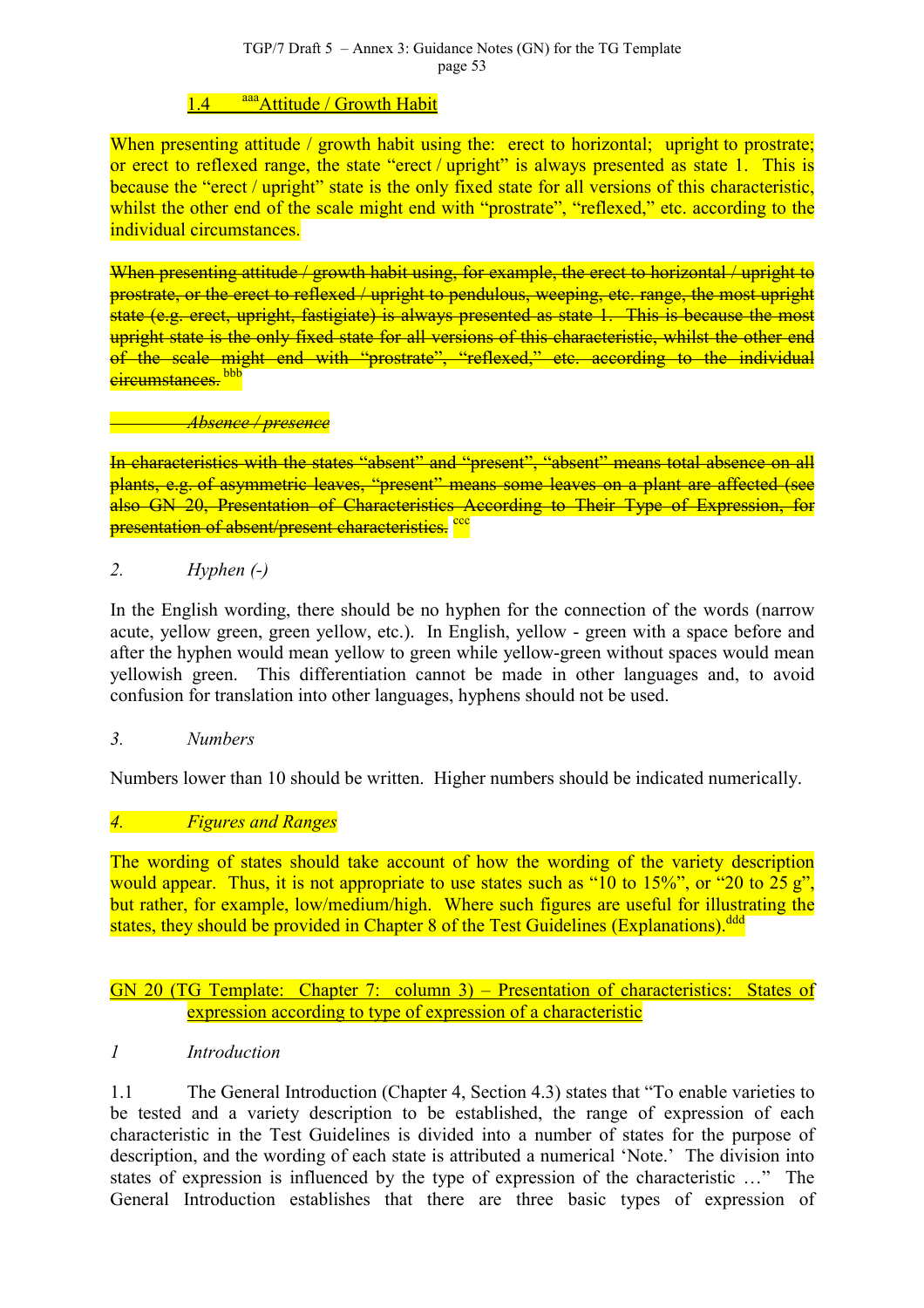### 1.4 [aaa]Attitude / Growth Habit

When presenting attitude / growth habit using the: erect to horizontal; upright to prostrate; or erect to reflexed range, the state "erect / upright" is always presented as state 1. This is because the "erect / upright" state is the only fixed state for all versions of this characteristic, whilst the other end of the scale might end with "prostrate", "reflexed," etc. according to the individual circumstances.

~~When presenting attitude / growth habit using, for example, the erect to horizontal / upright to prostrate, or the erect to reflexed / upright to pendulous, weeping, etc. range, the most upright state (e.g. erect, upright, fastigiate) is always presented as state 1. This is because the most upright state is the only fixed state for all versions of this characteristic, whilst the other end of the scale might end with "prostrate", "reflexed," etc. according to the individual circumstances.~~ [bbb]

~~*Absence / presence*~~

~~In characteristics with the states "absent" and "present", "absent" means total absence on all plants, e.g. of asymmetric leaves, "present" means some leaves on a plant are affected (see also GN 20, Presentation of Characteristics According to Their Type of Expression, for presentation of absent/present characteristics.~~ [ccc]

*2. Hyphen (-)*

In the English wording, there should be no hyphen for the connection of the words (narrow acute, yellow green, green yellow, etc.). In English, yellow - green with a space before and after the hyphen would mean yellow to green while yellow-green without spaces would mean yellowish green. This differentiation cannot be made in other languages and, to avoid confusion for translation into other languages, hyphens should not be used.

*3. Numbers*

Numbers lower than 10 should be written. Higher numbers should be indicated numerically.

*4. Figures and Ranges*

The wording of states should take account of how the wording of the variety description would appear. Thus, it is not appropriate to use states such as "10 to 15%", or "20 to 25 g", but rather, for example, low/medium/high. Where such figures are useful for illustrating the states, they should be provided in Chapter 8 of the Test Guidelines (Explanations).[ddd]

## GN 20 (TG Template: Chapter 7: column 3) – Presentation of characteristics: States of expression according to type of expression of a characteristic

*1 Introduction*

1.1 The General Introduction (Chapter 4, Section 4.3) states that "To enable varieties to be tested and a variety description to be established, the range of expression of each characteristic in the Test Guidelines is divided into a number of states for the purpose of description, and the wording of each state is attributed a numerical 'Note.' The division into states of expression is influenced by the type of expression of the characteristic …" The General Introduction establishes that there are three basic types of expression of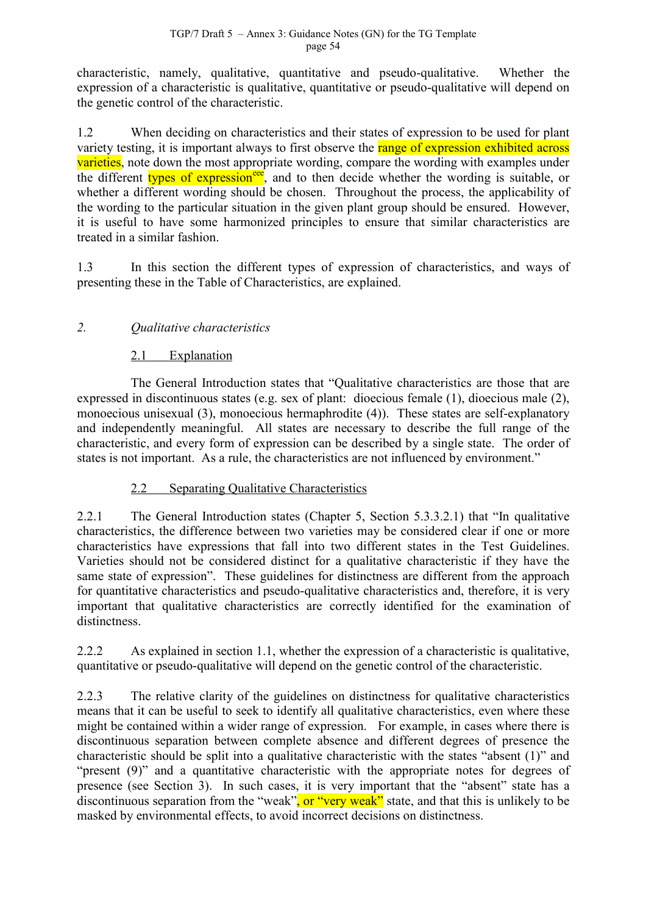characteristic, namely, qualitative, quantitative and pseudo-qualitative. Whether the expression of a characteristic is qualitative, quantitative or pseudo-qualitative will depend on the genetic control of the characteristic.

1.2 When deciding on characteristics and their states of expression to be used for plant variety testing, it is important always to first observe the range of expression exhibited across varieties, note down the most appropriate wording, compare the wording with examples under the different types of expression[eee], and to then decide whether the wording is suitable, or whether a different wording should be chosen. Throughout the process, the applicability of the wording to the particular situation in the given plant group should be ensured. However, it is useful to have some harmonized principles to ensure that similar characteristics are treated in a similar fashion.

1.3 In this section the different types of expression of characteristics, and ways of presenting these in the Table of Characteristics, are explained.

## *2. Qualitative characteristics*

### 2.1 Explanation

The General Introduction states that "Qualitative characteristics are those that are expressed in discontinuous states (e.g. sex of plant: dioecious female (1), dioecious male (2), monoecious unisexual (3), monoecious hermaphrodite (4)). These states are self-explanatory and independently meaningful. All states are necessary to describe the full range of the characteristic, and every form of expression can be described by a single state. The order of states is not important. As a rule, the characteristics are not influenced by environment."

### 2.2 Separating Qualitative Characteristics

2.2.1 The General Introduction states (Chapter 5, Section 5.3.3.2.1) that "In qualitative characteristics, the difference between two varieties may be considered clear if one or more characteristics have expressions that fall into two different states in the Test Guidelines. Varieties should not be considered distinct for a qualitative characteristic if they have the same state of expression". These guidelines for distinctness are different from the approach for quantitative characteristics and pseudo-qualitative characteristics and, therefore, it is very important that qualitative characteristics are correctly identified for the examination of distinctness.

2.2.2 As explained in section 1.1, whether the expression of a characteristic is qualitative, quantitative or pseudo-qualitative will depend on the genetic control of the characteristic.

2.2.3 The relative clarity of the guidelines on distinctness for qualitative characteristics means that it can be useful to seek to identify all qualitative characteristics, even where these might be contained within a wider range of expression. For example, in cases where there is discontinuous separation between complete absence and different degrees of presence the characteristic should be split into a qualitative characteristic with the states "absent (1)" and "present (9)" and a quantitative characteristic with the appropriate notes for degrees of presence (see Section 3). In such cases, it is very important that the "absent" state has a discontinuous separation from the "weak", or "very weak" state, and that this is unlikely to be masked by environmental effects, to avoid incorrect decisions on distinctness.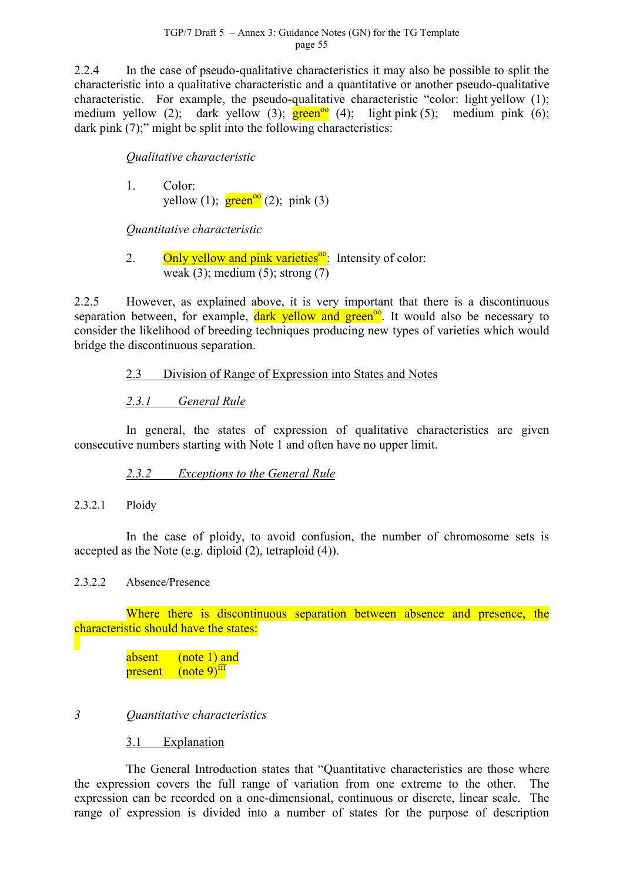2.2.4 In the case of pseudo-qualitative characteristics it may also be possible to split the characteristic into a qualitative characteristic and a quantitative or another pseudo-qualitative characteristic. For example, the pseudo-qualitative characteristic "color: light yellow (1); medium yellow (2); dark yellow (3); green[oo] (4); light pink (5); medium pink (6); dark pink (7);" might be split into the following characteristics:

*Qualitative characteristic*

1. Color:
   yellow (1); green[oo] (2); pink (3)

*Quantitative characteristic*

2. Only yellow and pink varieties[oo]: Intensity of color:
   weak (3); medium (5); strong (7)

2.2.5 However, as explained above, it is very important that there is a discontinuous separation between, for example, dark yellow and green[oo]. It would also be necessary to consider the likelihood of breeding techniques producing new types of varieties which would bridge the discontinuous separation.

### 2.3 Division of Range of Expression into States and Notes

#### *2.3.1 General Rule*

In general, the states of expression of qualitative characteristics are given consecutive numbers starting with Note 1 and often have no upper limit.

#### *2.3.2 Exceptions to the General Rule*

2.3.2.1 Ploidy

In the case of ploidy, to avoid confusion, the number of chromosome sets is accepted as the Note (e.g. diploid (2), tetraploid (4)).

2.3.2.2 Absence/Presence

Where there is discontinuous separation between absence and presence, the characteristic should have the states:

absent (note 1) and
present (note 9)[fff]

## *3 Quantitative characteristics*

### 3.1 Explanation

The General Introduction states that "Quantitative characteristics are those where the expression covers the full range of variation from one extreme to the other. The expression can be recorded on a one-dimensional, continuous or discrete, linear scale. The range of expression is divided into a number of states for the purpose of description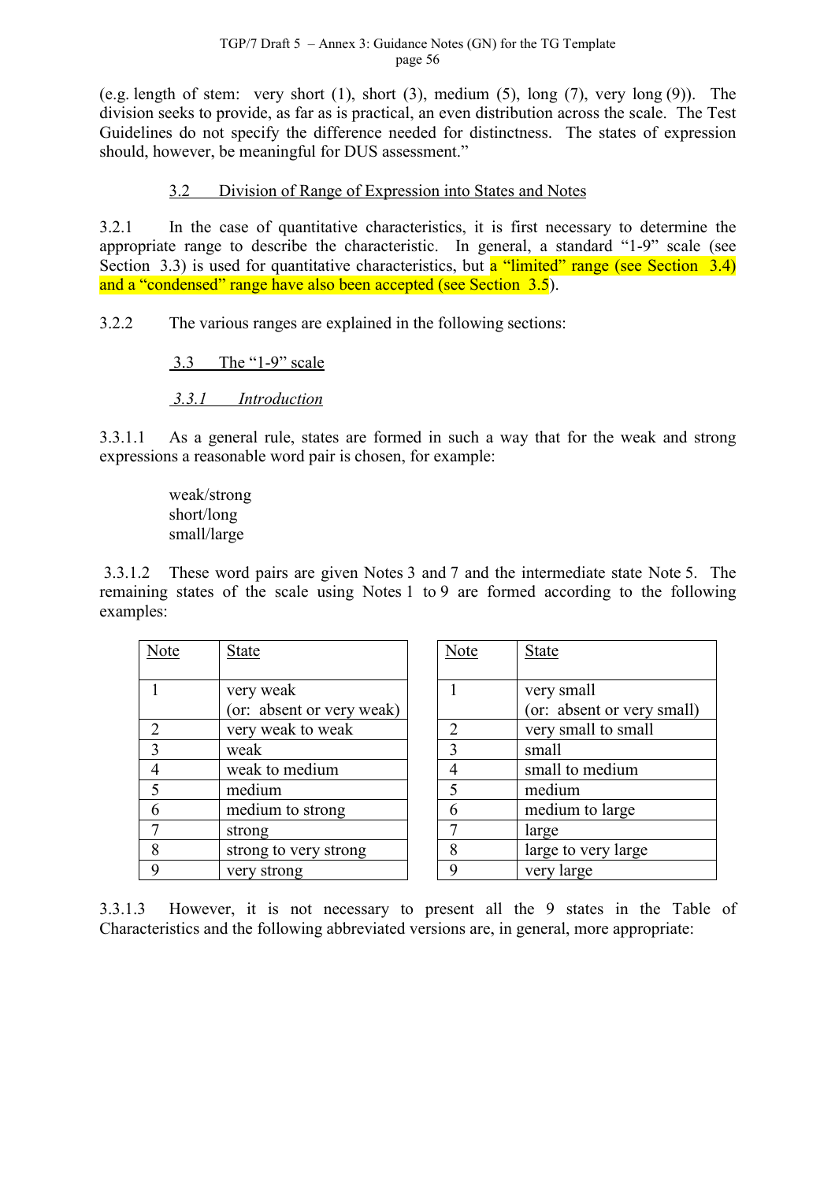(e.g. length of stem: very short (1), short (3), medium (5), long (7), very long (9)). The division seeks to provide, as far as is practical, an even distribution across the scale. The Test Guidelines do not specify the difference needed for distinctness. The states of expression should, however, be meaningful for DUS assessment."

### 3.2 Division of Range of Expression into States and Notes

3.2.1 In the case of quantitative characteristics, it is first necessary to determine the appropriate range to describe the characteristic. In general, a standard "1-9" scale (see Section 3.3) is used for quantitative characteristics, but a "limited" range (see Section 3.4) and a "condensed" range have also been accepted (see Section 3.5).

3.2.2 The various ranges are explained in the following sections:

### 3.3 The "1-9" scale

#### *3.3.1 Introduction*

3.3.1.1 As a general rule, states are formed in such a way that for the weak and strong expressions a reasonable word pair is chosen, for example:

weak/strong
short/long
small/large

3.3.1.2 These word pairs are given Notes 3 and 7 and the intermediate state Note 5. The remaining states of the scale using Notes 1 to 9 are formed according to the following examples:

| Note | State |
|---|---|
| 1 | very weak (or: absent or very weak) |
| 2 | very weak to weak |
| 3 | weak |
| 4 | weak to medium |
| 5 | medium |
| 6 | medium to strong |
| 7 | strong |
| 8 | strong to very strong |
| 9 | very strong |

| Note | State |
|---|---|
| 1 | very small (or: absent or very small) |
| 2 | very small to small |
| 3 | small |
| 4 | small to medium |
| 5 | medium |
| 6 | medium to large |
| 7 | large |
| 8 | large to very large |
| 9 | very large |

3.3.1.3 However, it is not necessary to present all the 9 states in the Table of Characteristics and the following abbreviated versions are, in general, more appropriate: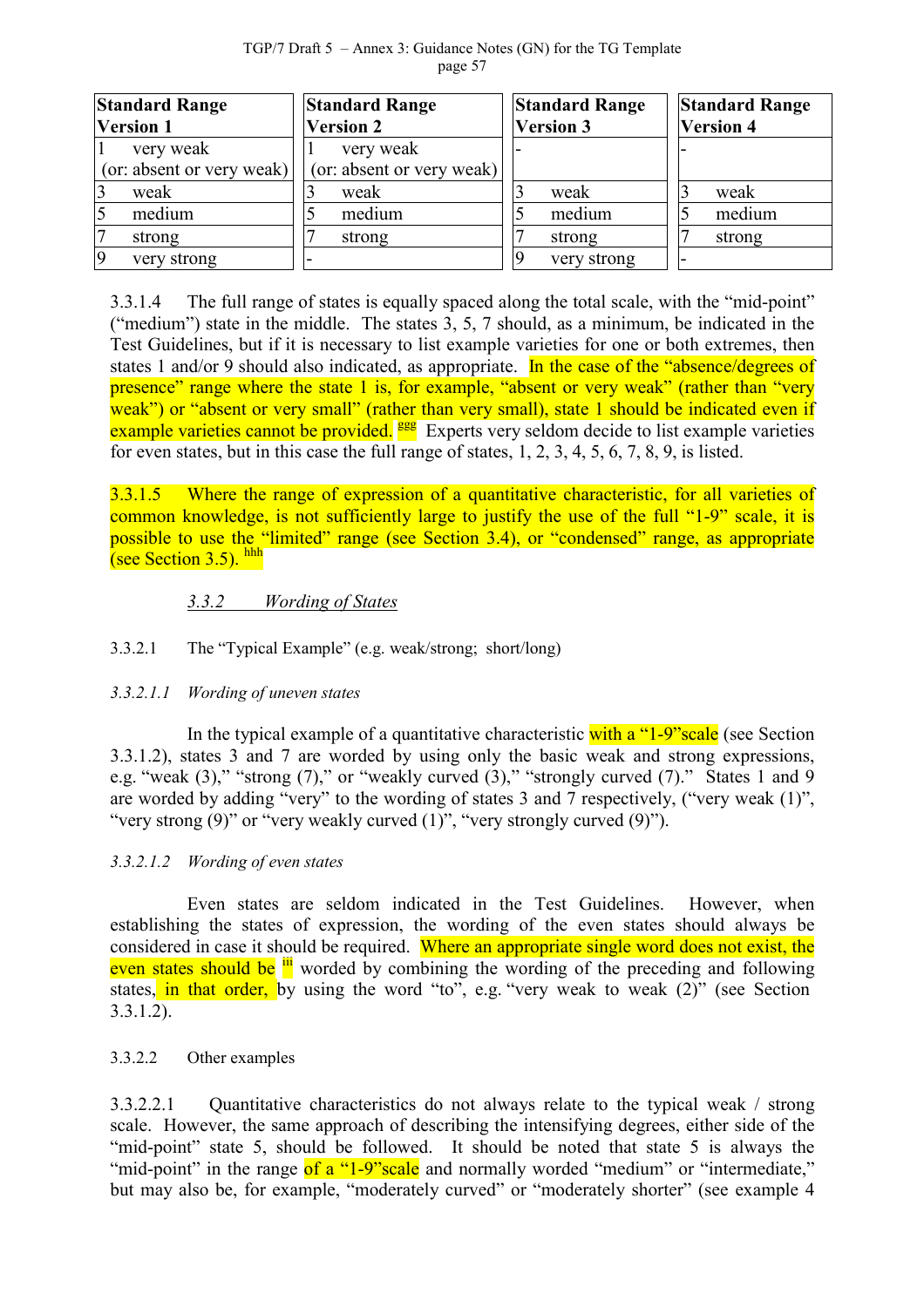| Standard Range Version 1 | Standard Range Version 2 | Standard Range Version 3 | Standard Range Version 4 |
|---|---|---|---|
| 1 very weak (or: absent or very weak) | 1 very weak (or: absent or very weak) | - | - |
| 3 weak | 3 weak | 3 weak | 3 weak |
| 5 medium | 5 medium | 5 medium | 5 medium |
| 7 strong | 7 strong | 7 strong | 7 strong |
| 9 very strong | - | 9 very strong | - |

3.3.1.4 The full range of states is equally spaced along the total scale, with the "mid-point" ("medium") state in the middle. The states 3, 5, 7 should, as a minimum, be indicated in the Test Guidelines, but if it is necessary to list example varieties for one or both extremes, then states 1 and/or 9 should also indicated, as appropriate. In the case of the "absence/degrees of presence" range where the state 1 is, for example, "absent or very weak" (rather than "very weak") or "absent or very small" (rather than very small), state 1 should be indicated even if example varieties cannot be provided. [ggg] Experts very seldom decide to list example varieties for even states, but in this case the full range of states, 1, 2, 3, 4, 5, 6, 7, 8, 9, is listed.

3.3.1.5 Where the range of expression of a quantitative characteristic, for all varieties of common knowledge, is not sufficiently large to justify the use of the full "1-9" scale, it is possible to use the "limited" range (see Section 3.4), or "condensed" range, as appropriate (see Section 3.5). [hhh]

### *3.3.2 Wording of States*

3.3.2.1 The "Typical Example" (e.g. weak/strong; short/long)

*3.3.2.1.1 Wording of uneven states*

In the typical example of a quantitative characteristic with a "1-9"scale (see Section 3.3.1.2), states 3 and 7 are worded by using only the basic weak and strong expressions, e.g. "weak (3)," "strong (7)," or "weakly curved (3)," "strongly curved (7)." States 1 and 9 are worded by adding "very" to the wording of states 3 and 7 respectively, ("very weak (1)", "very strong (9)" or "very weakly curved (1)", "very strongly curved (9)").

*3.3.2.1.2 Wording of even states*

Even states are seldom indicated in the Test Guidelines. However, when establishing the states of expression, the wording of the even states should always be considered in case it should be required. Where an appropriate single word does not exist, the even states should be [iii] worded by combining the wording of the preceding and following states, in that order, by using the word "to", e.g. "very weak to weak (2)" (see Section 3.3.1.2).

3.3.2.2 Other examples

3.3.2.2.1 Quantitative characteristics do not always relate to the typical weak / strong scale. However, the same approach of describing the intensifying degrees, either side of the "mid-point" state 5, should be followed. It should be noted that state 5 is always the "mid-point" in the range of a "1-9"scale and normally worded "medium" or "intermediate," but may also be, for example, "moderately curved" or "moderately shorter" (see example 4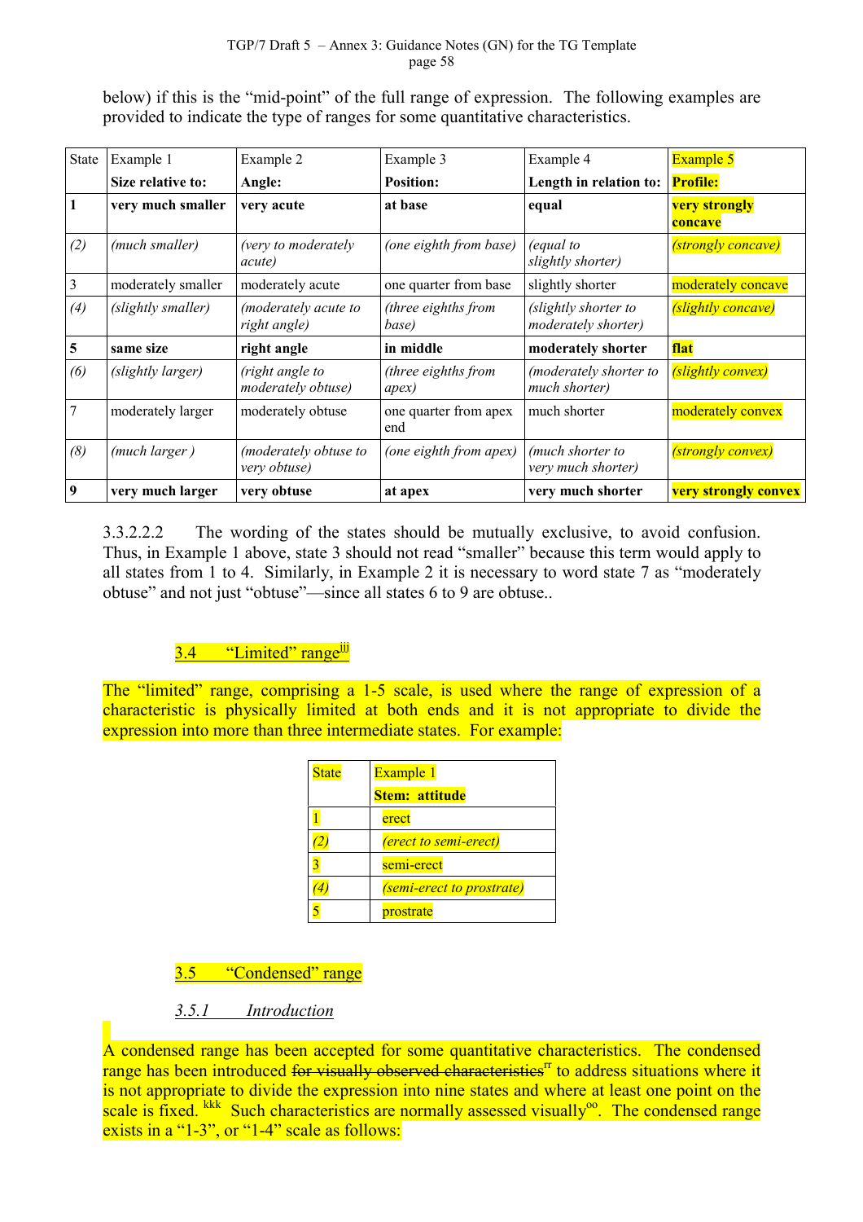below) if this is the "mid-point" of the full range of expression. The following examples are provided to indicate the type of ranges for some quantitative characteristics.

| State | Example 1<br>**Size relative to:** | Example 2<br>**Angle:** | Example 3<br>**Position:** | Example 4<br>**Length in relation to:** | Example 5<br>**Profile:** |
|---|---|---|---|---|---|
| **1** | **very much smaller** | **very acute** | **at base** | **equal** | **very strongly concave** |
| *(2)* | *(much smaller)* | *(very to moderately acute)* | *(one eighth from base)* | *(equal to slightly shorter)* | *(strongly concave)* |
| 3 | moderately smaller | moderately acute | one quarter from base | slightly shorter | moderately concave |
| *(4)* | *(slightly smaller)* | *(moderately acute to right angle)* | *(three eighths from base)* | *(slightly shorter to moderately shorter)* | *(slightly concave)* |
| **5** | **same size** | **right angle** | **in middle** | **moderately shorter** | **flat** |
| *(6)* | *(slightly larger)* | *(right angle to moderately obtuse)* | *(three eighths from apex)* | *(moderately shorter to much shorter)* | *(slightly convex)* |
| 7 | moderately larger | moderately obtuse | one quarter from apex end | much shorter | moderately convex |
| *(8)* | *(much larger )* | *(moderately obtuse to very obtuse)* | *(one eighth from apex)* | *(much shorter to very much shorter)* | *(strongly convex)* |
| **9** | **very much larger** | **very obtuse** | **at apex** | **very much shorter** | **very strongly convex** |

3.3.2.2.2 The wording of the states should be mutually exclusive, to avoid confusion. Thus, in Example 1 above, state 3 should not read "smaller" because this term would apply to all states from 1 to 4. Similarly, in Example 2 it is necessary to word state 7 as "moderately obtuse" and not just "obtuse"—since all states 6 to 9 are obtuse..

### 3.4 "Limited" range[jjj]

The "limited" range, comprising a 1-5 scale, is used where the range of expression of a characteristic is physically limited at both ends and it is not appropriate to divide the expression into more than three intermediate states. For example:

| State | Example 1<br>**Stem: attitude** |
|---|---|
| 1 | erect |
| *(2)* | *(erect to semi-erect)* |
| 3 | semi-erect |
| *(4)* | *(semi-erect to prostrate)* |
| 5 | prostrate |

### 3.5 "Condensed" range

#### *3.5.1 Introduction*

A condensed range has been accepted for some quantitative characteristics. The condensed range has been introduced ~~for visually observed characteristics~~[rr] to address situations where it is not appropriate to divide the expression into nine states and where at least one point on the scale is fixed. [kkk] Such characteristics are normally assessed visually[oo]. The condensed range exists in a "1-3", or "1-4" scale as follows: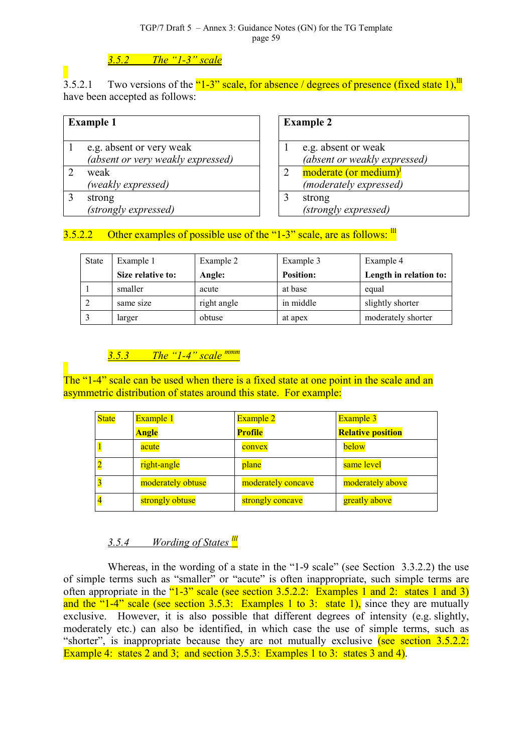### *3.5.2 The “1-3” scale*

3.5.2.1 Two versions of the “1-3” scale, for absence / degrees of presence (fixed state 1),[lll] have been accepted as follows:

| **Example 1** | |
|---|---|
| 1 | e.g. absent or very weak *(absent or very weakly expressed)* |
| 2 | weak *(weakly expressed)* |
| 3 | strong *(strongly expressed)* |

| **Example 2** | |
|---|---|
| 1 | e.g. absent or weak *(absent or weakly expressed)* |
| 2 | moderate (or medium)[l] *(moderately expressed)* |
| 3 | strong *(strongly expressed)* |

3.5.2.2 Other examples of possible use of the “1-3” scale, are as follows: [lll]

| State | Example 1 **Size relative to:** | Example 2 **Angle:** | Example 3 **Position:** | Example 4 **Length in relation to:** |
|---|---|---|---|---|
| 1 | smaller | acute | at base | equal |
| 2 | same size | right angle | in middle | slightly shorter |
| 3 | larger | obtuse | at apex | moderately shorter |

### *3.5.3 The “1-4” scale* [mmm]

The “1-4” scale can be used when there is a fixed state at one point in the scale and an asymmetric distribution of states around this state. For example:

| State | Example 1 **Angle** | Example 2 **Profile** | Example 3 **Relative position** |
|---|---|---|---|
| 1 | acute | convex | below |
| 2 | right-angle | plane | same level |
| 3 | moderately obtuse | moderately concave | moderately above |
| 4 | strongly obtuse | strongly concave | greatly above |

### *3.5.4 Wording of States* [lll]

Whereas, in the wording of a state in the “1-9 scale” (see Section 3.3.2.2) the use of simple terms such as “smaller” or “acute” is often inappropriate, such simple terms are often appropriate in the “1-3” scale (see section 3.5.2.2: Examples 1 and 2: states 1 and 3) and the “1-4” scale (see section 3.5.3: Examples 1 to 3: state 1), since they are mutually exclusive. However, it is also possible that different degrees of intensity (e.g. slightly, moderately etc.) can also be identified, in which case the use of simple terms, such as “shorter”, is inappropriate because they are not mutually exclusive (see section 3.5.2.2: Example 4: states 2 and 3; and section 3.5.3: Examples 1 to 3: states 3 and 4).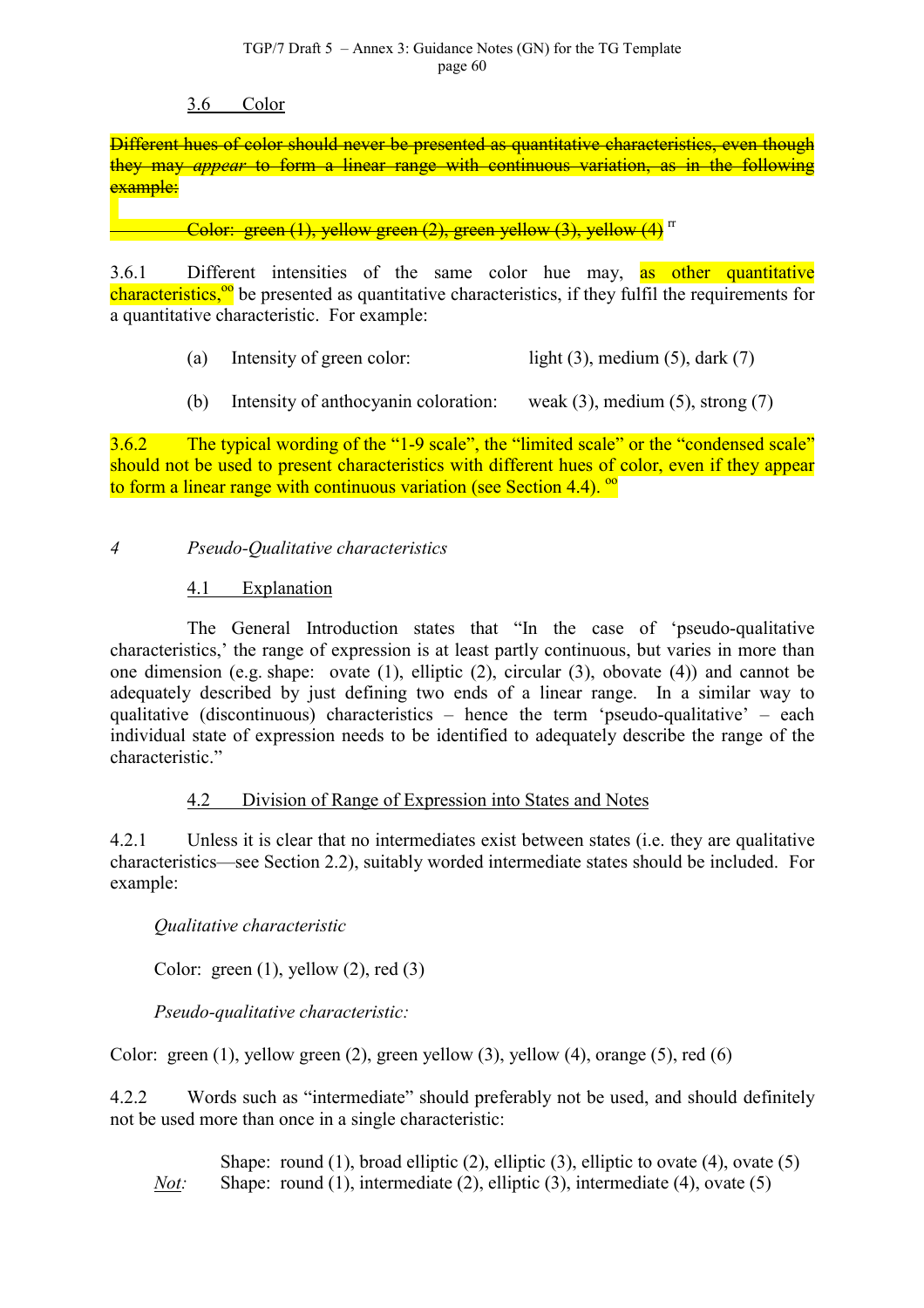### 3.6 Color

~~Different hues of color should never be presented as quantitative characteristics, even though they may *appear* to form a linear range with continuous variation, as in the following example:~~

~~Color: green (1), yellow green (2), green yellow (3), yellow (4)~~ [rr]

3.6.1 Different intensities of the same color hue may, as other quantitative characteristics,[oo] be presented as quantitative characteristics, if they fulfil the requirements for a quantitative characteristic. For example:

(a) Intensity of green color: light (3), medium (5), dark (7)

(b) Intensity of anthocyanin coloration: weak (3), medium (5), strong (7)

3.6.2 The typical wording of the "1-9 scale", the "limited scale" or the "condensed scale" should not be used to present characteristics with different hues of color, even if they appear to form a linear range with continuous variation (see Section 4.4). [oo]

## *4 Pseudo-Qualitative characteristics*

### 4.1 Explanation

The General Introduction states that "In the case of 'pseudo-qualitative characteristics,' the range of expression is at least partly continuous, but varies in more than one dimension (e.g. shape: ovate (1), elliptic (2), circular (3), obovate (4)) and cannot be adequately described by just defining two ends of a linear range. In a similar way to qualitative (discontinuous) characteristics – hence the term 'pseudo-qualitative' – each individual state of expression needs to be identified to adequately describe the range of the characteristic."

### 4.2 Division of Range of Expression into States and Notes

4.2.1 Unless it is clear that no intermediates exist between states (i.e. they are qualitative characteristics—see Section 2.2), suitably worded intermediate states should be included. For example:

*Qualitative characteristic*

Color: green (1), yellow (2), red (3)

*Pseudo-qualitative characteristic:*

Color: green (1), yellow green (2), green yellow (3), yellow (4), orange (5), red (6)

4.2.2 Words such as "intermediate" should preferably not be used, and should definitely not be used more than once in a single characteristic:

Shape: round (1), broad elliptic (2), elliptic (3), elliptic to ovate (4), ovate (5)

*Not:* Shape: round (1), intermediate (2), elliptic (3), intermediate (4), ovate (5)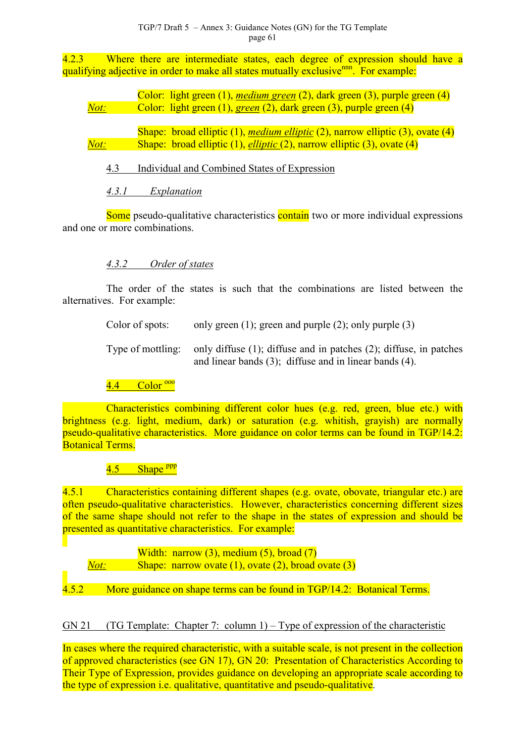4.2.3 Where there are intermediate states, each degree of expression should have a qualifying adjective in order to make all states mutually exclusive[nnn]. For example:

Color: light green (1), *medium green* (2), dark green (3), purple green (4)
*Not:* Color: light green (1), *green* (2), dark green (3), purple green (4)

Shape: broad elliptic (1), *medium elliptic* (2), narrow elliptic (3), ovate (4)
*Not:* Shape: broad elliptic (1), *elliptic* (2), narrow elliptic (3), ovate (4)

### 4.3 Individual and Combined States of Expression

#### *4.3.1 Explanation*

Some pseudo-qualitative characteristics contain two or more individual expressions and one or more combinations.

#### *4.3.2 Order of states*

The order of the states is such that the combinations are listed between the alternatives. For example:

Color of spots: only green (1); green and purple (2); only purple (3)

Type of mottling: only diffuse (1); diffuse and in patches (2); diffuse, in patches and linear bands (3); diffuse and in linear bands (4).

### 4.4 Color [ooo]

Characteristics combining different color hues (e.g. red, green, blue etc.) with brightness (e.g. light, medium, dark) or saturation (e.g. whitish, grayish) are normally pseudo-qualitative characteristics. More guidance on color terms can be found in TGP/14.2: Botanical Terms.

### 4.5 Shape [ppp]

4.5.1 Characteristics containing different shapes (e.g. ovate, obovate, triangular etc.) are often pseudo-qualitative characteristics. However, characteristics concerning different sizes of the same shape should not refer to the shape in the states of expression and should be presented as quantitative characteristics. For example:

Width: narrow (3), medium (5), broad (7)
*Not:* Shape: narrow ovate (1), ovate (2), broad ovate (3)

4.5.2 More guidance on shape terms can be found in TGP/14.2: Botanical Terms.

## GN 21 (TG Template: Chapter 7: column 1) – Type of expression of the characteristic

In cases where the required characteristic, with a suitable scale, is not present in the collection of approved characteristics (see GN 17), GN 20: Presentation of Characteristics According to Their Type of Expression, provides guidance on developing an appropriate scale according to the type of expression i.e. qualitative, quantitative and pseudo-qualitative.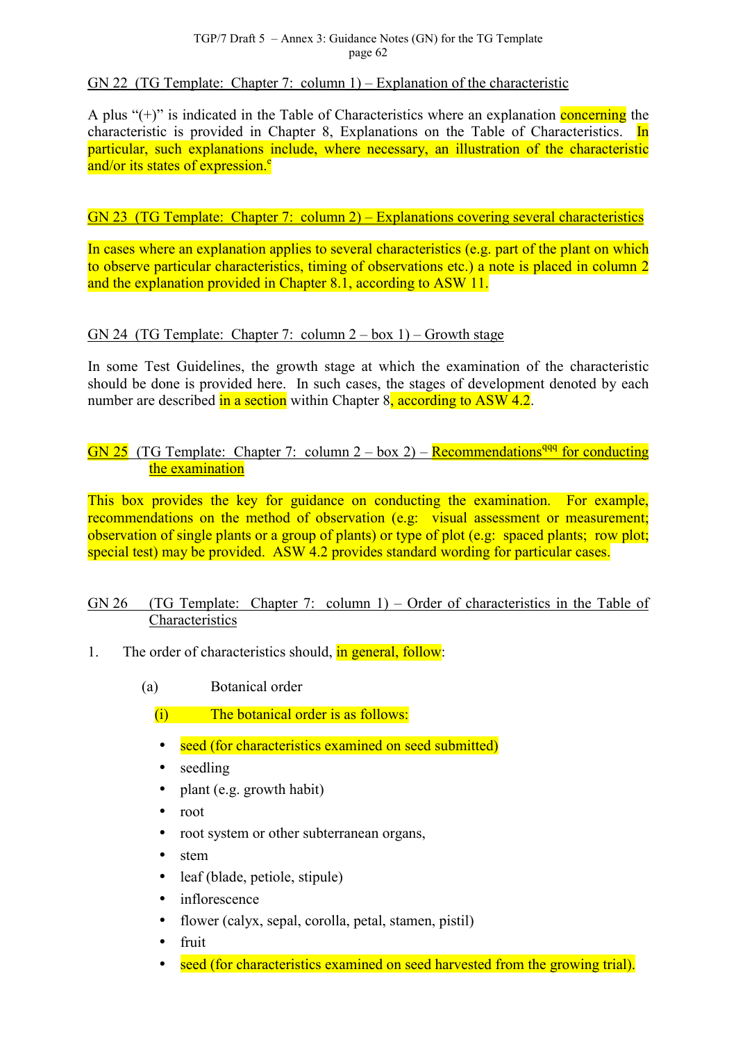GN 22 (TG Template: Chapter 7: column 1) – Explanation of the characteristic

A plus "(+)" is indicated in the Table of Characteristics where an explanation concerning the characteristic is provided in Chapter 8, Explanations on the Table of Characteristics. In particular, such explanations include, where necessary, an illustration of the characteristic and/or its states of expression.[e]

GN 23 (TG Template: Chapter 7: column 2) – Explanations covering several characteristics

In cases where an explanation applies to several characteristics (e.g. part of the plant on which to observe particular characteristics, timing of observations etc.) a note is placed in column 2 and the explanation provided in Chapter 8.1, according to ASW 11.

GN 24 (TG Template: Chapter 7: column 2 – box 1) – Growth stage

In some Test Guidelines, the growth stage at which the examination of the characteristic should be done is provided here. In such cases, the stages of development denoted by each number are described in a section within Chapter 8, according to ASW 4.2.

GN 25 (TG Template: Chapter 7: column 2 – box 2) – Recommendations[qqq] for conducting the examination

This box provides the key for guidance on conducting the examination. For example, recommendations on the method of observation (e.g: visual assessment or measurement; observation of single plants or a group of plants) or type of plot (e.g: spaced plants; row plot; special test) may be provided. ASW 4.2 provides standard wording for particular cases.

GN 26 (TG Template: Chapter 7: column 1) – Order of characteristics in the Table of Characteristics

1. The order of characteristics should, in general, follow:

   (a) Botanical order

   (i) The botanical order is as follows:

   - seed (for characteristics examined on seed submitted)
   - seedling
   - plant (e.g. growth habit)
   - root
   - root system or other subterranean organs,
   - stem
   - leaf (blade, petiole, stipule)
   - inflorescence
   - flower (calyx, sepal, corolla, petal, stamen, pistil)
   - fruit
   - seed (for characteristics examined on seed harvested from the growing trial).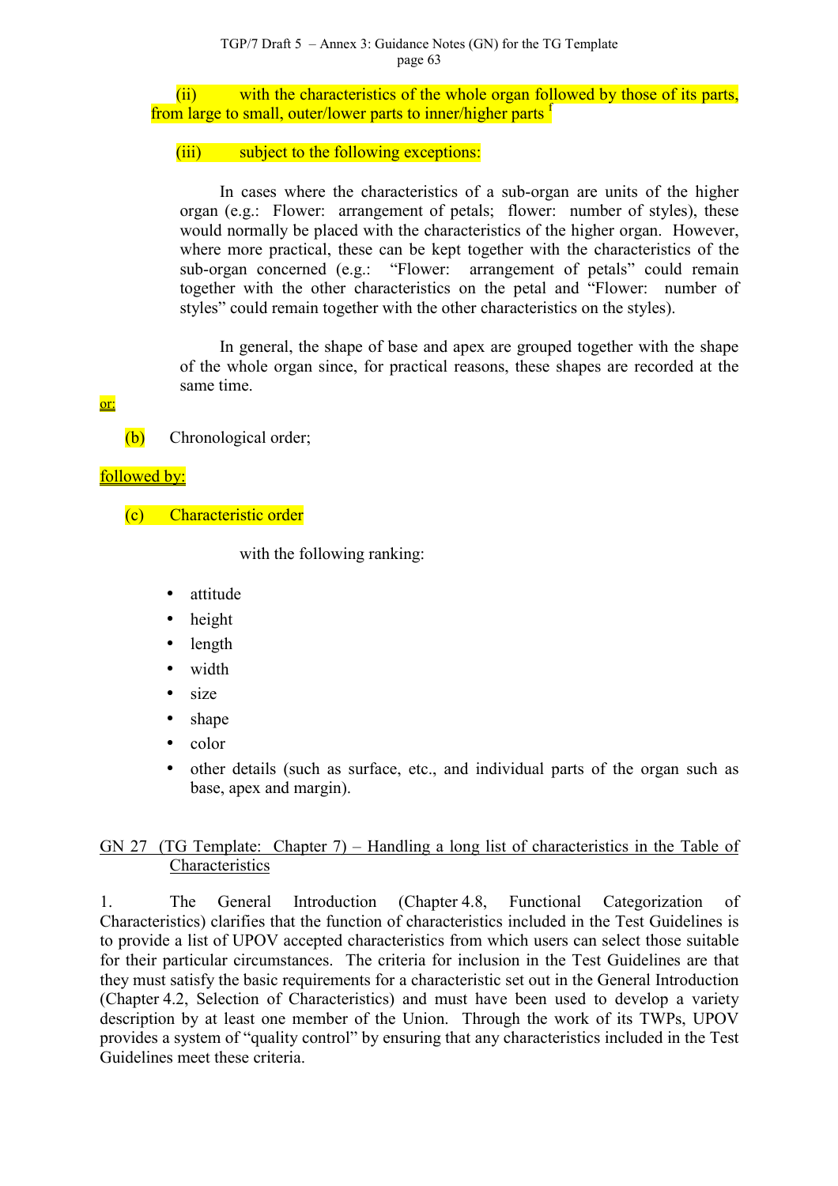(ii) with the characteristics of the whole organ followed by those of its parts, from large to small, outer/lower parts to inner/higher parts [f]

(iii) subject to the following exceptions:

In cases where the characteristics of a sub-organ are units of the higher organ (e.g.: Flower: arrangement of petals; flower: number of styles), these would normally be placed with the characteristics of the higher organ. However, where more practical, these can be kept together with the characteristics of the sub-organ concerned (e.g.: "Flower: arrangement of petals" could remain together with the other characteristics on the petal and "Flower: number of styles" could remain together with the other characteristics on the styles).

In general, the shape of base and apex are grouped together with the shape of the whole organ since, for practical reasons, these shapes are recorded at the same time.

or:

(b) Chronological order;

followed by:

(c) Characteristic order

with the following ranking:

- attitude
- height
- length
- width
- size
- shape
- color
- other details (such as surface, etc., and individual parts of the organ such as base, apex and margin).

GN 27 (TG Template: Chapter 7) – Handling a long list of characteristics in the Table of Characteristics

1. The General Introduction (Chapter 4.8, Functional Categorization of Characteristics) clarifies that the function of characteristics included in the Test Guidelines is to provide a list of UPOV accepted characteristics from which users can select those suitable for their particular circumstances. The criteria for inclusion in the Test Guidelines are that they must satisfy the basic requirements for a characteristic set out in the General Introduction (Chapter 4.2, Selection of Characteristics) and must have been used to develop a variety description by at least one member of the Union. Through the work of its TWPs, UPOV provides a system of "quality control" by ensuring that any characteristics included in the Test Guidelines meet these criteria.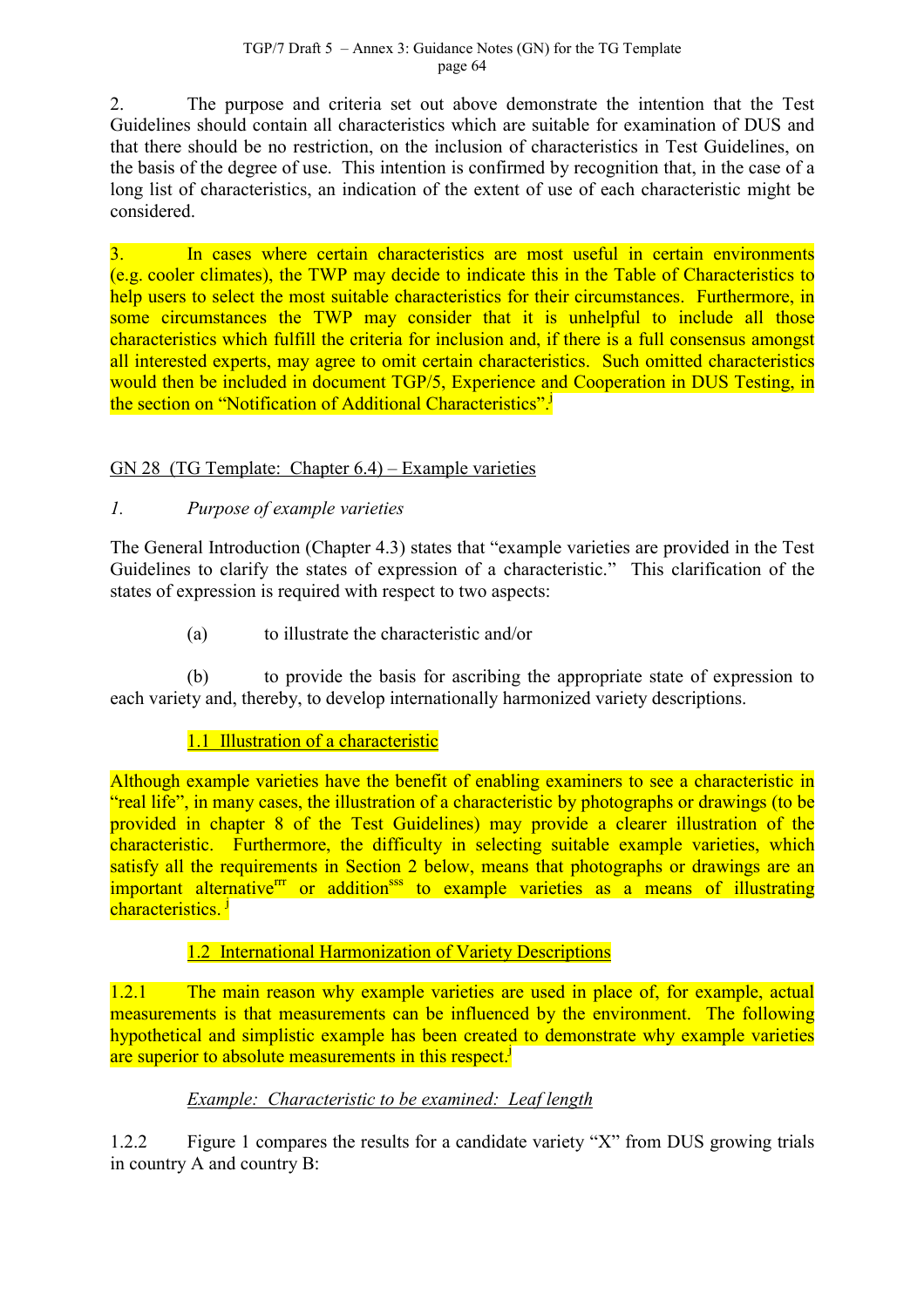2. The purpose and criteria set out above demonstrate the intention that the Test Guidelines should contain all characteristics which are suitable for examination of DUS and that there should be no restriction, on the inclusion of characteristics in Test Guidelines, on the basis of the degree of use. This intention is confirmed by recognition that, in the case of a long list of characteristics, an indication of the extent of use of each characteristic might be considered.

3. In cases where certain characteristics are most useful in certain environments (e.g. cooler climates), the TWP may decide to indicate this in the Table of Characteristics to help users to select the most suitable characteristics for their circumstances. Furthermore, in some circumstances the TWP may consider that it is unhelpful to include all those characteristics which fulfill the criteria for inclusion and, if there is a full consensus amongst all interested experts, may agree to omit certain characteristics. Such omitted characteristics would then be included in document TGP/5, Experience and Cooperation in DUS Testing, in the section on "Notification of Additional Characteristics".[j]

GN 28 (TG Template: Chapter 6.4) – Example varieties

*1. Purpose of example varieties*

The General Introduction (Chapter 4.3) states that "example varieties are provided in the Test Guidelines to clarify the states of expression of a characteristic." This clarification of the states of expression is required with respect to two aspects:

(a) to illustrate the characteristic and/or

(b) to provide the basis for ascribing the appropriate state of expression to each variety and, thereby, to develop internationally harmonized variety descriptions.

1.1 Illustration of a characteristic

Although example varieties have the benefit of enabling examiners to see a characteristic in "real life", in many cases, the illustration of a characteristic by photographs or drawings (to be provided in chapter 8 of the Test Guidelines) may provide a clearer illustration of the characteristic. Furthermore, the difficulty in selecting suitable example varieties, which satisfy all the requirements in Section 2 below, means that photographs or drawings are an important alternative[rrr] or addition[sss] to example varieties as a means of illustrating characteristics. [j]

1.2 International Harmonization of Variety Descriptions

1.2.1 The main reason why example varieties are used in place of, for example, actual measurements is that measurements can be influenced by the environment. The following hypothetical and simplistic example has been created to demonstrate why example varieties are superior to absolute measurements in this respect.[j]

*Example: Characteristic to be examined: Leaf length*

1.2.2 Figure 1 compares the results for a candidate variety "X" from DUS growing trials in country A and country B: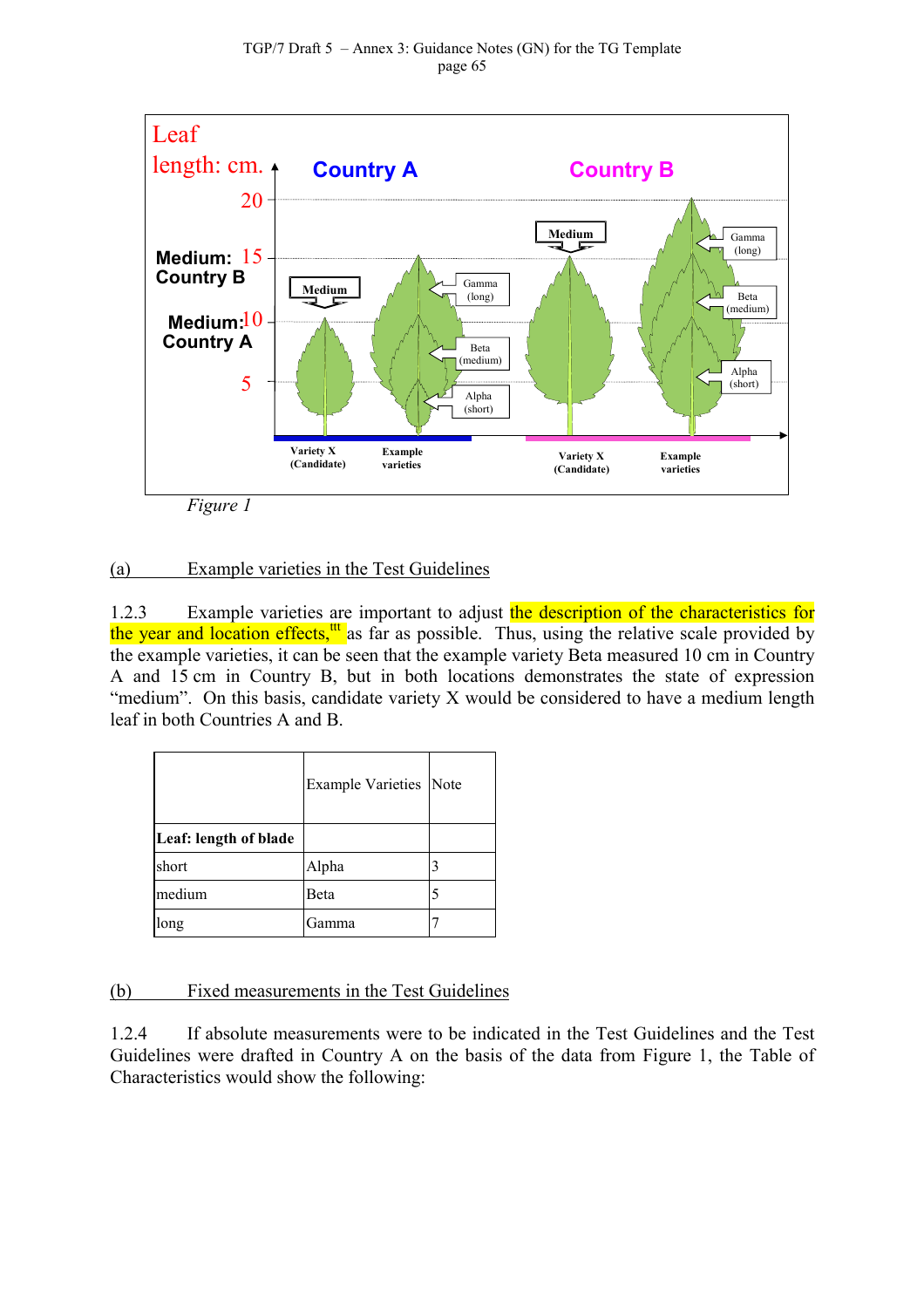Figure 1

(a) Example varieties in the Test Guidelines

1.2.3 Example varieties are important to adjust the description of the characteristics for the year and location effects,[ttt] as far as possible. Thus, using the relative scale provided by the example varieties, it can be seen that the example variety Beta measured 10 cm in Country A and 15 cm in Country B, but in both locations demonstrates the state of expression "medium". On this basis, candidate variety X would be considered to have a medium length leaf in both Countries A and B.

| | Example Varieties | Note |
|---|---|---|
| **Leaf: length of blade** | | |
| short | Alpha | 3 |
| medium | Beta | 5 |
| long | Gamma | 7 |

(b) Fixed measurements in the Test Guidelines

1.2.4 If absolute measurements were to be indicated in the Test Guidelines and the Test Guidelines were drafted in Country A on the basis of the data from Figure 1, the Table of Characteristics would show the following: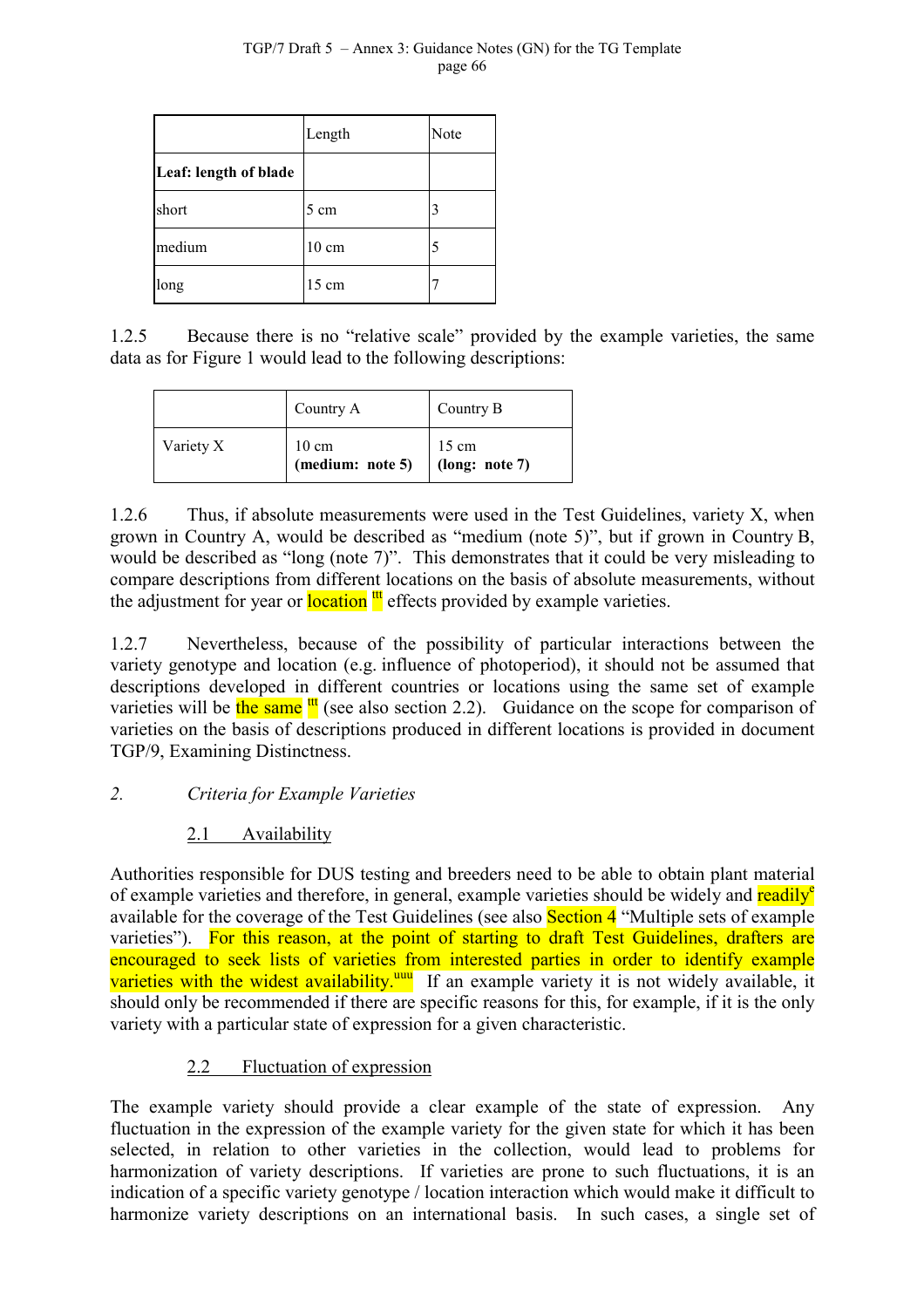| | Length | Note |
|---|---|---|
| **Leaf: length of blade** | | |
| short | 5 cm | 3 |
| medium | 10 cm | 5 |
| long | 15 cm | 7 |

1.2.5 Because there is no “relative scale” provided by the example varieties, the same data as for Figure 1 would lead to the following descriptions:

| | Country A | Country B |
|---|---|---|
| Variety X | 10 cm **(medium: note 5)** | 15 cm **(long: note 7)** |

1.2.6 Thus, if absolute measurements were used in the Test Guidelines, variety X, when grown in Country A, would be described as “medium (note 5)”, but if grown in Country B, would be described as “long (note 7)”. This demonstrates that it could be very misleading to compare descriptions from different locations on the basis of absolute measurements, without the adjustment for year or location [ttt] effects provided by example varieties.

1.2.7 Nevertheless, because of the possibility of particular interactions between the variety genotype and location (e.g. influence of photoperiod), it should not be assumed that descriptions developed in different countries or locations using the same set of example varieties will be the same [ttt] (see also section 2.2). Guidance on the scope for comparison of varieties on the basis of descriptions produced in different locations is provided in document TGP/9, Examining Distinctness.

2. *Criteria for Example Varieties*

2.1 Availability

Authorities responsible for DUS testing and breeders need to be able to obtain plant material of example varieties and therefore, in general, example varieties should be widely and readily[e] available for the coverage of the Test Guidelines (see also Section 4 “Multiple sets of example varieties”). For this reason, at the point of starting to draft Test Guidelines, drafters are encouraged to seek lists of varieties from interested parties in order to identify example varieties with the widest availability.[uuu] If an example variety it is not widely available, it should only be recommended if there are specific reasons for this, for example, if it is the only variety with a particular state of expression for a given characteristic.

2.2 Fluctuation of expression

The example variety should provide a clear example of the state of expression. Any fluctuation in the expression of the example variety for the given state for which it has been selected, in relation to other varieties in the collection, would lead to problems for harmonization of variety descriptions. If varieties are prone to such fluctuations, it is an indication of a specific variety genotype / location interaction which would make it difficult to harmonize variety descriptions on an international basis. In such cases, a single set of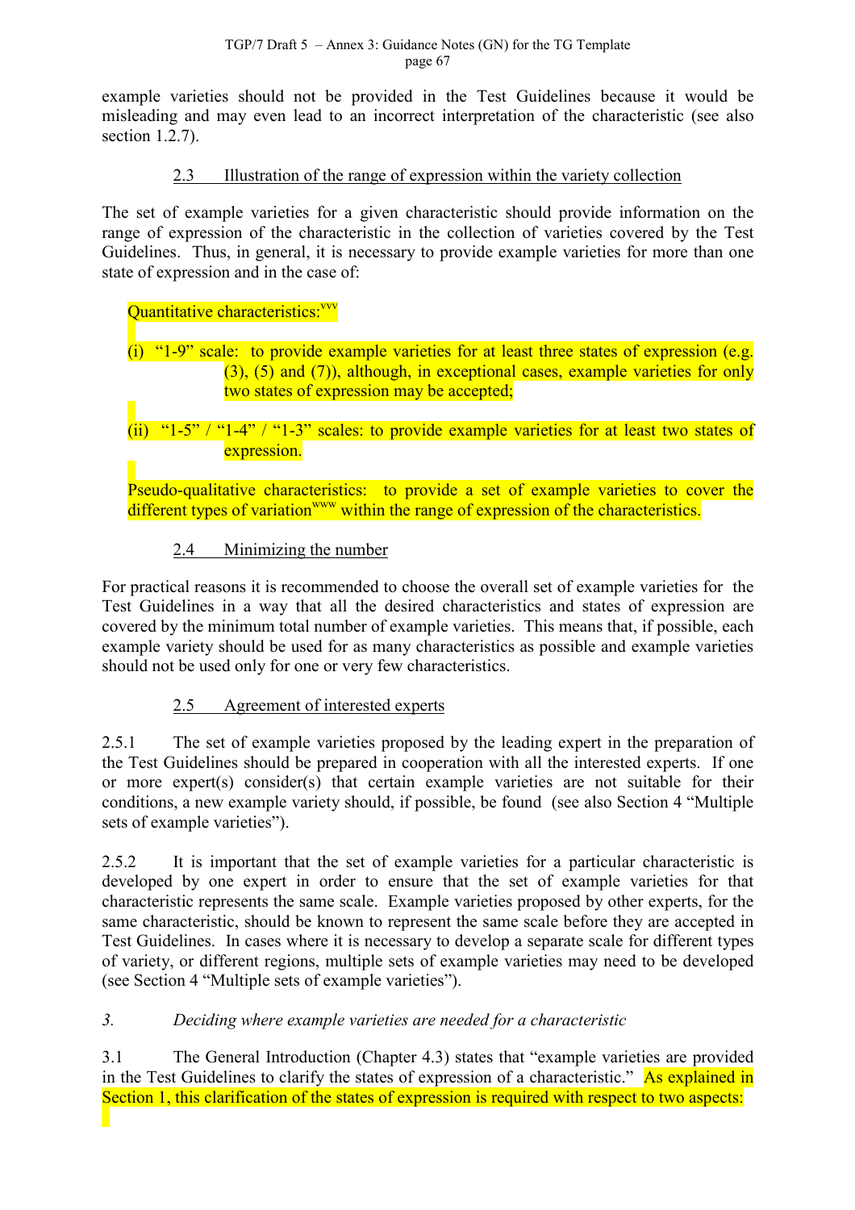example varieties should not be provided in the Test Guidelines because it would be misleading and may even lead to an incorrect interpretation of the characteristic (see also section 1.2.7).

### 2.3 Illustration of the range of expression within the variety collection

The set of example varieties for a given characteristic should provide information on the range of expression of the characteristic in the collection of varieties covered by the Test Guidelines. Thus, in general, it is necessary to provide example varieties for more than one state of expression and in the case of:

Quantitative characteristics:[vvv]

(i) "1-9" scale: to provide example varieties for at least three states of expression (e.g. (3), (5) and (7)), although, in exceptional cases, example varieties for only two states of expression may be accepted;

(ii) "1-5" / "1-4" / "1-3" scales: to provide example varieties for at least two states of expression.

Pseudo-qualitative characteristics: to provide a set of example varieties to cover the different types of variation[www] within the range of expression of the characteristics.

### 2.4 Minimizing the number

For practical reasons it is recommended to choose the overall set of example varieties for the Test Guidelines in a way that all the desired characteristics and states of expression are covered by the minimum total number of example varieties. This means that, if possible, each example variety should be used for as many characteristics as possible and example varieties should not be used only for one or very few characteristics.

### 2.5 Agreement of interested experts

2.5.1 The set of example varieties proposed by the leading expert in the preparation of the Test Guidelines should be prepared in cooperation with all the interested experts. If one or more expert(s) consider(s) that certain example varieties are not suitable for their conditions, a new example variety should, if possible, be found (see also Section 4 "Multiple sets of example varieties").

2.5.2 It is important that the set of example varieties for a particular characteristic is developed by one expert in order to ensure that the set of example varieties for that characteristic represents the same scale. Example varieties proposed by other experts, for the same characteristic, should be known to represent the same scale before they are accepted in Test Guidelines. In cases where it is necessary to develop a separate scale for different types of variety, or different regions, multiple sets of example varieties may need to be developed (see Section 4 "Multiple sets of example varieties").

## *3. Deciding where example varieties are needed for a characteristic*

3.1 The General Introduction (Chapter 4.3) states that "example varieties are provided in the Test Guidelines to clarify the states of expression of a characteristic." As explained in Section 1, this clarification of the states of expression is required with respect to two aspects: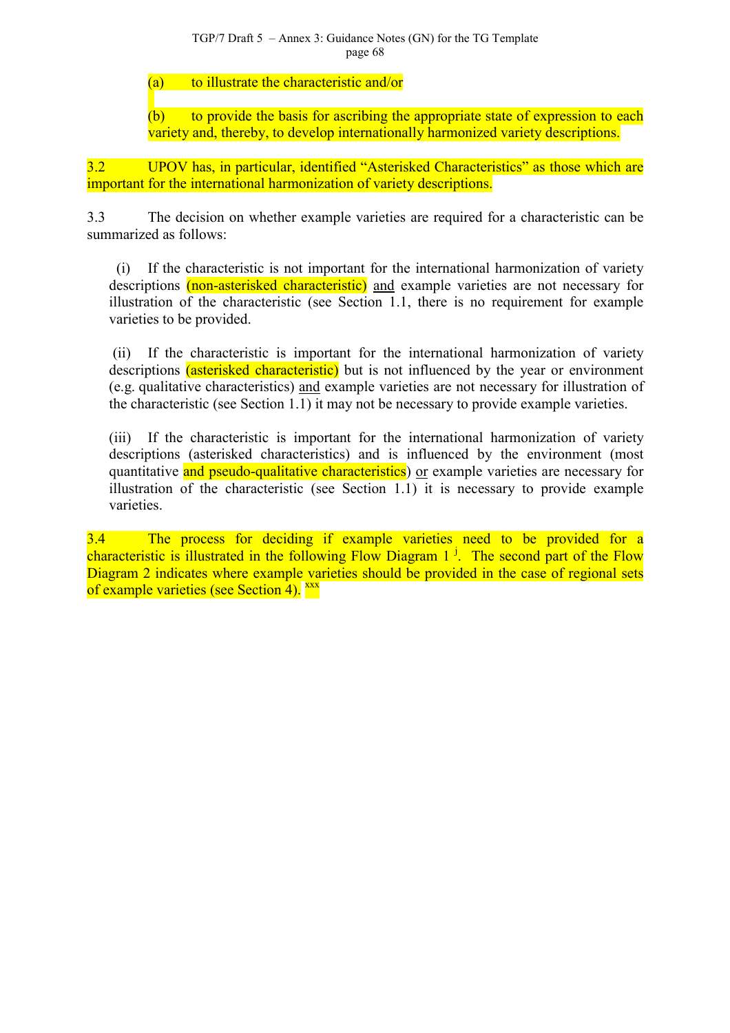(a) to illustrate the characteristic and/or

(b) to provide the basis for ascribing the appropriate state of expression to each variety and, thereby, to develop internationally harmonized variety descriptions.

3.2 UPOV has, in particular, identified "Asterisked Characteristics" as those which are important for the international harmonization of variety descriptions.

3.3 The decision on whether example varieties are required for a characteristic can be summarized as follows:

(i) If the characteristic is not important for the international harmonization of variety descriptions (non-asterisked characteristic) and example varieties are not necessary for illustration of the characteristic (see Section 1.1, there is no requirement for example varieties to be provided.

(ii) If the characteristic is important for the international harmonization of variety descriptions (asterisked characteristic) but is not influenced by the year or environment (e.g. qualitative characteristics) and example varieties are not necessary for illustration of the characteristic (see Section 1.1) it may not be necessary to provide example varieties.

(iii) If the characteristic is important for the international harmonization of variety descriptions (asterisked characteristics) and is influenced by the environment (most quantitative and pseudo-qualitative characteristics) or example varieties are necessary for illustration of the characteristic (see Section 1.1) it is necessary to provide example varieties.

3.4 The process for deciding if example varieties need to be provided for a characteristic is illustrated in the following Flow Diagram 1 [j]. The second part of the Flow Diagram 2 indicates where example varieties should be provided in the case of regional sets of example varieties (see Section 4). [xxx]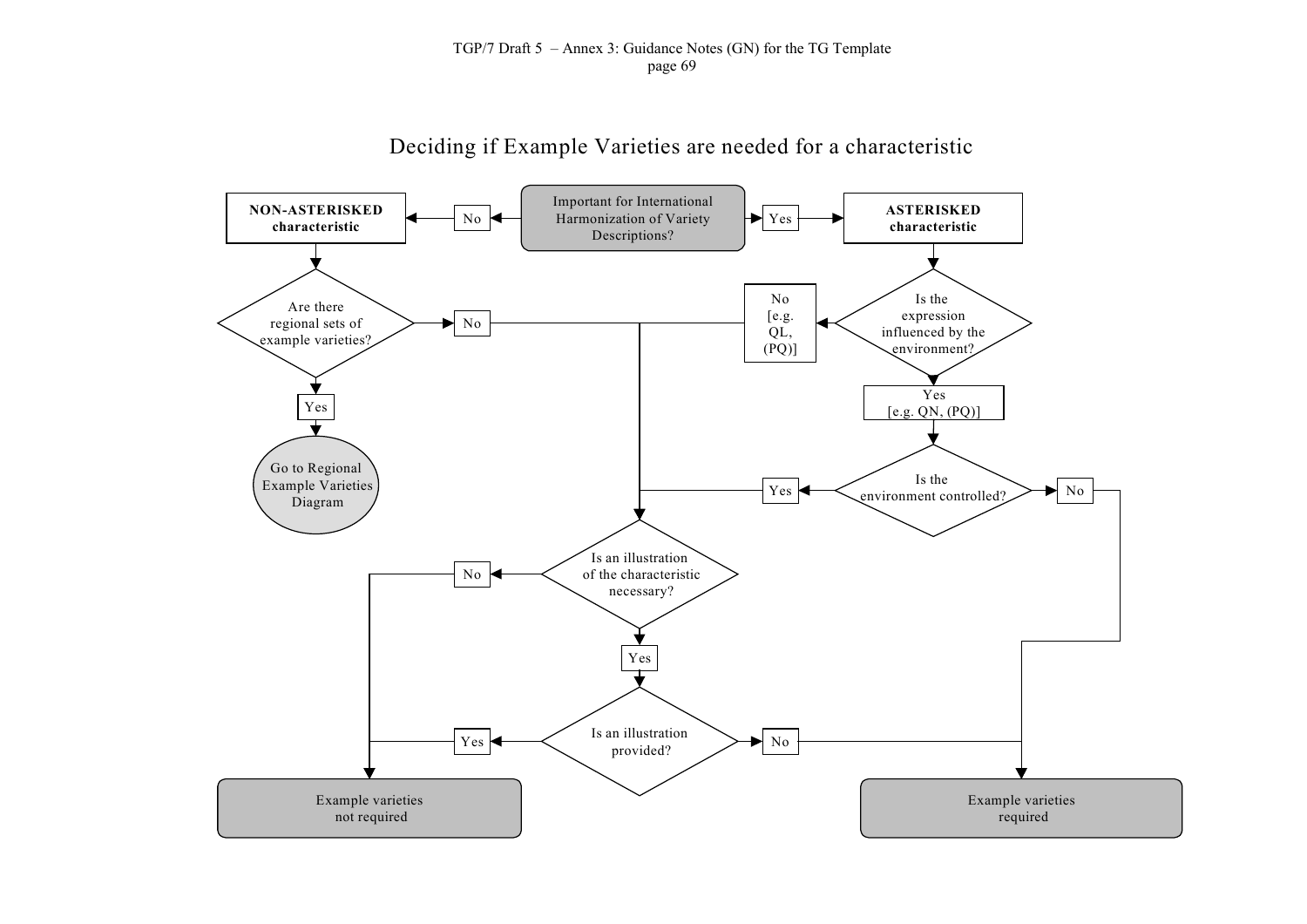# Deciding if Example Varieties are needed for a characteristic

Important for International Harmonization of Variety Descriptions?

No → **NON-ASTERISKED characteristic**

Yes → **ASTERISKED characteristic**

**NON-ASTERISKED characteristic** → Are there regional sets of example varieties?

- Yes → Go to Regional Example Varieties Diagram
- No → Is an illustration of the characteristic necessary?

**ASTERISKED characteristic** → Is the expression influenced by the environment?

- No [e.g. QL, (PQ)] → Is an illustration of the characteristic necessary?
- Yes [e.g. QN, (PQ)] → Is the environment controlled?
  - Yes → Is an illustration of the characteristic necessary?
  - No → Example varieties required

Is an illustration of the characteristic necessary?

- No → Example varieties not required
- Yes → Is an illustration provided?
  - Yes → Example varieties not required
  - No → Example varieties required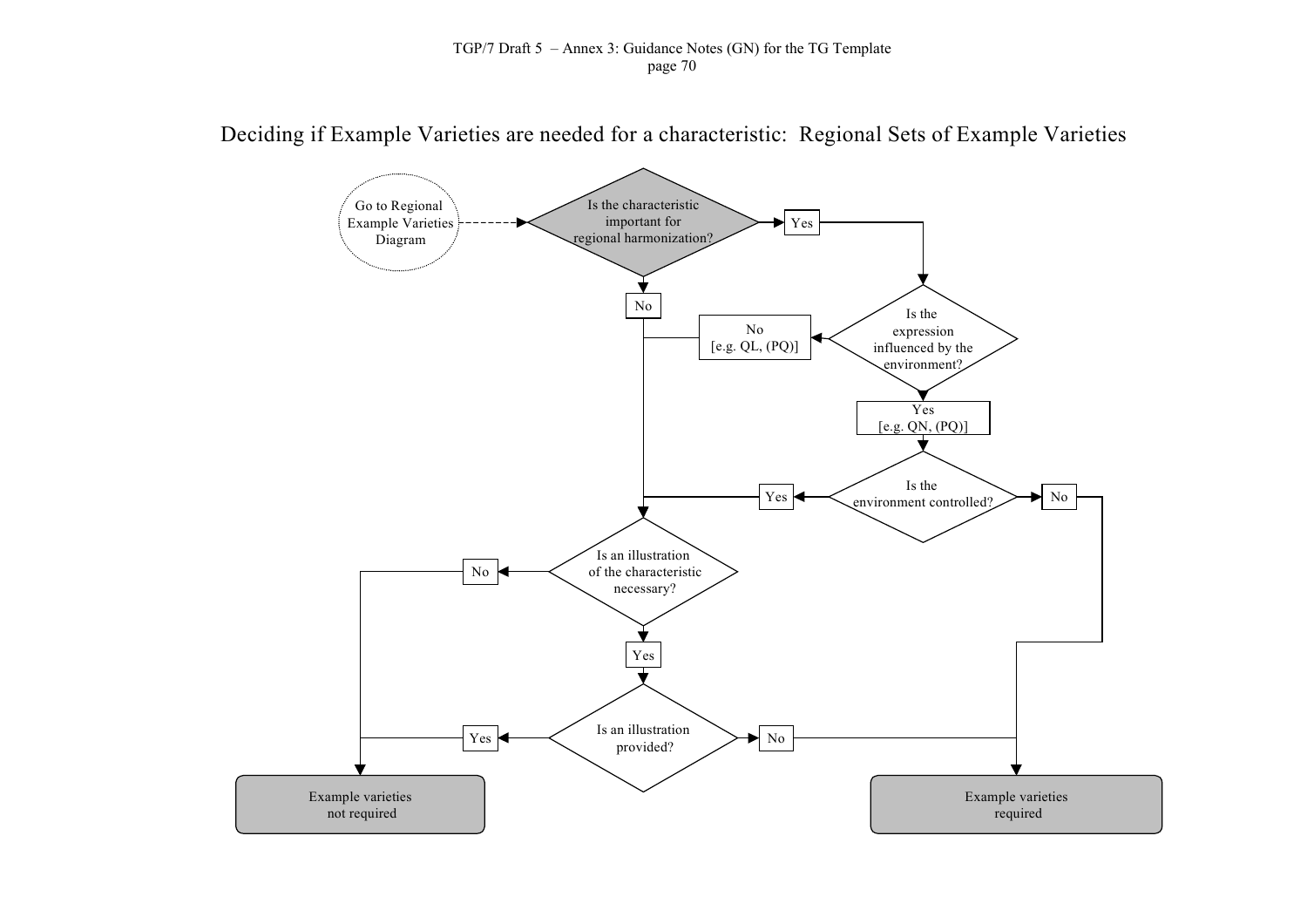# Deciding if Example Varieties are needed for a characteristic: Regional Sets of Example Varieties

Go to Regional Example Varieties Diagram

Is the characteristic important for regional harmonization?

Yes

No

Is the expression influenced by the environment?

No [e.g. QL, (PQ)]

Yes [e.g. QN, (PQ)]

Is the environment controlled?

Yes

No

Is an illustration of the characteristic necessary?

No

Yes

Is an illustration provided?

Yes

No

Example varieties not required

Example varieties required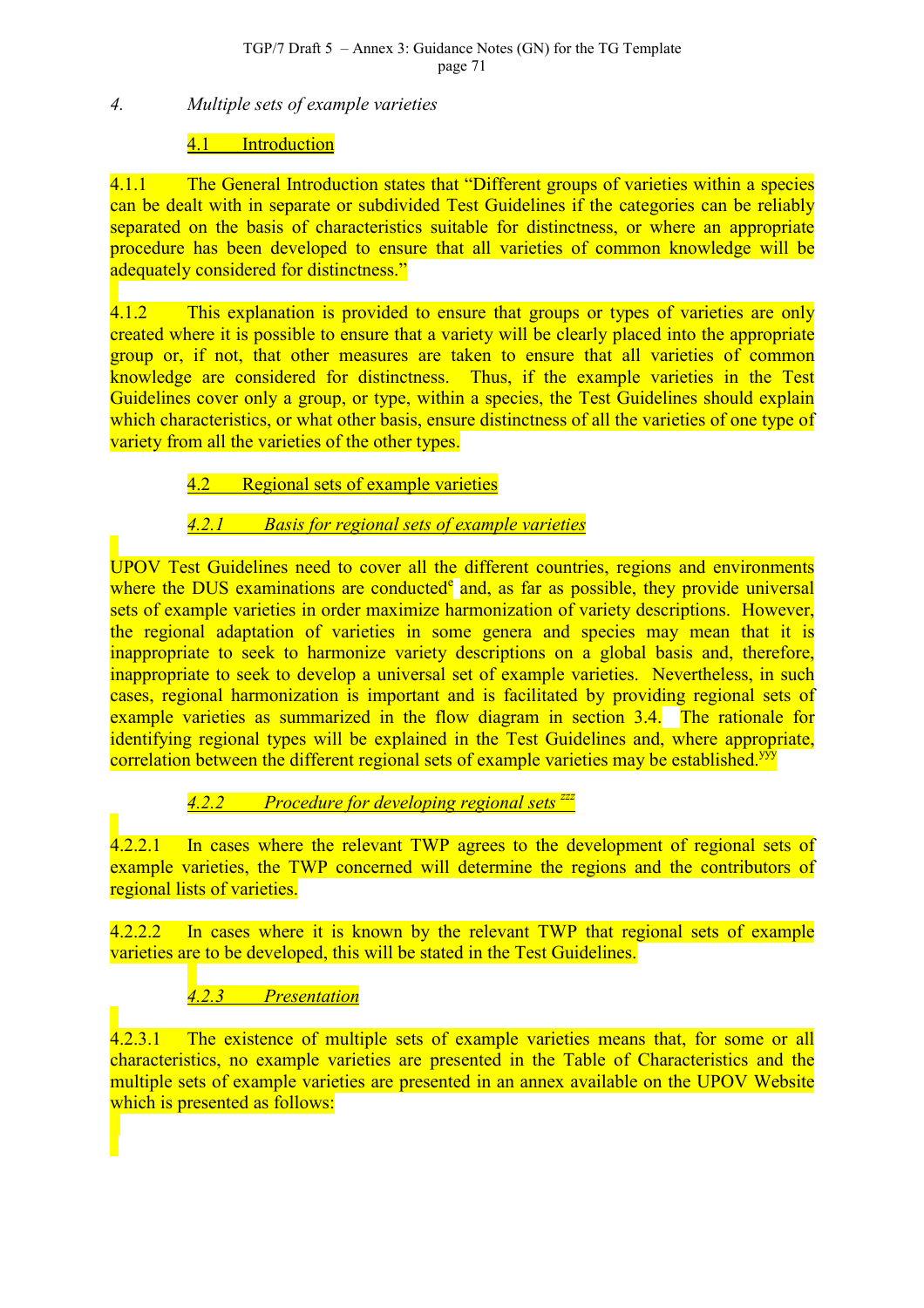*4. Multiple sets of example varieties*

4.1 Introduction

4.1.1 The General Introduction states that "Different groups of varieties within a species can be dealt with in separate or subdivided Test Guidelines if the categories can be reliably separated on the basis of characteristics suitable for distinctness, or where an appropriate procedure has been developed to ensure that all varieties of common knowledge will be adequately considered for distinctness."

4.1.2 This explanation is provided to ensure that groups or types of varieties are only created where it is possible to ensure that a variety will be clearly placed into the appropriate group or, if not, that other measures are taken to ensure that all varieties of common knowledge are considered for distinctness. Thus, if the example varieties in the Test Guidelines cover only a group, or type, within a species, the Test Guidelines should explain which characteristics, or what other basis, ensure distinctness of all the varieties of one type of variety from all the varieties of the other types.

4.2 Regional sets of example varieties

*4.2.1 Basis for regional sets of example varieties*

UPOV Test Guidelines need to cover all the different countries, regions and environments where the DUS examinations are conducted[e] and, as far as possible, they provide universal sets of example varieties in order maximize harmonization of variety descriptions. However, the regional adaptation of varieties in some genera and species may mean that it is inappropriate to seek to harmonize variety descriptions on a global basis and, therefore, inappropriate to seek to develop a universal set of example varieties. Nevertheless, in such cases, regional harmonization is important and is facilitated by providing regional sets of example varieties as summarized in the flow diagram in section 3.4. The rationale for identifying regional types will be explained in the Test Guidelines and, where appropriate, correlation between the different regional sets of example varieties may be established.[yyy]

*4.2.2 Procedure for developing regional sets* [zzz]

4.2.2.1 In cases where the relevant TWP agrees to the development of regional sets of example varieties, the TWP concerned will determine the regions and the contributors of regional lists of varieties.

4.2.2.2 In cases where it is known by the relevant TWP that regional sets of example varieties are to be developed, this will be stated in the Test Guidelines.

*4.2.3 Presentation*

4.2.3.1 The existence of multiple sets of example varieties means that, for some or all characteristics, no example varieties are presented in the Table of Characteristics and the multiple sets of example varieties are presented in an annex available on the UPOV Website which is presented as follows: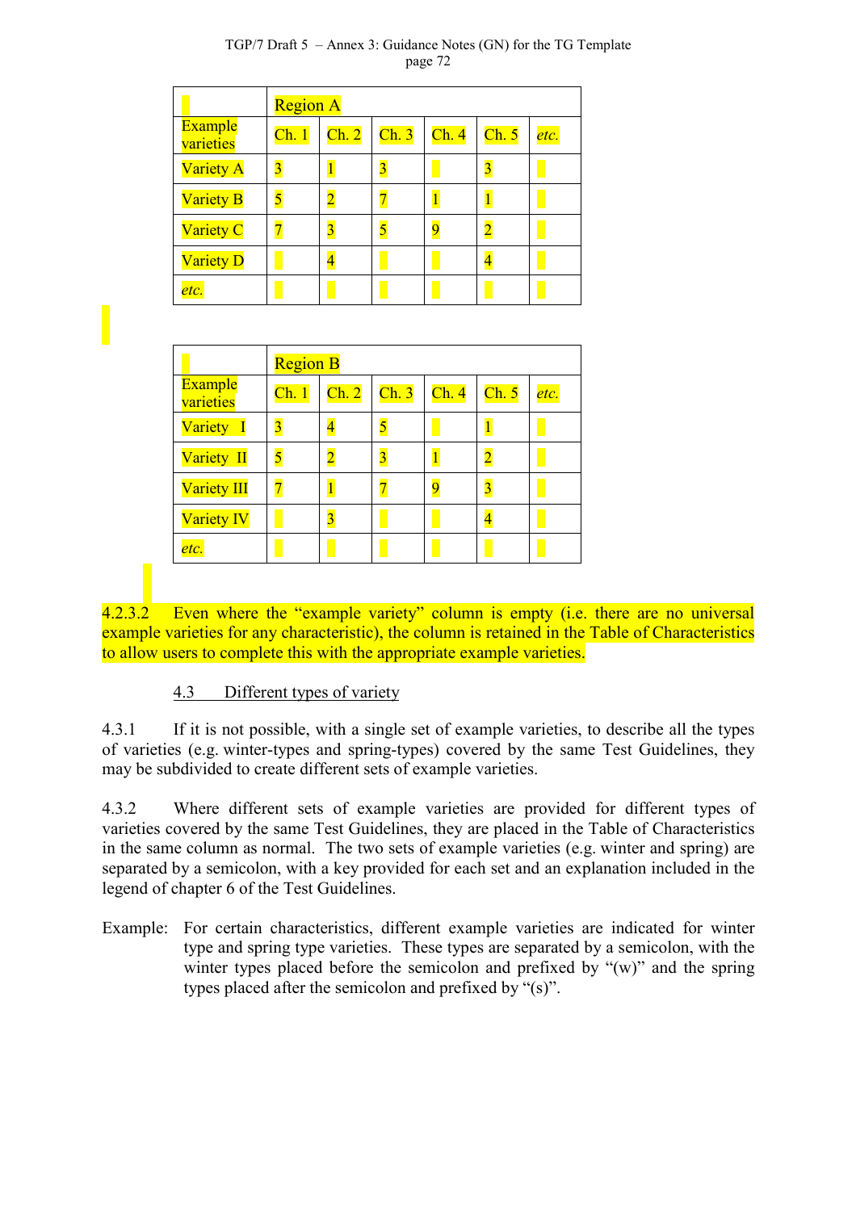| | Region A | | | | | |
|---|---|---|---|---|---|---|
| Example varieties | Ch. 1 | Ch. 2 | Ch. 3 | Ch. 4 | Ch. 5 | *etc.* |
| Variety A | 3 | 1 | 3 | | 3 | |
| Variety B | 5 | 2 | 7 | 1 | 1 | |
| Variety C | 7 | 3 | 5 | 9 | 2 | |
| Variety D | | 4 | | | 4 | |
| *etc.* | | | | | | |

| | Region B | | | | | |
|---|---|---|---|---|---|---|
| Example varieties | Ch. 1 | Ch. 2 | Ch. 3 | Ch. 4 | Ch. 5 | *etc.* |
| Variety I | 3 | 4 | 5 | | 1 | |
| Variety II | 5 | 2 | 3 | 1 | 2 | |
| Variety III | 7 | 1 | 7 | 9 | 3 | |
| Variety IV | | 3 | | | 4 | |
| *etc.* | | | | | | |

4.2.3.2 Even where the "example variety" column is empty (i.e. there are no universal example varieties for any characteristic), the column is retained in the Table of Characteristics to allow users to complete this with the appropriate example varieties.

### 4.3 Different types of variety

4.3.1 If it is not possible, with a single set of example varieties, to describe all the types of varieties (e.g. winter-types and spring-types) covered by the same Test Guidelines, they may be subdivided to create different sets of example varieties.

4.3.2 Where different sets of example varieties are provided for different types of varieties covered by the same Test Guidelines, they are placed in the Table of Characteristics in the same column as normal. The two sets of example varieties (e.g. winter and spring) are separated by a semicolon, with a key provided for each set and an explanation included in the legend of chapter 6 of the Test Guidelines.

Example: For certain characteristics, different example varieties are indicated for winter type and spring type varieties. These types are separated by a semicolon, with the winter types placed before the semicolon and prefixed by "(w)" and the spring types placed after the semicolon and prefixed by "(s)".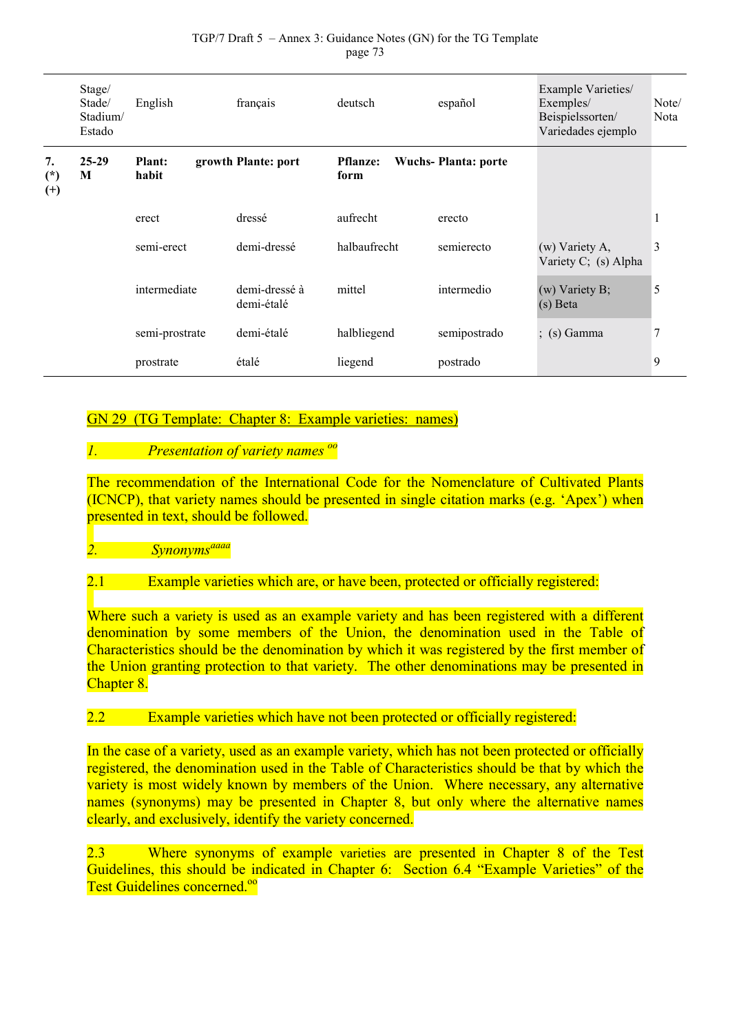| | Stage/ Stade/ Stadium/ Estado | English | français | deutsch | español | Example Varieties/ Exemples/ Beispielssorten/ Variedades ejemplo | Note/ Nota |
|---|---|---|---|---|---|---|---|
| **7. (*) (+)** | **25-29 M** | **Plant: growth habit** | **Plante: port** | **Pflanze: Wuchs-form** | **Planta: porte** | | |
| | | erect | dressé | aufrecht | erecto | | 1 |
| | | semi-erect | demi-dressé | halbaufrecht | semierecto | (w) Variety A, Variety C; (s) Alpha | 3 |
| | | intermediate | demi-dressé à demi-étalé | mittel | intermedio | (w) Variety B; (s) Beta | 5 |
| | | semi-prostrate | demi-étalé | halbliegend | semipostrado | ; (s) Gamma | 7 |
| | | prostrate | étalé | liegend | postrado | | 9 |

GN 29 (TG Template: Chapter 8: Example varieties: names)

*1. Presentation of variety names* [oo]

The recommendation of the International Code for the Nomenclature of Cultivated Plants (ICNCP), that variety names should be presented in single citation marks (e.g. 'Apex') when presented in text, should be followed.

*2. Synonyms* [aaaa]

2.1 Example varieties which are, or have been, protected or officially registered:

Where such a variety is used as an example variety and has been registered with a different denomination by some members of the Union, the denomination used in the Table of Characteristics should be the denomination by which it was registered by the first member of the Union granting protection to that variety. The other denominations may be presented in Chapter 8.

2.2 Example varieties which have not been protected or officially registered:

In the case of a variety, used as an example variety, which has not been protected or officially registered, the denomination used in the Table of Characteristics should be that by which the variety is most widely known by members of the Union. Where necessary, any alternative names (synonyms) may be presented in Chapter 8, but only where the alternative names clearly, and exclusively, identify the variety concerned.

2.3 Where synonyms of example varieties are presented in Chapter 8 of the Test Guidelines, this should be indicated in Chapter 6: Section 6.4 "Example Varieties" of the Test Guidelines concerned.[oo]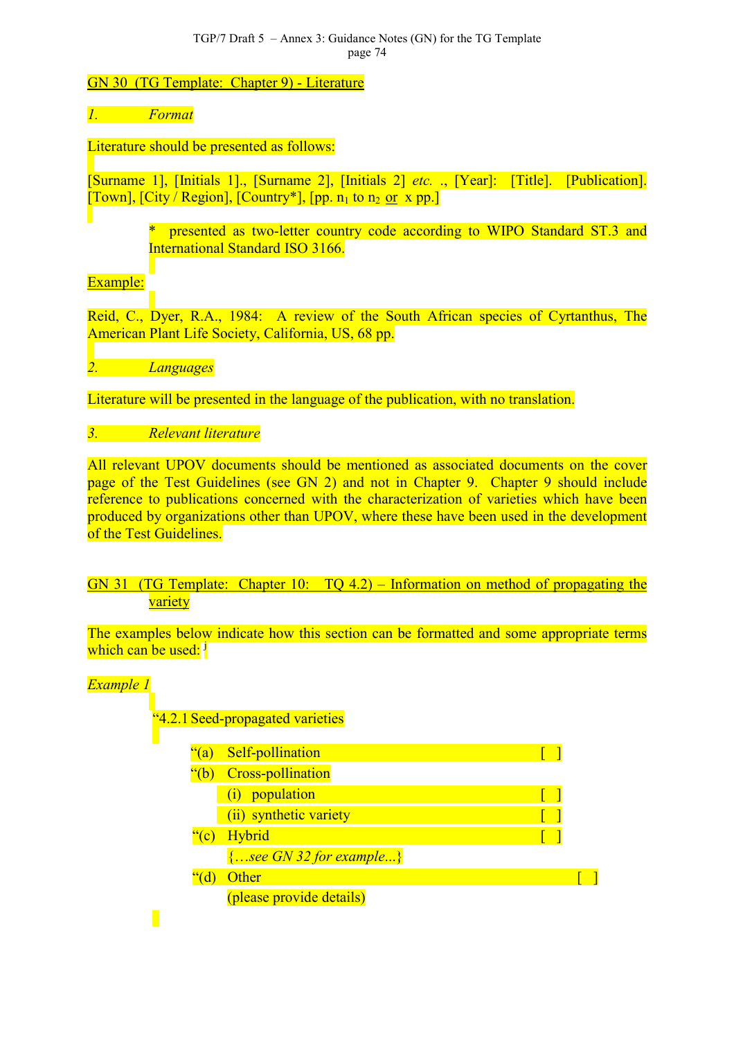GN 30 (TG Template: Chapter 9) - Literature

*1. Format*

Literature should be presented as follows:

[Surname 1], [Initials 1]., [Surname 2], [Initials 2] *etc.* ., [Year]: [Title]. [Publication]. [Town], [City / Region], [Country*], [pp. $n_1$ to $n_2$ or x pp.]

> \* presented as two-letter country code according to WIPO Standard ST.3 and International Standard ISO 3166.

Example:

Reid, C., Dyer, R.A., 1984: A review of the South African species of Cyrtanthus, The American Plant Life Society, California, US, 68 pp.

*2. Languages*

Literature will be presented in the language of the publication, with no translation.

*3. Relevant literature*

All relevant UPOV documents should be mentioned as associated documents on the cover page of the Test Guidelines (see GN 2) and not in Chapter 9. Chapter 9 should include reference to publications concerned with the characterization of varieties which have been produced by organizations other than UPOV, where these have been used in the development of the Test Guidelines.

GN 31 (TG Template: Chapter 10: TQ 4.2) – Information on method of propagating the variety

The examples below indicate how this section can be formatted and some appropriate terms which can be used: [j]

*Example 1*

"4.2.1 Seed-propagated varieties

"(a) Self-pollination [ ]

"(b) Cross-pollination

(i) population [ ]

(ii) synthetic variety [ ]

"(c) Hybrid [ ]

*{…see GN 32 for example...}*

"(d) Other [ ]

(please provide details)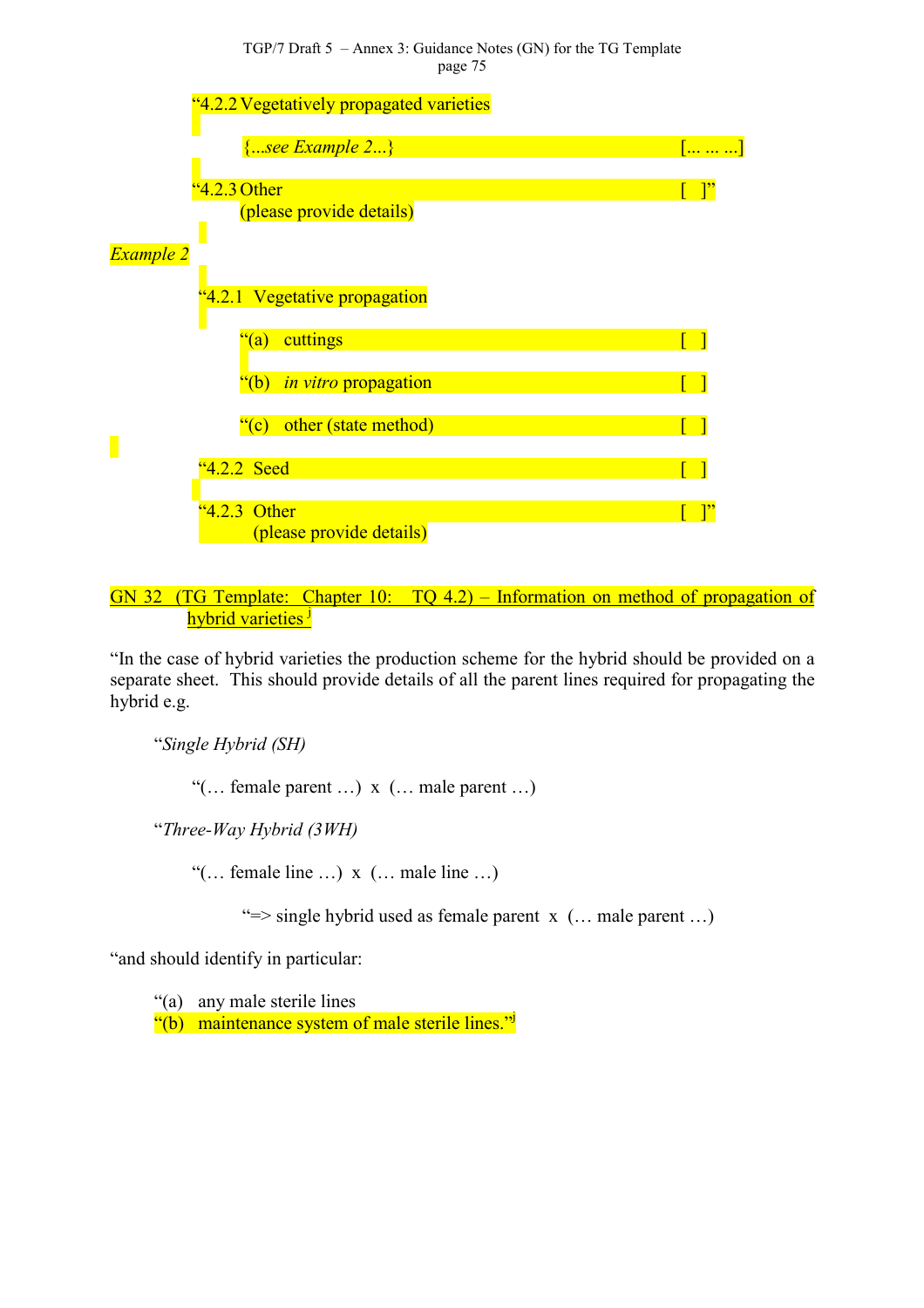"4.2.2 Vegetatively propagated varieties

{...*see Example 2*...} [... ... ...]

"4.2.3 Other [ ]"
(please provide details)

*Example 2*

"4.2.1 Vegetative propagation

"(a) cuttings [ ]

"(b) *in vitro* propagation [ ]

"(c) other (state method) [ ]

"4.2.2 Seed [ ]

"4.2.3 Other [ ]"
(please provide details)

GN 32 (TG Template: Chapter 10: TQ 4.2) – Information on method of propagation of hybrid varieties [j]

"In the case of hybrid varieties the production scheme for the hybrid should be provided on a separate sheet. This should provide details of all the parent lines required for propagating the hybrid e.g.

"*Single Hybrid (SH)*

"(… female parent …) x (… male parent …)

"*Three-Way Hybrid (3WH)*

"(… female line …) x (… male line …)

"=> single hybrid used as female parent x (… male parent …)

"and should identify in particular:

"(a) any male sterile lines
"(b) maintenance system of male sterile lines."[j]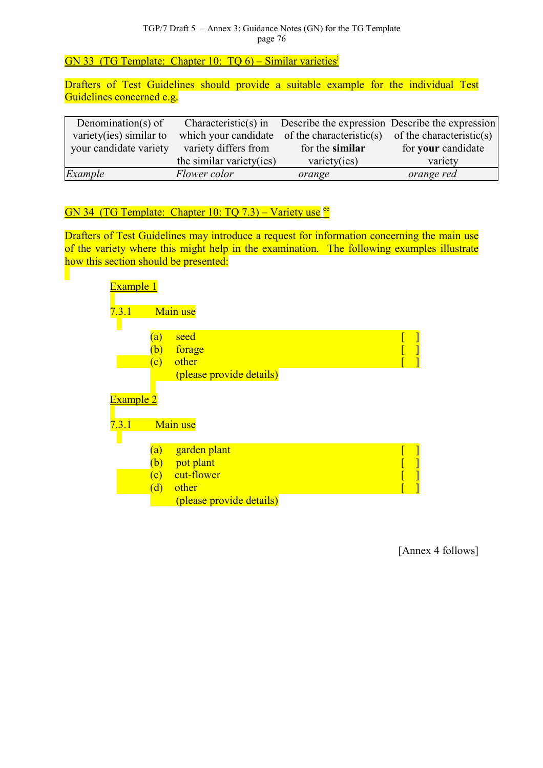GN 33 (TG Template: Chapter 10: TQ 6) – Similar varieties[j]

Drafters of Test Guidelines should provide a suitable example for the individual Test Guidelines concerned e.g.

| Denomination(s) of variety(ies) similar to your candidate variety | Characteristic(s) in which your candidate variety differs from the similar variety(ies) | Describe the expression of the characteristic(s) for the **similar** variety(ies) | Describe the expression of the characteristic(s) for **your** candidate variety |
|---|---|---|---|
| *Example* | *Flower color* | *orange* | *orange red* |

GN 34 (TG Template: Chapter 10: TQ 7.3) – Variety use [ee]

Drafters of Test Guidelines may introduce a request for information concerning the main use of the variety where this might help in the examination. The following examples illustrate how this section should be presented:

Example 1

7.3.1 Main use

(a) seed [ ]
(b) forage [ ]
(c) other [ ]
(please provide details)

Example 2

7.3.1 Main use

(a) garden plant [ ]
(b) pot plant [ ]
(c) cut-flower [ ]
(d) other [ ]
(please provide details)

[Annex 4 follows]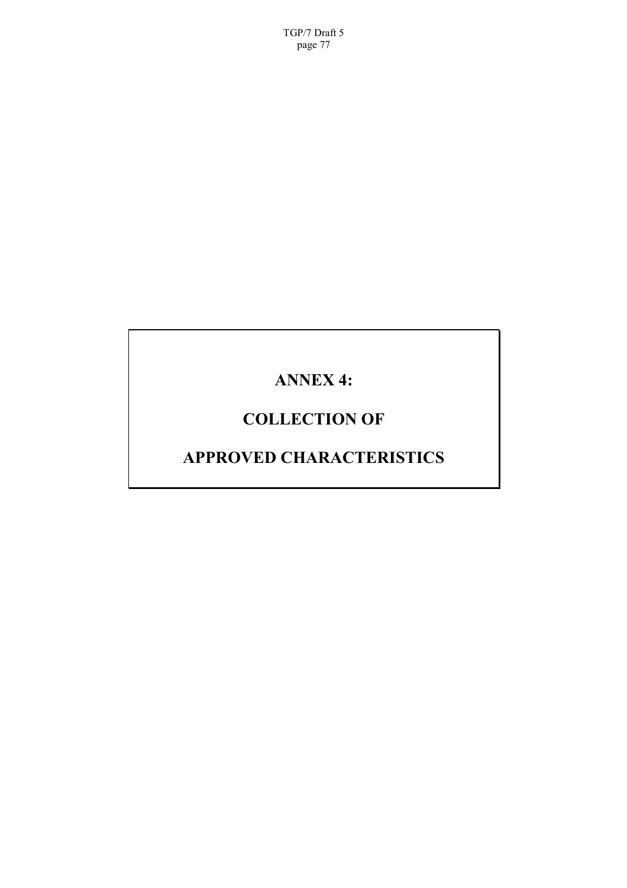# ANNEX 4:

# COLLECTION OF

# APPROVED CHARACTERISTICS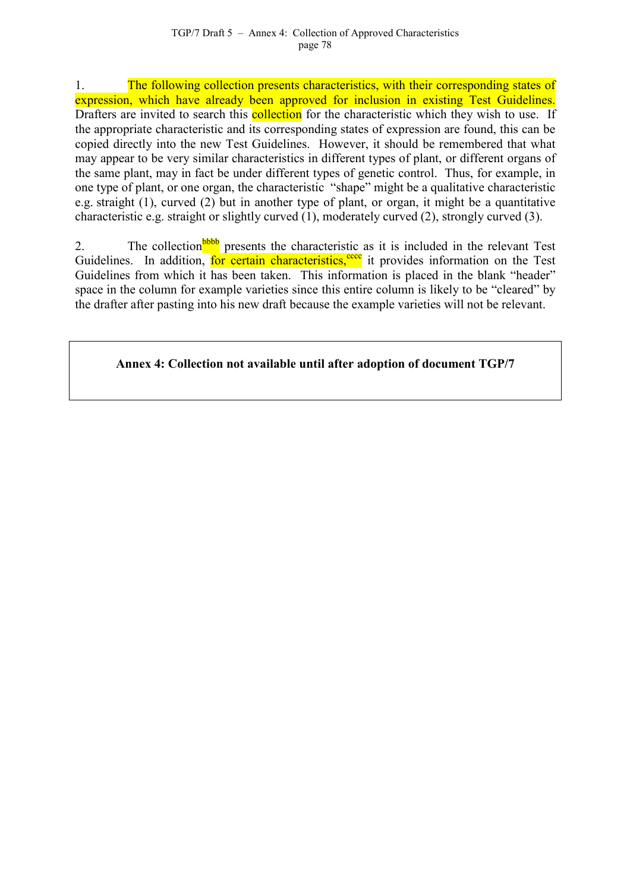1. The following collection presents characteristics, with their corresponding states of expression, which have already been approved for inclusion in existing Test Guidelines. Drafters are invited to search this collection for the characteristic which they wish to use. If the appropriate characteristic and its corresponding states of expression are found, this can be copied directly into the new Test Guidelines. However, it should be remembered that what may appear to be very similar characteristics in different types of plant, or different organs of the same plant, may in fact be under different types of genetic control. Thus, for example, in one type of plant, or one organ, the characteristic "shape" might be a qualitative characteristic e.g. straight (1), curved (2) but in another type of plant, or organ, it might be a quantitative characteristic e.g. straight or slightly curved (1), moderately curved (2), strongly curved (3).

2. The collection[bbbb] presents the characteristic as it is included in the relevant Test Guidelines. In addition, for certain characteristics,[cccc] it provides information on the Test Guidelines from which it has been taken. This information is placed in the blank "header" space in the column for example varieties since this entire column is likely to be "cleared" by the drafter after pasting into his new draft because the example varieties will not be relevant.

**Annex 4: Collection not available until after adoption of document TGP/7**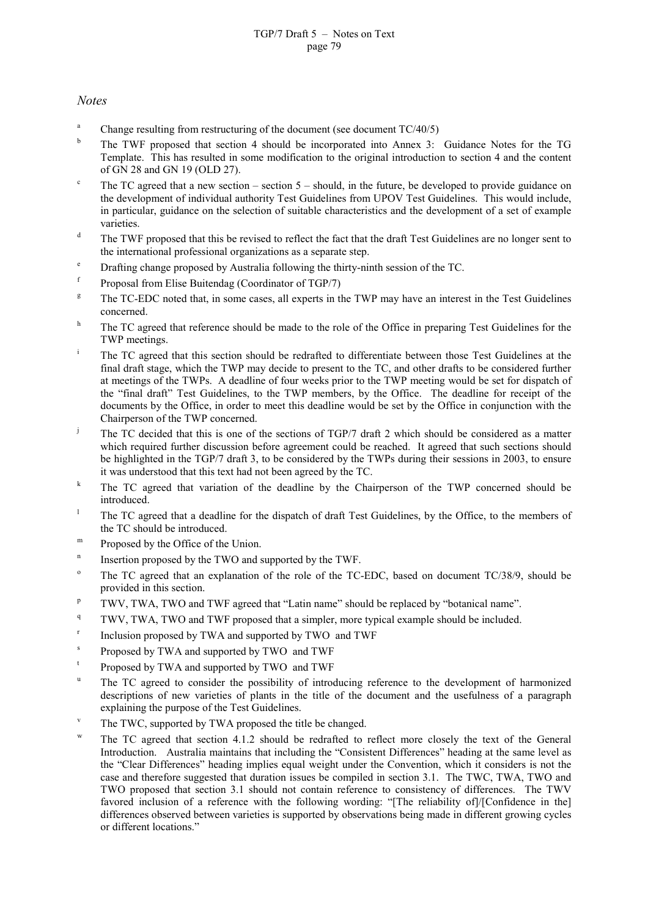*Notes*

[a] Change resulting from restructuring of the document (see document TC/40/5)

[b] The TWF proposed that section 4 should be incorporated into Annex 3: Guidance Notes for the TG Template. This has resulted in some modification to the original introduction to section 4 and the content of GN 28 and GN 19 (OLD 27).

[c] The TC agreed that a new section – section 5 – should, in the future, be developed to provide guidance on the development of individual authority Test Guidelines from UPOV Test Guidelines. This would include, in particular, guidance on the selection of suitable characteristics and the development of a set of example varieties.

[d] The TWF proposed that this be revised to reflect the fact that the draft Test Guidelines are no longer sent to the international professional organizations as a separate step.

[e] Drafting change proposed by Australia following the thirty-ninth session of the TC.

[f] Proposal from Elise Buitendag (Coordinator of TGP/7)

[g] The TC-EDC noted that, in some cases, all experts in the TWP may have an interest in the Test Guidelines concerned.

[h] The TC agreed that reference should be made to the role of the Office in preparing Test Guidelines for the TWP meetings.

[i] The TC agreed that this section should be redrafted to differentiate between those Test Guidelines at the final draft stage, which the TWP may decide to present to the TC, and other drafts to be considered further at meetings of the TWPs. A deadline of four weeks prior to the TWP meeting would be set for dispatch of the "final draft" Test Guidelines, to the TWP members, by the Office. The deadline for receipt of the documents by the Office, in order to meet this deadline would be set by the Office in conjunction with the Chairperson of the TWP concerned.

[j] The TC decided that this is one of the sections of TGP/7 draft 2 which should be considered as a matter which required further discussion before agreement could be reached. It agreed that such sections should be highlighted in the TGP/7 draft 3, to be considered by the TWPs during their sessions in 2003, to ensure it was understood that this text had not been agreed by the TC.

[k] The TC agreed that variation of the deadline by the Chairperson of the TWP concerned should be introduced.

[l] The TC agreed that a deadline for the dispatch of draft Test Guidelines, by the Office, to the members of the TC should be introduced.

[m] Proposed by the Office of the Union.

[n] Insertion proposed by the TWO and supported by the TWF.

[o] The TC agreed that an explanation of the role of the TC-EDC, based on document TC/38/9, should be provided in this section.

[p] TWV, TWA, TWO and TWF agreed that "Latin name" should be replaced by "botanical name".

[q] TWV, TWA, TWO and TWF proposed that a simpler, more typical example should be included.

[r] Inclusion proposed by TWA and supported by TWO and TWF

[s] Proposed by TWA and supported by TWO and TWF

[t] Proposed by TWA and supported by TWO and TWF

[u] The TC agreed to consider the possibility of introducing reference to the development of harmonized descriptions of new varieties of plants in the title of the document and the usefulness of a paragraph explaining the purpose of the Test Guidelines.

[v] The TWC, supported by TWA proposed the title be changed.

[w] The TC agreed that section 4.1.2 should be redrafted to reflect more closely the text of the General Introduction. Australia maintains that including the "Consistent Differences" heading at the same level as the "Clear Differences" heading implies equal weight under the Convention, which it considers is not the case and therefore suggested that duration issues be compiled in section 3.1. The TWC, TWA, TWO and TWO proposed that section 3.1 should not contain reference to consistency of differences. The TWV favored inclusion of a reference with the following wording: "[The reliability of]/[Confidence in the] differences observed between varieties is supported by observations being made in different growing cycles or different locations."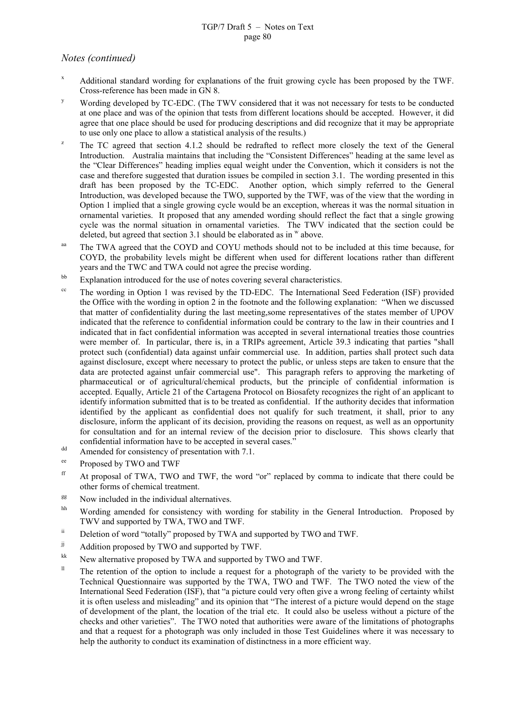*Notes (continued)*

[x] Additional standard wording for explanations of the fruit growing cycle has been proposed by the TWF. Cross-reference has been made in GN 8.

[y] Wording developed by TC-EDC. (The TWV considered that it was not necessary for tests to be conducted at one place and was of the opinion that tests from different locations should be accepted. However, it did agree that one place should be used for producing descriptions and did recognize that it may be appropriate to use only one place to allow a statistical analysis of the results.)

[z] The TC agreed that section 4.1.2 should be redrafted to reflect more closely the text of the General Introduction. Australia maintains that including the "Consistent Differences" heading at the same level as the "Clear Differences" heading implies equal weight under the Convention, which it considers is not the case and therefore suggested that duration issues be compiled in section 3.1. The wording presented in this draft has been proposed by the TC-EDC. Another option, which simply referred to the General Introduction, was developed because the TWO, supported by the TWF, was of the view that the wording in Option 1 implied that a single growing cycle would be an exception, whereas it was the normal situation in ornamental varieties. It proposed that any amended wording should reflect the fact that a single growing cycle was the normal situation in ornamental varieties. The TWV indicated that the section could be deleted, but agreed that section 3.1 should be elaborated as in [w] above.

[aa] The TWA agreed that the COYD and COYU methods should not to be included at this time because, for COYD, the probability levels might be different when used for different locations rather than different years and the TWC and TWA could not agree the precise wording.

[bb] Explanation introduced for the use of notes covering several characteristics.

[cc] The wording in Option 1 was revised by the TD-EDC. The International Seed Federation (ISF) provided the Office with the wording in option 2 in the footnote and the following explanation: "When we discussed that matter of confidentiality during the last meeting,some representatives of the states member of UPOV indicated that the reference to confidential information could be contrary to the law in their countries and I indicated that in fact confidential information was accepted in several international treaties those countries were member of. In particular, there is, in a TRIPs agreement, Article 39.3 indicating that parties "shall protect such (confidential) data against unfair commercial use. In addition, parties shall protect such data against disclosure, except where necessary to protect the public, or unless steps are taken to ensure that the data are protected against unfair commercial use". This paragraph refers to approving the marketing of pharmaceutical or of agricultural/chemical products, but the principle of confidential information is accepted. Equally, Article 21 of the Cartagena Protocol on Biosafety recognizes the right of an applicant to identify information submitted that is to be treated as confidential. If the authority decides that information identified by the applicant as confidential does not qualify for such treatment, it shall, prior to any disclosure, inform the applicant of its decision, providing the reasons on request, as well as an opportunity for consultation and for an internal review of the decision prior to disclosure. This shows clearly that confidential information have to be accepted in several cases."

[dd] Amended for consistency of presentation with 7.1.

[ee] Proposed by TWO and TWF

[ff] At proposal of TWA, TWO and TWF, the word "or" replaced by comma to indicate that there could be other forms of chemical treatment.

[gg] Now included in the individual alternatives.

[hh] Wording amended for consistency with wording for stability in the General Introduction. Proposed by TWV and supported by TWA, TWO and TWF.

[ii] Deletion of word "totally" proposed by TWA and supported by TWO and TWF.

[jj] Addition proposed by TWO and supported by TWF.

[kk] New alternative proposed by TWA and supported by TWO and TWF.

[ll] The retention of the option to include a request for a photograph of the variety to be provided with the Technical Questionnaire was supported by the TWA, TWO and TWF. The TWO noted the view of the International Seed Federation (ISF), that "a picture could very often give a wrong feeling of certainty whilst it is often useless and misleading" and its opinion that "The interest of a picture would depend on the stage of development of the plant, the location of the trial etc. It could also be useless without a picture of the checks and other varieties". The TWO noted that authorities were aware of the limitations of photographs and that a request for a photograph was only included in those Test Guidelines where it was necessary to help the authority to conduct its examination of distinctness in a more efficient way.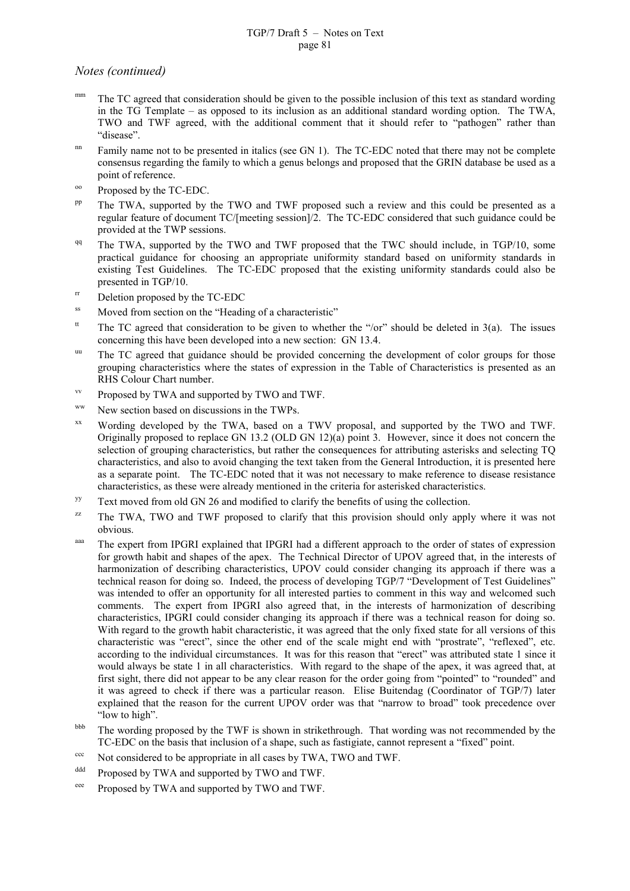*Notes (continued)*

mm The TC agreed that consideration should be given to the possible inclusion of this text as standard wording in the TG Template – as opposed to its inclusion as an additional standard wording option. The TWA, TWO and TWF agreed, with the additional comment that it should refer to "pathogen" rather than "disease".

nn Family name not to be presented in italics (see GN 1). The TC-EDC noted that there may not be complete consensus regarding the family to which a genus belongs and proposed that the GRIN database be used as a point of reference.

oo Proposed by the TC-EDC.

pp The TWA, supported by the TWO and TWF proposed such a review and this could be presented as a regular feature of document TC/[meeting session]/2. The TC-EDC considered that such guidance could be provided at the TWP sessions.

qq The TWA, supported by the TWO and TWF proposed that the TWC should include, in TGP/10, some practical guidance for choosing an appropriate uniformity standard based on uniformity standards in existing Test Guidelines. The TC-EDC proposed that the existing uniformity standards could also be presented in TGP/10.

rr Deletion proposed by the TC-EDC

ss Moved from section on the "Heading of a characteristic"

tt The TC agreed that consideration to be given to whether the "/or" should be deleted in 3(a). The issues concerning this have been developed into a new section: GN 13.4.

uu The TC agreed that guidance should be provided concerning the development of color groups for those grouping characteristics where the states of expression in the Table of Characteristics is presented as an RHS Colour Chart number.

vv Proposed by TWA and supported by TWO and TWF.

ww New section based on discussions in the TWPs.

xx Wording developed by the TWA, based on a TWV proposal, and supported by the TWO and TWF. Originally proposed to replace GN 13.2 (OLD GN 12)(a) point 3. However, since it does not concern the selection of grouping characteristics, but rather the consequences for attributing asterisks and selecting TQ characteristics, and also to avoid changing the text taken from the General Introduction, it is presented here as a separate point. The TC-EDC noted that it was not necessary to make reference to disease resistance characteristics, as these were already mentioned in the criteria for asterisked characteristics.

yy Text moved from old GN 26 and modified to clarify the benefits of using the collection.

zz The TWA, TWO and TWF proposed to clarify that this provision should only apply where it was not obvious.

aaa The expert from IPGRI explained that IPGRI had a different approach to the order of states of expression for growth habit and shapes of the apex. The Technical Director of UPOV agreed that, in the interests of harmonization of describing characteristics, UPOV could consider changing its approach if there was a technical reason for doing so. Indeed, the process of developing TGP/7 "Development of Test Guidelines" was intended to offer an opportunity for all interested parties to comment in this way and welcomed such comments. The expert from IPGRI also agreed that, in the interests of harmonization of describing characteristics, IPGRI could consider changing its approach if there was a technical reason for doing so. With regard to the growth habit characteristic, it was agreed that the only fixed state for all versions of this characteristic was "erect", since the other end of the scale might end with "prostrate", "reflexed", etc. according to the individual circumstances. It was for this reason that "erect" was attributed state 1 since it would always be state 1 in all characteristics. With regard to the shape of the apex, it was agreed that, at first sight, there did not appear to be any clear reason for the order going from "pointed" to "rounded" and it was agreed to check if there was a particular reason. Elise Buitendag (Coordinator of TGP/7) later explained that the reason for the current UPOV order was that "narrow to broad" took precedence over "low to high".

bbb The wording proposed by the TWF is shown in strikethrough. That wording was not recommended by the TC-EDC on the basis that inclusion of a shape, such as fastigiate, cannot represent a "fixed" point.

ccc Not considered to be appropriate in all cases by TWA, TWO and TWF.

ddd Proposed by TWA and supported by TWO and TWF.

eee Proposed by TWA and supported by TWO and TWF.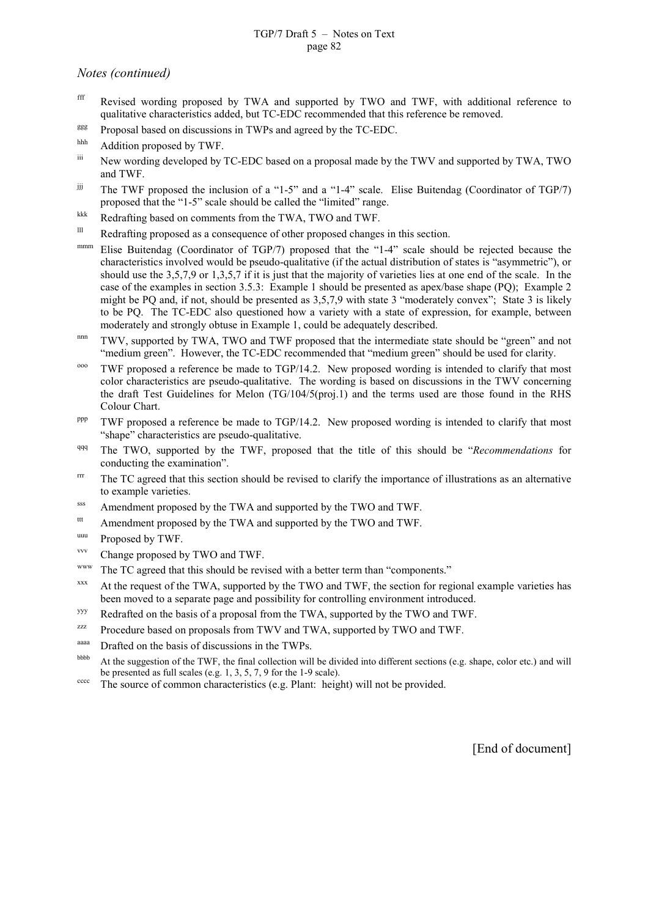*Notes (continued)*

[fff] Revised wording proposed by TWA and supported by TWO and TWF, with additional reference to qualitative characteristics added, but TC-EDC recommended that this reference be removed.

[ggg] Proposal based on discussions in TWPs and agreed by the TC-EDC.

[hhh] Addition proposed by TWF.

[iii] New wording developed by TC-EDC based on a proposal made by the TWV and supported by TWA, TWO and TWF.

[jjj] The TWF proposed the inclusion of a "1-5" and a "1-4" scale. Elise Buitendag (Coordinator of TGP/7) proposed that the "1-5" scale should be called the "limited" range.

[kkk] Redrafting based on comments from the TWA, TWO and TWF.

[lll] Redrafting proposed as a consequence of other proposed changes in this section.

[mmm] Elise Buitendag (Coordinator of TGP/7) proposed that the "1-4" scale should be rejected because the characteristics involved would be pseudo-qualitative (if the actual distribution of states is "asymmetric"), or should use the 3,5,7,9 or 1,3,5,7 if it is just that the majority of varieties lies at one end of the scale. In the case of the examples in section 3.5.3: Example 1 should be presented as apex/base shape (PQ); Example 2 might be PQ and, if not, should be presented as 3,5,7,9 with state 3 "moderately convex"; State 3 is likely to be PQ. The TC-EDC also questioned how a variety with a state of expression, for example, between moderately and strongly obtuse in Example 1, could be adequately described.

[nnn] TWV, supported by TWA, TWO and TWF proposed that the intermediate state should be "green" and not "medium green". However, the TC-EDC recommended that "medium green" should be used for clarity.

[ooo] TWF proposed a reference be made to TGP/14.2. New proposed wording is intended to clarify that most color characteristics are pseudo-qualitative. The wording is based on discussions in the TWV concerning the draft Test Guidelines for Melon (TG/104/5(proj.1) and the terms used are those found in the RHS Colour Chart.

[ppp] TWF proposed a reference be made to TGP/14.2. New proposed wording is intended to clarify that most "shape" characteristics are pseudo-qualitative.

[qqq] The TWO, supported by the TWF, proposed that the title of this should be "*Recommendations* for conducting the examination".

[rrr] The TC agreed that this section should be revised to clarify the importance of illustrations as an alternative to example varieties.

[sss] Amendment proposed by the TWA and supported by the TWO and TWF.

[ttt] Amendment proposed by the TWA and supported by the TWO and TWF.

[uuu] Proposed by TWF.

[vvv] Change proposed by TWO and TWF.

[www] The TC agreed that this should be revised with a better term than "components."

[xxx] At the request of the TWA, supported by the TWO and TWF, the section for regional example varieties has been moved to a separate page and possibility for controlling environment introduced.

[yyy] Redrafted on the basis of a proposal from the TWA, supported by the TWO and TWF.

[zzz] Procedure based on proposals from TWV and TWA, supported by TWO and TWF.

[aaaa] Drafted on the basis of discussions in the TWPs.

[bbbb] At the suggestion of the TWF, the final collection will be divided into different sections (e.g. shape, color etc.) and will be presented as full scales (e.g. 1, 3, 5, 7, 9 for the 1-9 scale).

[cccc] The source of common characteristics (e.g. Plant: height) will not be provided.

[End of document]